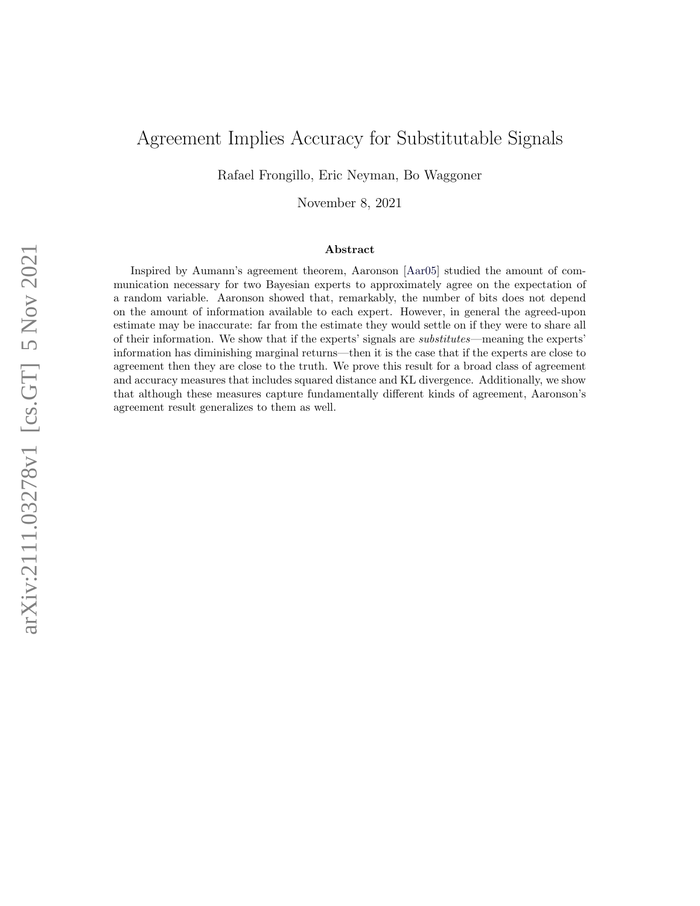# Agreement Implies Accuracy for Substitutable Signals

Rafael Frongillo, Eric Neyman, Bo Waggoner

November 8, 2021

### Abstract

Inspired by Aumann's agreement theorem, Aaronson [Aar05] studied the amount of communication necessary for two Bayesian experts to approximately agree on the expectation of a random variable. Aaronson showed that, remarkably, the number of bits does not depend on the amount of information available to each expert. However, in general the agreed-upon estimate may be inaccurate: far from the estimate they would settle on if they were to share all of their information. We show that if the experts' signals are *substitutes*—meaning the experts' information has diminishing marginal returns—then it is the case that if the experts are close to agreement then they are close to the truth. We prove this result for a broad class of agreement and accuracy measures that includes squared distance and KL divergence. Additionally, we show that although these measures capture fundamentally different kinds of agreement, Aaronson's agreement result generalizes to them as well.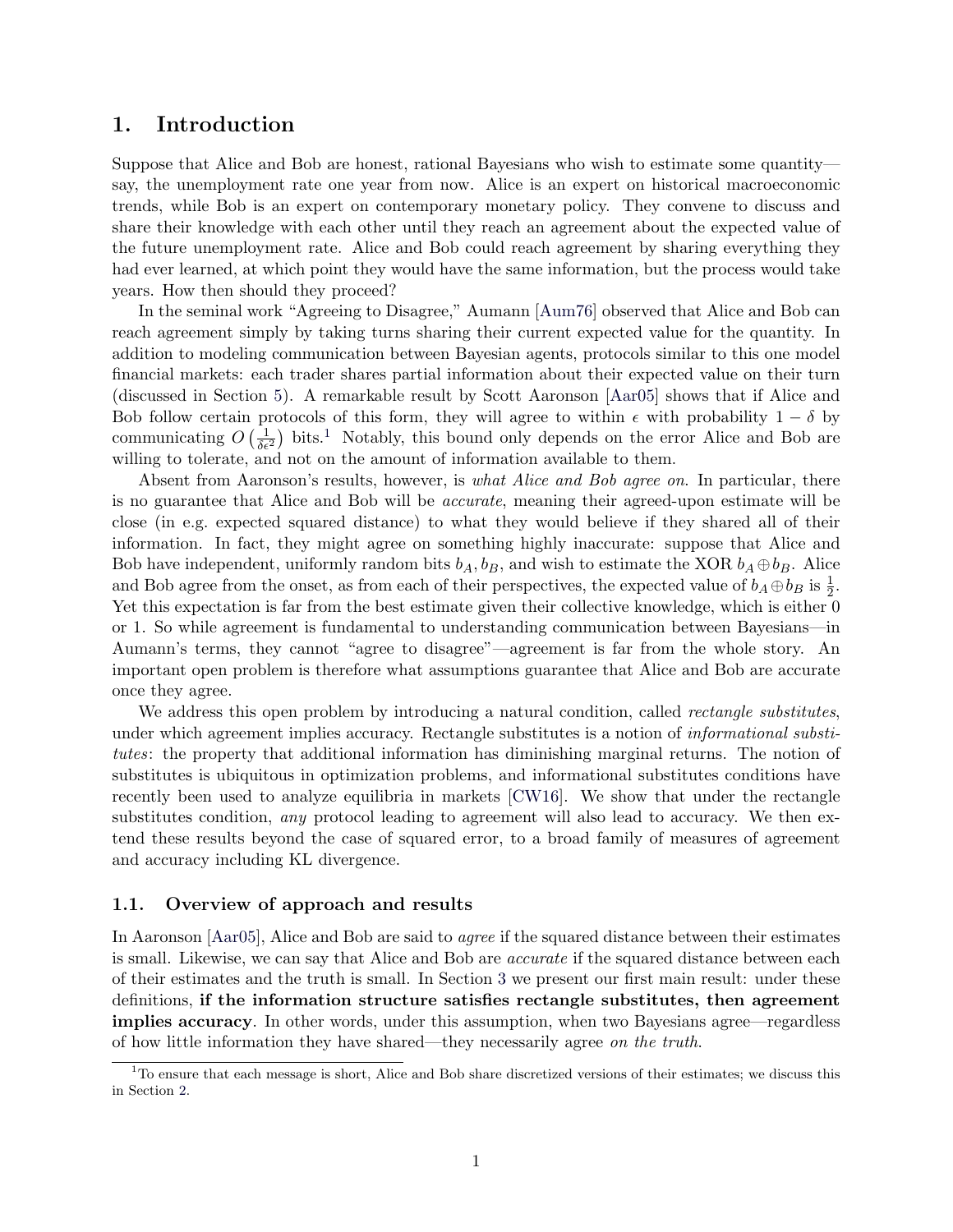# 1. Introduction

Suppose that Alice and Bob are honest, rational Bayesians who wish to estimate some quantity—say, the unemployment rate one year from now. Alice is an expert on historical macroeconomic trends, while Bob is an expert on contemporary monetary policy. They convene to discuss and share their knowledge with each other until they reach an agreement about the expected value of the future unemployment rate. Alice and Bob could reach agreement by sharing everything they had ever learned, at which point they would have the same information, but the process would take years. How then should they proceed?

In the seminal work "Agreeing to Disagree," Aumann [Aum76] observed that Alice and Bob can reach agreement simply by taking turns sharing their current expected value for the quantity. In addition to modeling communication between Bayesian agents, protocols similar to this one model financial markets: each trader shares partial information about their expected value on their turn (discussed in Section 5). A remarkable result by Scott Aaronson [Aar05] shows that if Alice and Bob follow certain protocols of this form, they will agree to within $\epsilon$ with probability $1 - \delta$ by communicating $O\left(\frac{1}{\delta\epsilon^2}\right)$ bits.[1] Notably, this bound only depends on the error Alice and Bob are willing to tolerate, and not on the amount of information available to them.

Absent from Aaronson's results, however, is *what Alice and Bob agree on*. In particular, there is no guarantee that Alice and Bob will be *accurate*, meaning their agreed-upon estimate will be close (in e.g. expected squared distance) to what they would believe if they shared all of their information. In fact, they might agree on something highly inaccurate: suppose that Alice and Bob have independent, uniformly random bits $b_A, b_B$, and wish to estimate the XOR $b_A \oplus b_B$. Alice and Bob agree from the onset, as from each of their perspectives, the expected value of $b_A \oplus b_B$ is $\frac{1}{2}$. Yet this expectation is far from the best estimate given their collective knowledge, which is either 0 or 1. So while agreement is fundamental to understanding communication between Bayesians—in Aumann's terms, they cannot "agree to disagree"—agreement is far from the whole story. An important open problem is therefore what assumptions guarantee that Alice and Bob are accurate once they agree.

We address this open problem by introducing a natural condition, called *rectangle substitutes*, under which agreement implies accuracy. Rectangle substitutes is a notion of *informational substitutes*: the property that additional information has diminishing marginal returns. The notion of substitutes is ubiquitous in optimization problems, and informational substitutes conditions have recently been used to analyze equilibria in markets [CW16]. We show that under the rectangle substitutes condition, *any* protocol leading to agreement will also lead to accuracy. We then extend these results beyond the case of squared error, to a broad family of measures of agreement and accuracy including KL divergence.

## 1.1. Overview of approach and results

In Aaronson [Aar05], Alice and Bob are said to *agree* if the squared distance between their estimates is small. Likewise, we can say that Alice and Bob are *accurate* if the squared distance between each of their estimates and the truth is small. In Section 3 we present our first main result: under these definitions, **if the information structure satisfies rectangle substitutes, then agreement implies accuracy**. In other words, under this assumption, when two Bayesians agree—regardless of how little information they have shared—they necessarily agree *on the truth*.

[1] To ensure that each message is short, Alice and Bob share discretized versions of their estimates; we discuss this in Section 2.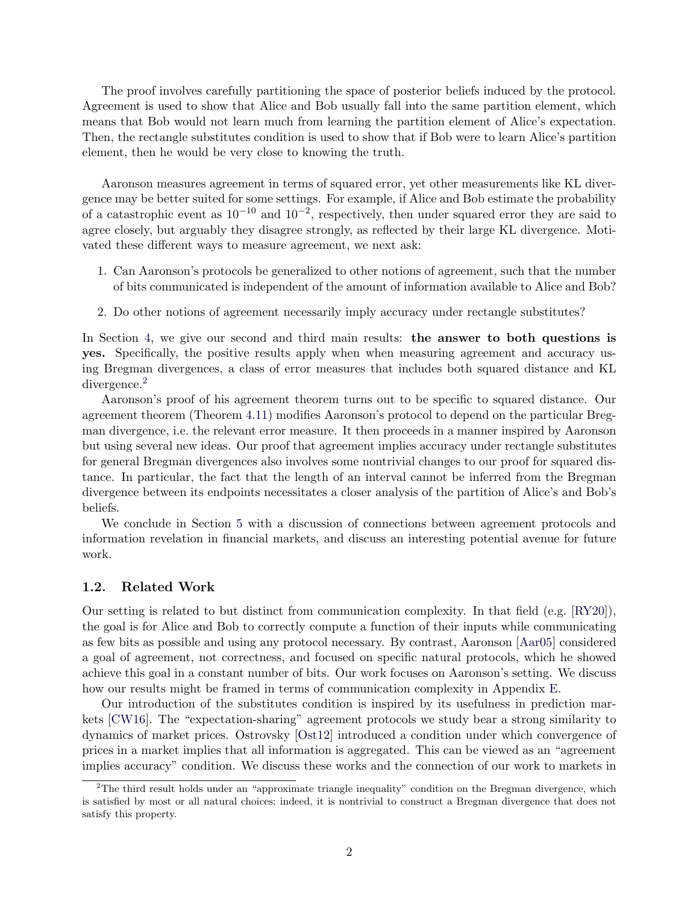The proof involves carefully partitioning the space of posterior beliefs induced by the protocol. Agreement is used to show that Alice and Bob usually fall into the same partition element, which means that Bob would not learn much from learning the partition element of Alice's expectation. Then, the rectangle substitutes condition is used to show that if Bob were to learn Alice's partition element, then he would be very close to knowing the truth.

Aaronson measures agreement in terms of squared error, yet other measurements like KL divergence may be better suited for some settings. For example, if Alice and Bob estimate the probability of a catastrophic event as $10^{-10}$ and $10^{-2}$, respectively, then under squared error they are said to agree closely, but arguably they disagree strongly, as reflected by their large KL divergence. Motivated these different ways to measure agreement, we next ask:

1. Can Aaronson's protocols be generalized to other notions of agreement, such that the number of bits communicated is independent of the amount of information available to Alice and Bob?
2. Do other notions of agreement necessarily imply accuracy under rectangle substitutes?

In Section 4, we give our second and third main results: **the answer to both questions is yes.** Specifically, the positive results apply when when measuring agreement and accuracy using Bregman divergences, a class of error measures that includes both squared distance and KL divergence.[2]

Aaronson's proof of his agreement theorem turns out to be specific to squared distance. Our agreement theorem (Theorem 4.11) modifies Aaronson's protocol to depend on the particular Bregman divergence, i.e. the relevant error measure. It then proceeds in a manner inspired by Aaronson but using several new ideas. Our proof that agreement implies accuracy under rectangle substitutes for general Bregman divergences also involves some nontrivial changes to our proof for squared distance. In particular, the fact that the length of an interval cannot be inferred from the Bregman divergence between its endpoints necessitates a closer analysis of the partition of Alice's and Bob's beliefs.

We conclude in Section 5 with a discussion of connections between agreement protocols and information revelation in financial markets, and discuss an interesting potential avenue for future work.

### 1.2. Related Work

Our setting is related to but distinct from communication complexity. In that field (e.g. [RY20]), the goal is for Alice and Bob to correctly compute a function of their inputs while communicating as few bits as possible and using any protocol necessary. By contrast, Aaronson [Aar05] considered a goal of agreement, not correctness, and focused on specific natural protocols, which he showed achieve this goal in a constant number of bits. Our work focuses on Aaronson's setting. We discuss how our results might be framed in terms of communication complexity in Appendix E.

Our introduction of the substitutes condition is inspired by its usefulness in prediction markets [CW16]. The "expectation-sharing" agreement protocols we study bear a strong similarity to dynamics of market prices. Ostrovsky [Ost12] introduced a condition under which convergence of prices in a market implies that all information is aggregated. This can be viewed as an "agreement implies accuracy" condition. We discuss these works and the connection of our work to markets in

[2]The third result holds under an "approximate triangle inequality" condition on the Bregman divergence, which is satisfied by most or all natural choices; indeed, it is nontrivial to construct a Bregman divergence that does not satisfy this property.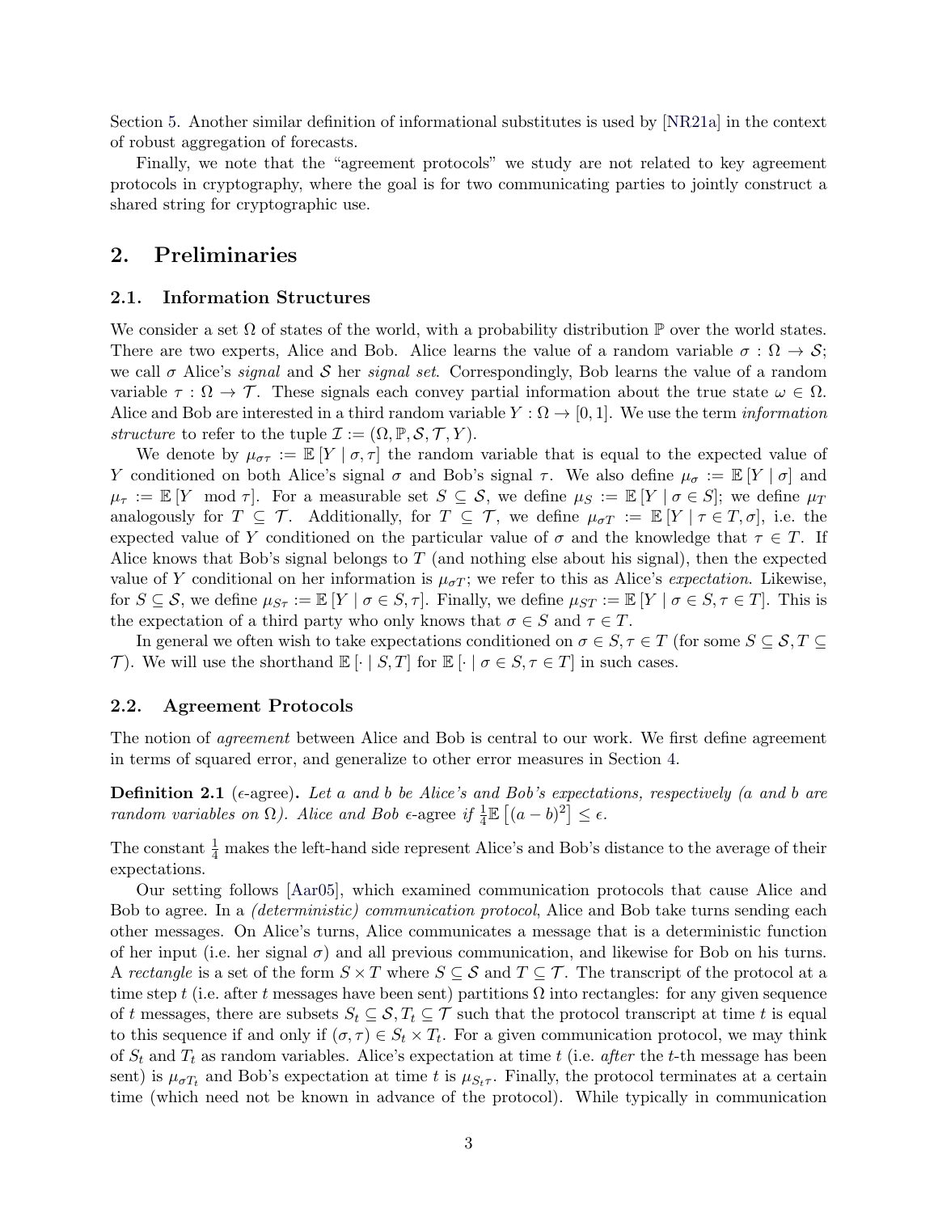Section 5. Another similar definition of informational substitutes is used by [NR21a] in the context of robust aggregation of forecasts.

Finally, we note that the "agreement protocols" we study are not related to key agreement protocols in cryptography, where the goal is for two communicating parties to jointly construct a shared string for cryptographic use.

# 2. Preliminaries

## 2.1. Information Structures

We consider a set $\Omega$ of states of the world, with a probability distribution $\mathbb{P}$ over the world states. There are two experts, Alice and Bob. Alice learns the value of a random variable $\sigma : \Omega \to \mathcal{S}$; we call $\sigma$ Alice's *signal* and $\mathcal{S}$ her *signal set*. Correspondingly, Bob learns the value of a random variable $\tau : \Omega \to \mathcal{T}$. These signals each convey partial information about the true state $\omega \in \Omega$. Alice and Bob are interested in a third random variable $Y : \Omega \to [0, 1]$. We use the term *information structure* to refer to the tuple $\mathcal{I} := (\Omega, \mathbb{P}, \mathcal{S}, \mathcal{T}, Y)$.

We denote by $\mu_{\sigma\tau} := \mathbb{E}[Y \mid \sigma, \tau]$ the random variable that is equal to the expected value of $Y$ conditioned on both Alice's signal $\sigma$ and Bob's signal $\tau$. We also define $\mu_\sigma := \mathbb{E}[Y \mid \sigma]$ and $\mu_\tau := \mathbb{E}[Y \mod \tau]$. For a measurable set $S \subseteq \mathcal{S}$, we define $\mu_S := \mathbb{E}[Y \mid \sigma \in S]$; we define $\mu_T$ analogously for $T \subseteq \mathcal{T}$. Additionally, for $T \subseteq \mathcal{T}$, we define $\mu_{\sigma T} := \mathbb{E}[Y \mid \tau \in T, \sigma]$, i.e. the expected value of $Y$ conditioned on the particular value of $\sigma$ and the knowledge that $\tau \in T$. If Alice knows that Bob's signal belongs to $T$ (and nothing else about his signal), then the expected value of $Y$ conditional on her information is $\mu_{\sigma T}$; we refer to this as Alice's *expectation*. Likewise, for $S \subseteq \mathcal{S}$, we define $\mu_{S\tau} := \mathbb{E}[Y \mid \sigma \in S, \tau]$. Finally, we define $\mu_{ST} := \mathbb{E}[Y \mid \sigma \in S, \tau \in T]$. This is the expectation of a third party who only knows that $\sigma \in S$ and $\tau \in T$.

In general we often wish to take expectations conditioned on $\sigma \in S, \tau \in T$ (for some $S \subseteq \mathcal{S}, T \subseteq \mathcal{T}$). We will use the shorthand $\mathbb{E}[\cdot \mid S, T]$ for $\mathbb{E}[\cdot \mid \sigma \in S, \tau \in T]$ in such cases.

## 2.2. Agreement Protocols

The notion of *agreement* between Alice and Bob is central to our work. We first define agreement in terms of squared error, and generalize to other error measures in Section 4.

**Definition 2.1** ($\epsilon$-agree)**.** *Let $a$ and $b$ be Alice's and Bob's expectations, respectively ($a$ and $b$ are random variables on $\Omega$). Alice and Bob* $\epsilon$-agree *if* $\frac{1}{4}\mathbb{E}\left[(a-b)^2\right] \leq \epsilon$.

The constant $\frac{1}{4}$ makes the left-hand side represent Alice's and Bob's distance to the average of their expectations.

Our setting follows [Aar05], which examined communication protocols that cause Alice and Bob to agree. In a *(deterministic) communication protocol*, Alice and Bob take turns sending each other messages. On Alice's turns, Alice communicates a message that is a deterministic function of her input (i.e. her signal $\sigma$) and all previous communication, and likewise for Bob on his turns. A *rectangle* is a set of the form $S \times T$ where $S \subseteq \mathcal{S}$ and $T \subseteq \mathcal{T}$. The transcript of the protocol at a time step $t$ (i.e. after $t$ messages have been sent) partitions $\Omega$ into rectangles: for any given sequence of $t$ messages, there are subsets $S_t \subseteq \mathcal{S}, T_t \subseteq \mathcal{T}$ such that the protocol transcript at time $t$ is equal to this sequence if and only if $(\sigma, \tau) \in S_t \times T_t$. For a given communication protocol, we may think of $S_t$ and $T_t$ as random variables. Alice's expectation at time $t$ (i.e. *after* the $t$-th message has been sent) is $\mu_{\sigma T_t}$ and Bob's expectation at time $t$ is $\mu_{S_t \tau}$. Finally, the protocol terminates at a certain time (which need not be known in advance of the protocol). While typically in communication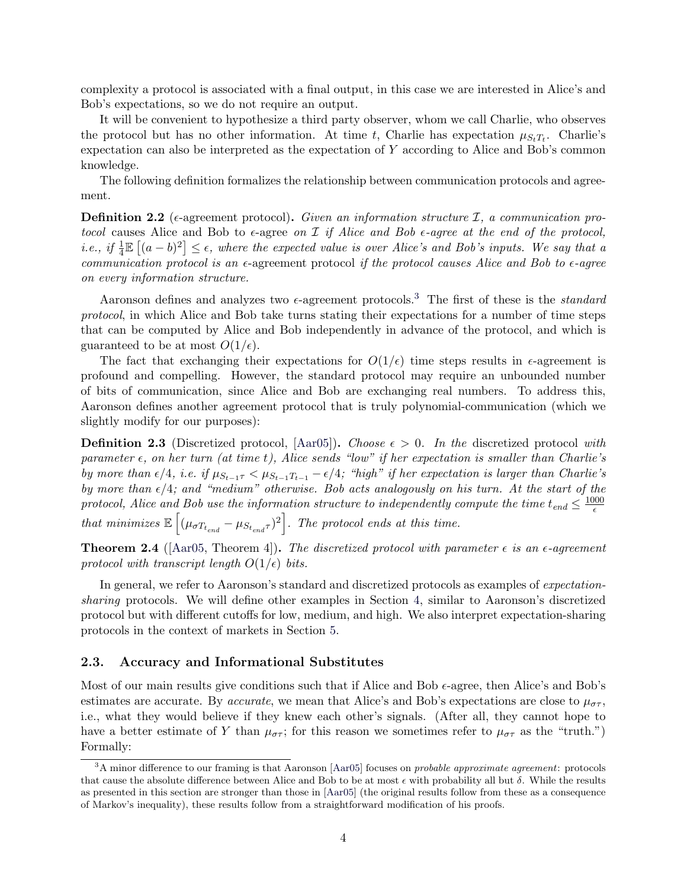complexity a protocol is associated with a final output, in this case we are interested in Alice's and Bob's expectations, so we do not require an output.

It will be convenient to hypothesize a third party observer, whom we call Charlie, who observes the protocol but has no other information. At time $t$, Charlie has expectation $\mu_{S_t T_t}$. Charlie's expectation can also be interpreted as the expectation of $Y$ according to Alice and Bob's common knowledge.

The following definition formalizes the relationship between communication protocols and agreement.

**Definition 2.2** ($\epsilon$-agreement protocol)**.** *Given an information structure $\mathcal{I}$, a communication protocol* causes Alice and Bob to $\epsilon$-agree *on $\mathcal{I}$ if Alice and Bob $\epsilon$-agree at the end of the protocol, i.e., if $\frac{1}{4}\mathbb{E}\left[(a-b)^2\right] \leq \epsilon$, where the expected value is over Alice's and Bob's inputs. We say that a communication protocol is an* $\epsilon$-agreement protocol *if the protocol causes Alice and Bob to $\epsilon$-agree on every information structure.*

Aaronson defines and analyzes two $\epsilon$-agreement protocols.[3] The first of these is the *standard protocol*, in which Alice and Bob take turns stating their expectations for a number of time steps that can be computed by Alice and Bob independently in advance of the protocol, and which is guaranteed to be at most $O(1/\epsilon)$.

The fact that exchanging their expectations for $O(1/\epsilon)$ time steps results in $\epsilon$-agreement is profound and compelling. However, the standard protocol may require an unbounded number of bits of communication, since Alice and Bob are exchanging real numbers. To address this, Aaronson defines another agreement protocol that is truly polynomial-communication (which we slightly modify for our purposes):

**Definition 2.3** (Discretized protocol, [Aar05])**.** *Choose $\epsilon > 0$. In the* discretized protocol *with parameter $\epsilon$, on her turn (at time $t$), Alice sends "low" if her expectation is smaller than Charlie's by more than $\epsilon/4$, i.e. if $\mu_{S_{t-1}\tau} < \mu_{S_{t-1}T_{t-1}} - \epsilon/4$; "high" if her expectation is larger than Charlie's by more than $\epsilon/4$; and "medium" otherwise. Bob acts analogously on his turn. At the start of the protocol, Alice and Bob use the information structure to independently compute the time $t_{end} \leq \frac{1000}{\epsilon}$ that minimizes $\mathbb{E}\left[(\mu_{\sigma T_{t_{end}}} - \mu_{S_{t_{end}}\tau})^2\right]$. The protocol ends at this time.*

**Theorem 2.4** ([Aar05, Theorem 4])**.** *The discretized protocol with parameter $\epsilon$ is an $\epsilon$-agreement protocol with transcript length $O(1/\epsilon)$ bits.*

In general, we refer to Aaronson's standard and discretized protocols as examples of *expectation-sharing* protocols. We will define other examples in Section 4, similar to Aaronson's discretized protocol but with different cutoffs for low, medium, and high. We also interpret expectation-sharing protocols in the context of markets in Section 5.

### 2.3. Accuracy and Informational Substitutes

Most of our main results give conditions such that if Alice and Bob $\epsilon$-agree, then Alice's and Bob's estimates are accurate. By *accurate*, we mean that Alice's and Bob's expectations are close to $\mu_{\sigma\tau}$, i.e., what they would believe if they knew each other's signals. (After all, they cannot hope to have a better estimate of $Y$ than $\mu_{\sigma\tau}$; for this reason we sometimes refer to $\mu_{\sigma\tau}$ as the "truth.") Formally:

[3] A minor difference to our framing is that Aaronson [Aar05] focuses on *probable approximate agreement*: protocols that cause the absolute difference between Alice and Bob to be at most $\epsilon$ with probability all but $\delta$. While the results as presented in this section are stronger than those in [Aar05] (the original results follow from these as a consequence of Markov's inequality), these results follow from a straightforward modification of his proofs.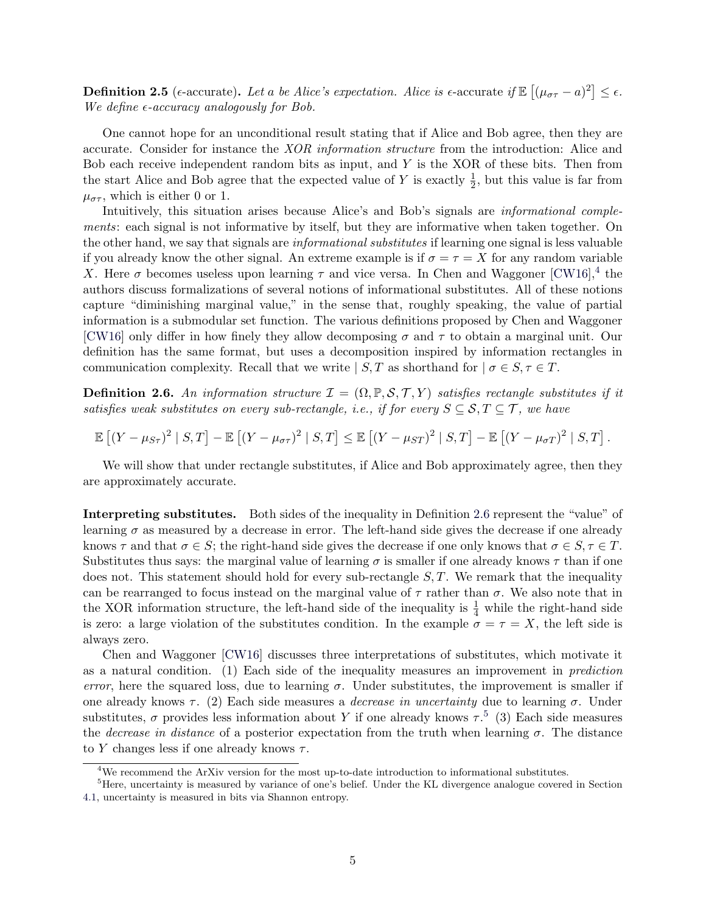**Definition 2.5** ($\epsilon$-accurate)**.** *Let $a$ be Alice's expectation. Alice is* $\epsilon$-accurate *if* $\mathbb{E}\left[(\mu_{\sigma\tau} - a)^2\right] \leq \epsilon$. *We define $\epsilon$-accuracy analogously for Bob.*

One cannot hope for an unconditional result stating that if Alice and Bob agree, then they are accurate. Consider for instance the *XOR information structure* from the introduction: Alice and Bob each receive independent random bits as input, and $Y$ is the XOR of these bits. Then from the start Alice and Bob agree that the expected value of $Y$ is exactly $\frac{1}{2}$, but this value is far from $\mu_{\sigma\tau}$, which is either 0 or 1.

Intuitively, this situation arises because Alice's and Bob's signals are *informational complements*: each signal is not informative by itself, but they are informative when taken together. On the other hand, we say that signals are *informational substitutes* if learning one signal is less valuable if you already know the other signal. An extreme example is if $\sigma = \tau = X$ for any random variable $X$. Here $\sigma$ becomes useless upon learning $\tau$ and vice versa. In Chen and Waggoner [CW16],[4] the authors discuss formalizations of several notions of informational substitutes. All of these notions capture "diminishing marginal value," in the sense that, roughly speaking, the value of partial information is a submodular set function. The various definitions proposed by Chen and Waggoner [CW16] only differ in how finely they allow decomposing $\sigma$ and $\tau$ to obtain a marginal unit. Our definition has the same format, but uses a decomposition inspired by information rectangles in communication complexity. Recall that we write $\mid S, T$ as shorthand for $\mid \sigma \in S, \tau \in T$.

**Definition 2.6.** *An information structure $\mathcal{I} = (\Omega, \mathbb{P}, \mathcal{S}, \mathcal{T}, Y)$ satisfies rectangle substitutes if it satisfies weak substitutes on every sub-rectangle, i.e., if for every $S \subseteq \mathcal{S}, T \subseteq \mathcal{T}$, we have*

$$\mathbb{E}\left[(Y - \mu_{S\tau})^2 \mid S, T\right] - \mathbb{E}\left[(Y - \mu_{\sigma\tau})^2 \mid S, T\right] \leq \mathbb{E}\left[(Y - \mu_{ST})^2 \mid S, T\right] - \mathbb{E}\left[(Y - \mu_{\sigma T})^2 \mid S, T\right].$$

We will show that under rectangle substitutes, if Alice and Bob approximately agree, then they are approximately accurate.

**Interpreting substitutes.** Both sides of the inequality in Definition 2.6 represent the "value" of learning $\sigma$ as measured by a decrease in error. The left-hand side gives the decrease if one already knows $\tau$ and that $\sigma \in S$; the right-hand side gives the decrease if one only knows that $\sigma \in S, \tau \in T$. Substitutes thus says: the marginal value of learning $\sigma$ is smaller if one already knows $\tau$ than if one does not. This statement should hold for every sub-rectangle $S, T$. We remark that the inequality can be rearranged to focus instead on the marginal value of $\tau$ rather than $\sigma$. We also note that in the XOR information structure, the left-hand side of the inequality is $\frac{1}{4}$ while the right-hand side is zero: a large violation of the substitutes condition. In the example $\sigma = \tau = X$, the left side is always zero.

Chen and Waggoner [CW16] discusses three interpretations of substitutes, which motivate it as a natural condition. (1) Each side of the inequality measures an improvement in *prediction error*, here the squared loss, due to learning $\sigma$. Under substitutes, the improvement is smaller if one already knows $\tau$. (2) Each side measures a *decrease in uncertainty* due to learning $\sigma$. Under substitutes, $\sigma$ provides less information about $Y$ if one already knows $\tau$.[5] (3) Each side measures the *decrease in distance* of a posterior expectation from the truth when learning $\sigma$. The distance to $Y$ changes less if one already knows $\tau$.

[4] We recommend the ArXiv version for the most up-to-date introduction to informational substitutes.

[5] Here, uncertainty is measured by variance of one's belief. Under the KL divergence analogue covered in Section 4.1, uncertainty is measured in bits via Shannon entropy.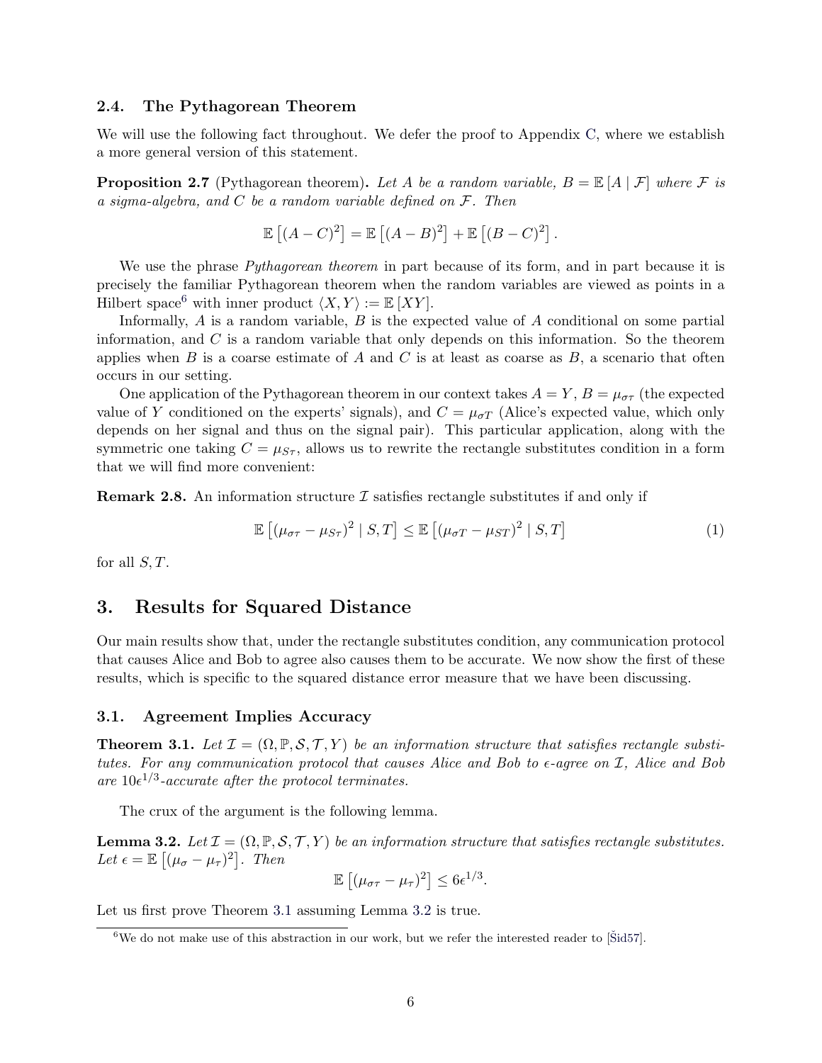### 2.4. The Pythagorean Theorem

We will use the following fact throughout. We defer the proof to Appendix C, where we establish a more general version of this statement.

**Proposition 2.7** (Pythagorean theorem)**.** *Let $A$ be a random variable, $B = \mathbb{E}[A \mid \mathcal{F}]$ where $\mathcal{F}$ is a sigma-algebra, and $C$ be a random variable defined on $\mathcal{F}$. Then*

$$\mathbb{E}\left[(A - C)^2\right] = \mathbb{E}\left[(A - B)^2\right] + \mathbb{E}\left[(B - C)^2\right].$$

We use the phrase *Pythagorean theorem* in part because of its form, and in part because it is precisely the familiar Pythagorean theorem when the random variables are viewed as points in a Hilbert space[6] with inner product $\langle X, Y \rangle := \mathbb{E}[XY]$.

Informally, $A$ is a random variable, $B$ is the expected value of $A$ conditional on some partial information, and $C$ is a random variable that only depends on this information. So the theorem applies when $B$ is a coarse estimate of $A$ and $C$ is at least as coarse as $B$, a scenario that often occurs in our setting.

One application of the Pythagorean theorem in our context takes $A = Y$, $B = \mu_{\sigma\tau}$ (the expected value of $Y$ conditioned on the experts' signals), and $C = \mu_{\sigma T}$ (Alice's expected value, which only depends on her signal and thus on the signal pair). This particular application, along with the symmetric one taking $C = \mu_{S\tau}$, allows us to rewrite the rectangle substitutes condition in a form that we will find more convenient:

**Remark 2.8.** An information structure $\mathcal{I}$ satisfies rectangle substitutes if and only if

$$\mathbb{E}\left[(\mu_{\sigma\tau} - \mu_{S\tau})^2 \mid S, T\right] \leq \mathbb{E}\left[(\mu_{\sigma T} - \mu_{ST})^2 \mid S, T\right] \tag{1}$$

for all $S, T$.

# 3. Results for Squared Distance

Our main results show that, under the rectangle substitutes condition, any communication protocol that causes Alice and Bob to agree also causes them to be accurate. We now show the first of these results, which is specific to the squared distance error measure that we have been discussing.

### 3.1. Agreement Implies Accuracy

**Theorem 3.1.** *Let $\mathcal{I} = (\Omega, \mathbb{P}, \mathcal{S}, \mathcal{T}, Y)$ be an information structure that satisfies rectangle substitutes. For any communication protocol that causes Alice and Bob to $\epsilon$-agree on $\mathcal{I}$, Alice and Bob are $10\epsilon^{1/3}$-accurate after the protocol terminates.*

The crux of the argument is the following lemma.

**Lemma 3.2.** *Let $\mathcal{I} = (\Omega, \mathbb{P}, \mathcal{S}, \mathcal{T}, Y)$ be an information structure that satisfies rectangle substitutes. Let $\epsilon = \mathbb{E}\left[(\mu_\sigma - \mu_\tau)^2\right]$. Then*

$$\mathbb{E}\left[(\mu_{\sigma\tau} - \mu_\tau)^2\right] \leq 6\epsilon^{1/3}.$$

Let us first prove Theorem 3.1 assuming Lemma 3.2 is true.

[6] We do not make use of this abstraction in our work, but we refer the interested reader to [Šid57].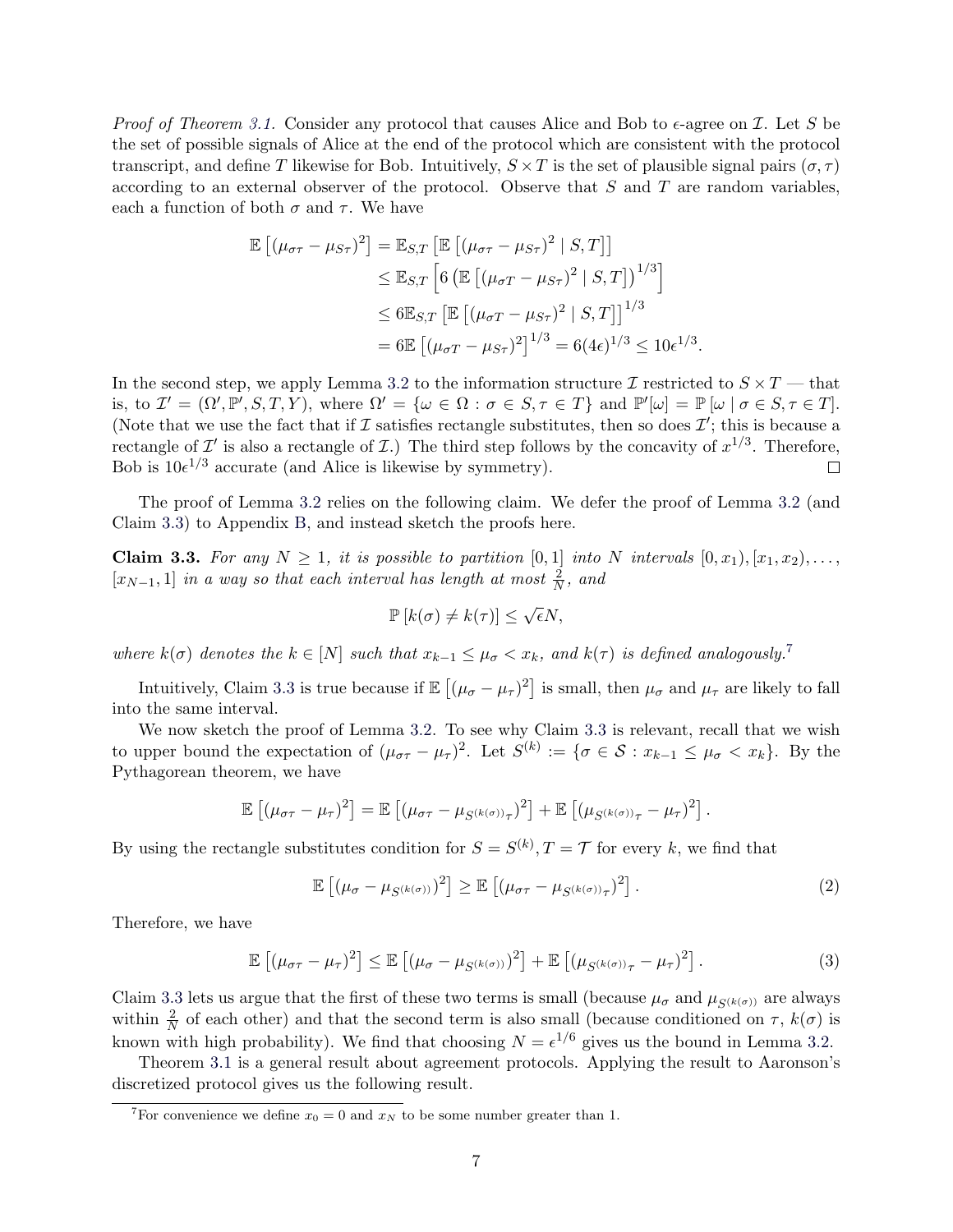*Proof of Theorem 3.1.* Consider any protocol that causes Alice and Bob to $\epsilon$-agree on $\mathcal{I}$. Let $S$ be the set of possible signals of Alice at the end of the protocol which are consistent with the protocol transcript, and define $T$ likewise for Bob. Intuitively, $S \times T$ is the set of plausible signal pairs $(\sigma, \tau)$ according to an external observer of the protocol. Observe that $S$ and $T$ are random variables, each a function of both $\sigma$ and $\tau$. We have

$$
\begin{aligned}
\mathbb{E}\left[(\mu_{\sigma\tau} - \mu_{S\tau})^2\right] &= \mathbb{E}_{S,T}\left[\mathbb{E}\left[(\mu_{\sigma\tau} - \mu_{S\tau})^2 \mid S, T\right]\right] \\
&\leq \mathbb{E}_{S,T}\left[6\left(\mathbb{E}\left[(\mu_{\sigma T} - \mu_{S\tau})^2 \mid S, T\right]\right)^{1/3}\right] \\
&\leq 6\mathbb{E}_{S,T}\left[\mathbb{E}\left[(\mu_{\sigma T} - \mu_{S\tau})^2 \mid S, T\right]\right]^{1/3} \\
&= 6\mathbb{E}\left[(\mu_{\sigma T} - \mu_{S\tau})^2\right]^{1/3} = 6(4\epsilon)^{1/3} \leq 10\epsilon^{1/3}.
\end{aligned}
$$

In the second step, we apply Lemma 3.2 to the information structure $\mathcal{I}$ restricted to $S \times T$ — that is, to $\mathcal{I}' = (\Omega', \mathbb{P}', S, T, Y)$, where $\Omega' = \{\omega \in \Omega : \sigma \in S, \tau \in T\}$ and $\mathbb{P}'[\omega] = \mathbb{P}[\omega \mid \sigma \in S, \tau \in T]$. (Note that we use the fact that if $\mathcal{I}$ satisfies rectangle substitutes, then so does $\mathcal{I}'$; this is because a rectangle of $\mathcal{I}'$ is also a rectangle of $\mathcal{I}$.) The third step follows by the concavity of $x^{1/3}$. Therefore, Bob is $10\epsilon^{1/3}$ accurate (and Alice is likewise by symmetry). $\square$

The proof of Lemma 3.2 relies on the following claim. We defer the proof of Lemma 3.2 (and Claim 3.3) to Appendix B, and instead sketch the proofs here.

**Claim 3.3.** *For any $N \geq 1$, it is possible to partition $[0, 1]$ into $N$ intervals $[0, x_1), [x_1, x_2), \ldots,$ $[x_{N-1}, 1]$ in a way so that each interval has length at most $\frac{2}{N}$, and*

$$\mathbb{P}[k(\sigma) \neq k(\tau)] \leq \sqrt{\epsilon}N,$$

*where $k(\sigma)$ denotes the $k \in [N]$ such that $x_{k-1} \leq \mu_\sigma < x_k$, and $k(\tau)$ is defined analogously.*[7]

Intuitively, Claim 3.3 is true because if $\mathbb{E}\left[(\mu_\sigma - \mu_\tau)^2\right]$ is small, then $\mu_\sigma$ and $\mu_\tau$ are likely to fall into the same interval.

We now sketch the proof of Lemma 3.2. To see why Claim 3.3 is relevant, recall that we wish to upper bound the expectation of $(\mu_{\sigma\tau} - \mu_\tau)^2$. Let $S^{(k)} := \{\sigma \in \mathcal{S} : x_{k-1} \leq \mu_\sigma < x_k\}$. By the Pythagorean theorem, we have

$$\mathbb{E}\left[(\mu_{\sigma\tau} - \mu_\tau)^2\right] = \mathbb{E}\left[(\mu_{\sigma\tau} - \mu_{S^{(k(\sigma))}\tau})^2\right] + \mathbb{E}\left[(\mu_{S^{(k(\sigma))}\tau} - \mu_\tau)^2\right].$$

By using the rectangle substitutes condition for $S = S^{(k)}, T = \mathcal{T}$ for every $k$, we find that

$$\mathbb{E}\left[(\mu_\sigma - \mu_{S^{(k(\sigma))}})^2\right] \geq \mathbb{E}\left[(\mu_{\sigma\tau} - \mu_{S^{(k(\sigma))}\tau})^2\right]. \tag{2}$$

Therefore, we have

$$\mathbb{E}\left[(\mu_{\sigma\tau} - \mu_\tau)^2\right] \leq \mathbb{E}\left[(\mu_\sigma - \mu_{S^{(k(\sigma))}})^2\right] + \mathbb{E}\left[(\mu_{S^{(k(\sigma))}\tau} - \mu_\tau)^2\right]. \tag{3}$$

Claim 3.3 lets us argue that the first of these two terms is small (because $\mu_\sigma$ and $\mu_{S^{(k(\sigma))}}$ are always within $\frac{2}{N}$ of each other) and that the second term is also small (because conditioned on $\tau$, $k(\sigma)$ is known with high probability). We find that choosing $N = \epsilon^{1/6}$ gives us the bound in Lemma 3.2.

Theorem 3.1 is a general result about agreement protocols. Applying the result to Aaronson's discretized protocol gives us the following result.

[7] For convenience we define $x_0 = 0$ and $x_N$ to be some number greater than 1.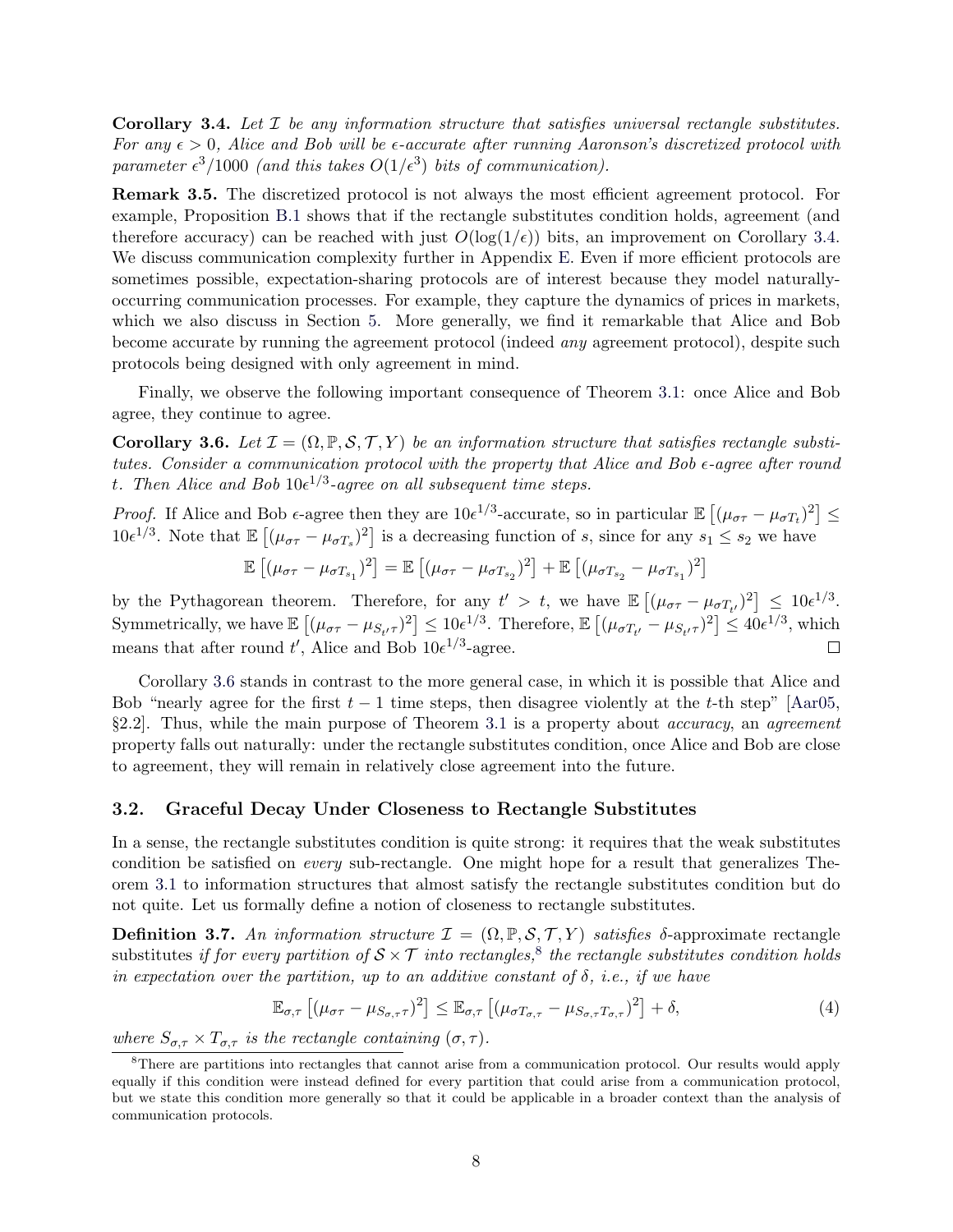**Corollary 3.4.** *Let $\mathcal{I}$ be any information structure that satisfies universal rectangle substitutes. For any $\epsilon > 0$, Alice and Bob will be $\epsilon$-accurate after running Aaronson's discretized protocol with parameter $\epsilon^3/1000$ (and this takes $O(1/\epsilon^3)$ bits of communication).*

**Remark 3.5.** The discretized protocol is not always the most efficient agreement protocol. For example, Proposition B.1 shows that if the rectangle substitutes condition holds, agreement (and therefore accuracy) can be reached with just $O(\log(1/\epsilon))$ bits, an improvement on Corollary 3.4. We discuss communication complexity further in Appendix E. Even if more efficient protocols are sometimes possible, expectation-sharing protocols are of interest because they model naturally-occurring communication processes. For example, they capture the dynamics of prices in markets, which we also discuss in Section 5. More generally, we find it remarkable that Alice and Bob become accurate by running the agreement protocol (indeed *any* agreement protocol), despite such protocols being designed with only agreement in mind.

Finally, we observe the following important consequence of Theorem 3.1: once Alice and Bob agree, they continue to agree.

**Corollary 3.6.** *Let $\mathcal{I} = (\Omega, \mathbb{P}, \mathcal{S}, \mathcal{T}, Y)$ be an information structure that satisfies rectangle substitutes. Consider a communication protocol with the property that Alice and Bob $\epsilon$-agree after round $t$. Then Alice and Bob $10\epsilon^{1/3}$-agree on all subsequent time steps.*

*Proof.* If Alice and Bob $\epsilon$-agree then they are $10\epsilon^{1/3}$-accurate, so in particular $\mathbb{E}\left[(\mu_{\sigma\tau} - \mu_{\sigma T_t})^2\right] \leq 10\epsilon^{1/3}$. Note that $\mathbb{E}\left[(\mu_{\sigma\tau} - \mu_{\sigma T_s})^2\right]$ is a decreasing function of $s$, since for any $s_1 \leq s_2$ we have

$$\mathbb{E}\left[(\mu_{\sigma\tau} - \mu_{\sigma T_{s_1}})^2\right] = \mathbb{E}\left[(\mu_{\sigma\tau} - \mu_{\sigma T_{s_2}})^2\right] + \mathbb{E}\left[(\mu_{\sigma T_{s_2}} - \mu_{\sigma T_{s_1}})^2\right]$$

by the Pythagorean theorem. Therefore, for any $t' > t$, we have $\mathbb{E}\left[(\mu_{\sigma\tau} - \mu_{\sigma T_{t'}})^2\right] \leq 10\epsilon^{1/3}$. Symmetrically, we have $\mathbb{E}\left[(\mu_{\sigma\tau} - \mu_{S_{t'}\tau})^2\right] \leq 10\epsilon^{1/3}$. Therefore, $\mathbb{E}\left[(\mu_{\sigma T_{t'}} - \mu_{S_{t'}\tau})^2\right] \leq 40\epsilon^{1/3}$, which means that after round $t'$, Alice and Bob $10\epsilon^{1/3}$-agree. ◻

Corollary 3.6 stands in contrast to the more general case, in which it is possible that Alice and Bob "nearly agree for the first $t - 1$ time steps, then disagree violently at the $t$-th step" [Aar05, §2.2]. Thus, while the main purpose of Theorem 3.1 is a property about *accuracy*, an *agreement* property falls out naturally: under the rectangle substitutes condition, once Alice and Bob are close to agreement, they will remain in relatively close agreement into the future.

### 3.2. Graceful Decay Under Closeness to Rectangle Substitutes

In a sense, the rectangle substitutes condition is quite strong: it requires that the weak substitutes condition be satisfied on *every* sub-rectangle. One might hope for a result that generalizes Theorem 3.1 to information structures that almost satisfy the rectangle substitutes condition but do not quite. Let us formally define a notion of closeness to rectangle substitutes.

**Definition 3.7.** *An information structure $\mathcal{I} = (\Omega, \mathbb{P}, \mathcal{S}, \mathcal{T}, Y)$ satisfies* $\delta$-approximate rectangle substitutes *if for every partition of $\mathcal{S} \times \mathcal{T}$ into rectangles,*[8] *the rectangle substitutes condition holds in expectation over the partition, up to an additive constant of $\delta$, i.e., if we have*

$$\mathbb{E}_{\sigma,\tau}\left[(\mu_{\sigma\tau} - \mu_{S_{\sigma,\tau}\tau})^2\right] \leq \mathbb{E}_{\sigma,\tau}\left[(\mu_{\sigma T_{\sigma,\tau}} - \mu_{S_{\sigma,\tau}T_{\sigma,\tau}})^2\right] + \delta, \tag{4}$$

*where $S_{\sigma,\tau} \times T_{\sigma,\tau}$ is the rectangle containing $(\sigma, \tau)$.*

[8] There are partitions into rectangles that cannot arise from a communication protocol. Our results would apply equally if this condition were instead defined for every partition that could arise from a communication protocol, but we state this condition more generally so that it could be applicable in a broader context than the analysis of communication protocols.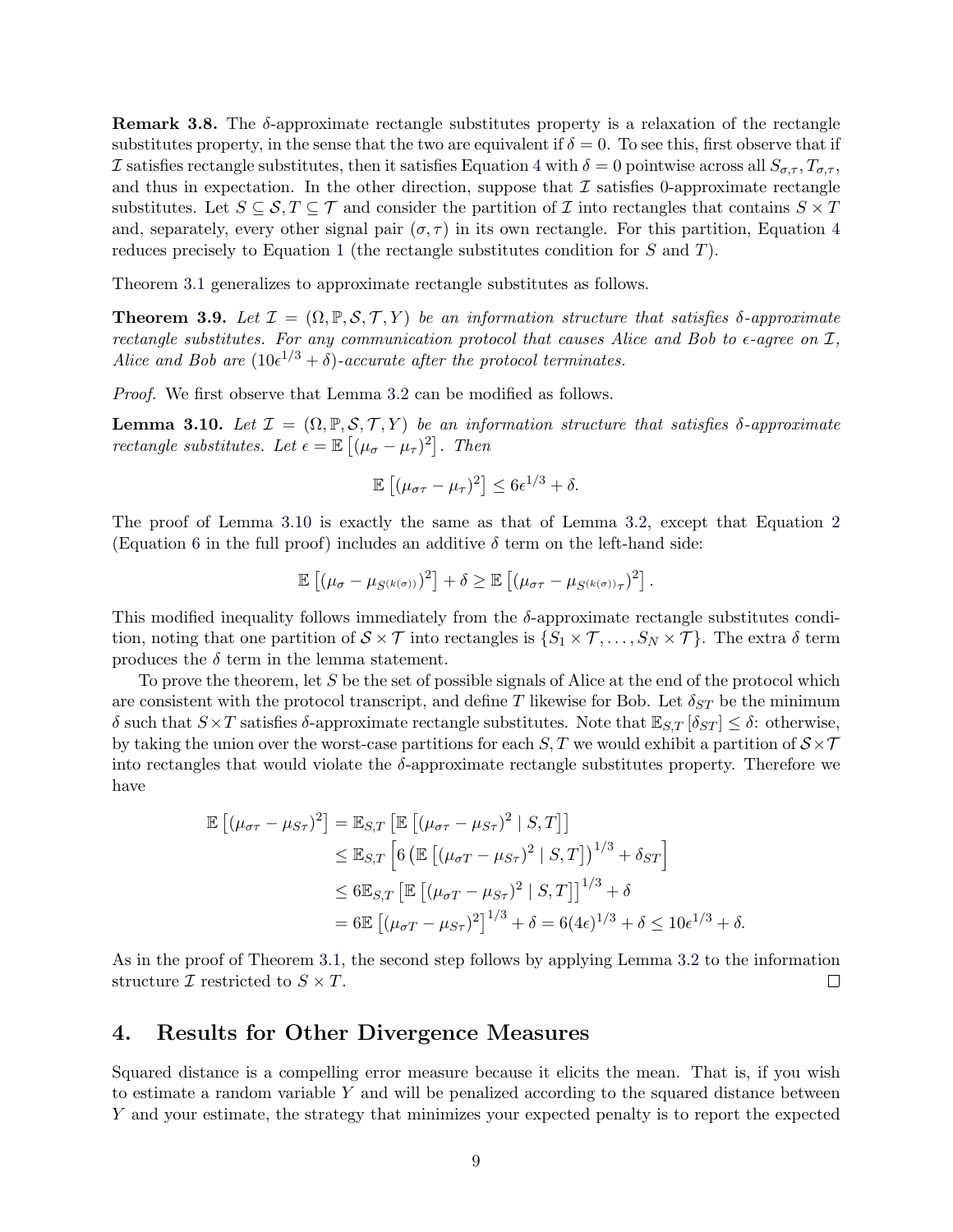**Remark 3.8.** The $\delta$-approximate rectangle substitutes property is a relaxation of the rectangle substitutes property, in the sense that the two are equivalent if $\delta = 0$. To see this, first observe that if $\mathcal{I}$ satisfies rectangle substitutes, then it satisfies Equation 4 with $\delta = 0$ pointwise across all $S_{\sigma,\tau}, T_{\sigma,\tau}$, and thus in expectation. In the other direction, suppose that $\mathcal{I}$ satisfies 0-approximate rectangle substitutes. Let $S \subseteq \mathcal{S}, T \subseteq \mathcal{T}$ and consider the partition of $\mathcal{I}$ into rectangles that contains $S \times T$ and, separately, every other signal pair $(\sigma, \tau)$ in its own rectangle. For this partition, Equation 4 reduces precisely to Equation 1 (the rectangle substitutes condition for $S$ and $T$).

Theorem 3.1 generalizes to approximate rectangle substitutes as follows.

**Theorem 3.9.** *Let $\mathcal{I} = (\Omega, \mathbb{P}, \mathcal{S}, \mathcal{T}, Y)$ be an information structure that satisfies $\delta$-approximate rectangle substitutes. For any communication protocol that causes Alice and Bob to $\epsilon$-agree on $\mathcal{I}$, Alice and Bob are $(10\epsilon^{1/3} + \delta)$-accurate after the protocol terminates.*

*Proof.* We first observe that Lemma 3.2 can be modified as follows.

**Lemma 3.10.** *Let $\mathcal{I} = (\Omega, \mathbb{P}, \mathcal{S}, \mathcal{T}, Y)$ be an information structure that satisfies $\delta$-approximate rectangle substitutes. Let $\epsilon = \mathbb{E}\left[(\mu_\sigma - \mu_\tau)^2\right]$. Then*

$$\mathbb{E}\left[(\mu_{\sigma\tau} - \mu_\tau)^2\right] \leq 6\epsilon^{1/3} + \delta.$$

The proof of Lemma 3.10 is exactly the same as that of Lemma 3.2, except that Equation 2 (Equation 6 in the full proof) includes an additive $\delta$ term on the left-hand side:

$$\mathbb{E}\left[(\mu_\sigma - \mu_{S(k(\sigma))})^2\right] + \delta \geq \mathbb{E}\left[(\mu_{\sigma\tau} - \mu_{S(k(\sigma))\tau})^2\right].$$

This modified inequality follows immediately from the $\delta$-approximate rectangle substitutes condition, noting that one partition of $\mathcal{S} \times \mathcal{T}$ into rectangles is $\{S_1 \times \mathcal{T}, \dots, S_N \times \mathcal{T}\}$. The extra $\delta$ term produces the $\delta$ term in the lemma statement.

To prove the theorem, let $S$ be the set of possible signals of Alice at the end of the protocol which are consistent with the protocol transcript, and define $T$ likewise for Bob. Let $\delta_{ST}$ be the minimum $\delta$ such that $S \times T$ satisfies $\delta$-approximate rectangle substitutes. Note that $\mathbb{E}_{S,T}\left[\delta_{ST}\right] \leq \delta$: otherwise, by taking the union over the worst-case partitions for each $S, T$ we would exhibit a partition of $\mathcal{S} \times \mathcal{T}$ into rectangles that would violate the $\delta$-approximate rectangle substitutes property. Therefore we have

$$\begin{aligned}
\mathbb{E}\left[(\mu_{\sigma\tau} - \mu_{S\tau})^2\right] &= \mathbb{E}_{S,T}\left[\mathbb{E}\left[(\mu_{\sigma\tau} - \mu_{S\tau})^2 \mid S, T\right]\right] \\
&\leq \mathbb{E}_{S,T}\left[6\left(\mathbb{E}\left[(\mu_{\sigma T} - \mu_{S\tau})^2 \mid S, T\right]\right)^{1/3} + \delta_{ST}\right] \\
&\leq 6\mathbb{E}_{S,T}\left[\mathbb{E}\left[(\mu_{\sigma T} - \mu_{S\tau})^2 \mid S, T\right]\right]^{1/3} + \delta \\
&= 6\mathbb{E}\left[(\mu_{\sigma T} - \mu_{S\tau})^2\right]^{1/3} + \delta = 6(4\epsilon)^{1/3} + \delta \leq 10\epsilon^{1/3} + \delta.
\end{aligned}$$

As in the proof of Theorem 3.1, the second step follows by applying Lemma 3.2 to the information structure $\mathcal{I}$ restricted to $S \times T$. ∎

# 4. Results for Other Divergence Measures

Squared distance is a compelling error measure because it elicits the mean. That is, if you wish to estimate a random variable $Y$ and will be penalized according to the squared distance between $Y$ and your estimate, the strategy that minimizes your expected penalty is to report the expected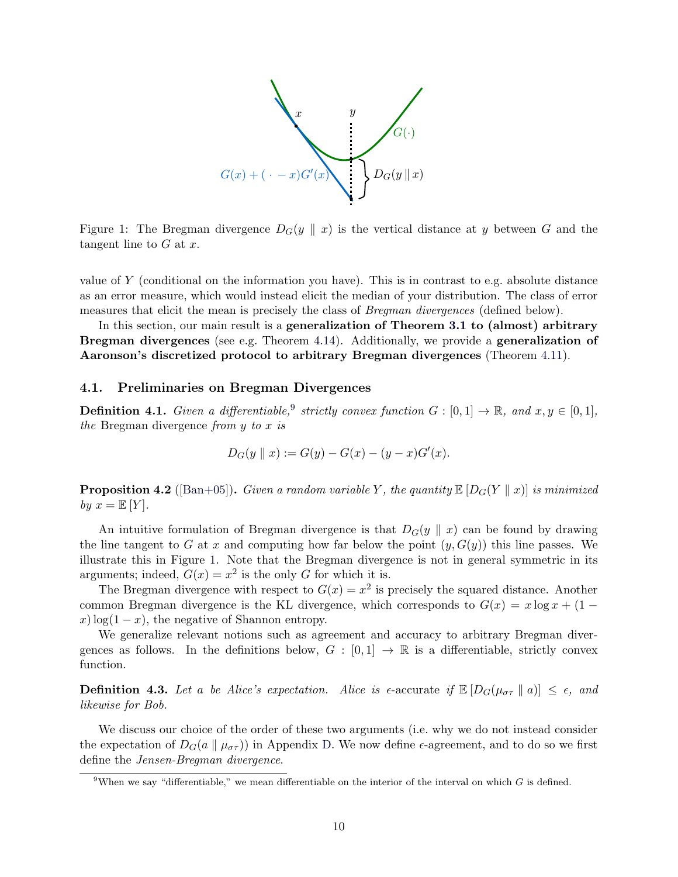Figure 1: The Bregman divergence $D_G(y \parallel x)$ is the vertical distance at $y$ between $G$ and the tangent line to $G$ at $x$.

value of $Y$ (conditional on the information you have). This is in contrast to e.g. absolute distance as an error measure, which would instead elicit the median of your distribution. The class of error measures that elicit the mean is precisely the class of *Bregman divergences* (defined below).

In this section, our main result is a **generalization of Theorem 3.1 to (almost) arbitrary Bregman divergences** (see e.g. Theorem 4.14). Additionally, we provide a **generalization of Aaronson's discretized protocol to arbitrary Bregman divergences** (Theorem 4.11).

### 4.1. Preliminaries on Bregman Divergences

**Definition 4.1.** *Given a differentiable,*[9] *strictly convex function $G : [0,1] \to \mathbb{R}$, and $x, y \in [0,1]$, the* Bregman divergence *from $y$ to $x$ is*

$$D_G(y \parallel x) := G(y) - G(x) - (y - x)G'(x).$$

**Proposition 4.2** ([Ban+05]). *Given a random variable $Y$, the quantity $\mathbb{E}[D_G(Y \parallel x)]$ is minimized by $x = \mathbb{E}[Y]$.*

An intuitive formulation of Bregman divergence is that $D_G(y \parallel x)$ can be found by drawing the line tangent to $G$ at $x$ and computing how far below the point $(y, G(y))$ this line passes. We illustrate this in Figure 1. Note that the Bregman divergence is not in general symmetric in its arguments; indeed, $G(x) = x^2$ is the only $G$ for which it is.

The Bregman divergence with respect to $G(x) = x^2$ is precisely the squared distance. Another common Bregman divergence is the KL divergence, which corresponds to $G(x) = x \log x + (1 - x) \log(1 - x)$, the negative of Shannon entropy.

We generalize relevant notions such as agreement and accuracy to arbitrary Bregman divergences as follows. In the definitions below, $G : [0,1] \to \mathbb{R}$ is a differentiable, strictly convex function.

**Definition 4.3.** *Let $a$ be Alice's expectation. Alice is* $\epsilon$-accurate *if $\mathbb{E}[D_G(\mu_{\sigma\tau} \parallel a)] \leq \epsilon$, and likewise for Bob.*

We discuss our choice of the order of these two arguments (i.e. why we do not instead consider the expectation of $D_G(a \parallel \mu_{\sigma\tau})$) in Appendix D. We now define $\epsilon$-agreement, and to do so we first define the *Jensen-Bregman divergence*.

[9] When we say "differentiable," we mean differentiable on the interior of the interval on which $G$ is defined.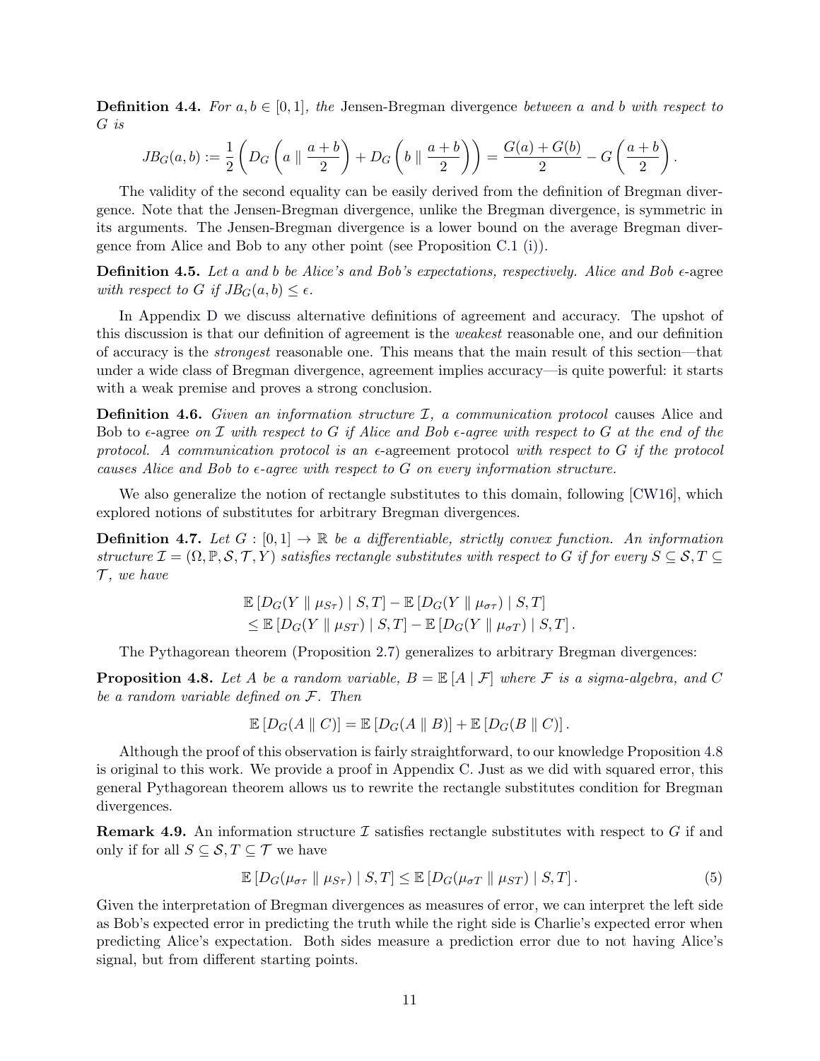**Definition 4.4.** *For $a, b \in [0,1]$, the* Jensen-Bregman divergence *between $a$ and $b$ with respect to $G$ is*

$$JB_G(a,b) := \frac{1}{2}\left(D_G\left(a \parallel \frac{a+b}{2}\right) + D_G\left(b \parallel \frac{a+b}{2}\right)\right) = \frac{G(a)+G(b)}{2} - G\left(\frac{a+b}{2}\right).$$

The validity of the second equality can be easily derived from the definition of Bregman divergence. Note that the Jensen-Bregman divergence, unlike the Bregman divergence, is symmetric in its arguments. The Jensen-Bregman divergence is a lower bound on the average Bregman divergence from Alice and Bob to any other point (see Proposition C.1 (i)).

**Definition 4.5.** *Let $a$ and $b$ be Alice's and Bob's expectations, respectively. Alice and Bob* $\epsilon$-agree *with respect to $G$ if $JB_G(a,b) \leq \epsilon$.*

In Appendix D we discuss alternative definitions of agreement and accuracy. The upshot of this discussion is that our definition of agreement is the *weakest* reasonable one, and our definition of accuracy is the *strongest* reasonable one. This means that the main result of this section—that under a wide class of Bregman divergence, agreement implies accuracy—is quite powerful: it starts with a weak premise and proves a strong conclusion.

**Definition 4.6.** *Given an information structure $\mathcal{I}$, a communication protocol* causes Alice and Bob to $\epsilon$-agree *on $\mathcal{I}$ with respect to $G$ if Alice and Bob $\epsilon$-agree with respect to $G$ at the end of the protocol. A communication protocol is an* $\epsilon$-agreement protocol *with respect to $G$ if the protocol causes Alice and Bob to $\epsilon$-agree with respect to $G$ on every information structure.*

We also generalize the notion of rectangle substitutes to this domain, following [CW16], which explored notions of substitutes for arbitrary Bregman divergences.

**Definition 4.7.** *Let $G : [0,1] \to \mathbb{R}$ be a differentiable, strictly convex function. An information structure $\mathcal{I} = (\Omega, \mathbb{P}, \mathcal{S}, \mathcal{T}, Y)$ satisfies rectangle substitutes with respect to $G$ if for every $S \subseteq \mathcal{S}, T \subseteq \mathcal{T}$, we have*

$$\begin{aligned}
&\mathbb{E}\left[D_G(Y \parallel \mu_{S\tau}) \mid S,T\right] - \mathbb{E}\left[D_G(Y \parallel \mu_{\sigma\tau}) \mid S,T\right] \\
&\leq \mathbb{E}\left[D_G(Y \parallel \mu_{ST}) \mid S,T\right] - \mathbb{E}\left[D_G(Y \parallel \mu_{\sigma T}) \mid S,T\right].
\end{aligned}$$

The Pythagorean theorem (Proposition 2.7) generalizes to arbitrary Bregman divergences:

**Proposition 4.8.** *Let $A$ be a random variable, $B = \mathbb{E}\left[A \mid \mathcal{F}\right]$ where $\mathcal{F}$ is a sigma-algebra, and $C$ be a random variable defined on $\mathcal{F}$. Then*

$$\mathbb{E}\left[D_G(A \parallel C)\right] = \mathbb{E}\left[D_G(A \parallel B)\right] + \mathbb{E}\left[D_G(B \parallel C)\right].$$

Although the proof of this observation is fairly straightforward, to our knowledge Proposition 4.8 is original to this work. We provide a proof in Appendix C. Just as we did with squared error, this general Pythagorean theorem allows us to rewrite the rectangle substitutes condition for Bregman divergences.

**Remark 4.9.** An information structure $\mathcal{I}$ satisfies rectangle substitutes with respect to $G$ if and only if for all $S \subseteq \mathcal{S}, T \subseteq \mathcal{T}$ we have

$$\mathbb{E}\left[D_G(\mu_{\sigma\tau} \parallel \mu_{S\tau}) \mid S,T\right] \leq \mathbb{E}\left[D_G(\mu_{\sigma T} \parallel \mu_{ST}) \mid S,T\right]. \tag{5}$$

Given the interpretation of Bregman divergences as measures of error, we can interpret the left side as Bob's expected error in predicting the truth while the right side is Charlie's expected error when predicting Alice's expectation. Both sides measure a prediction error due to not having Alice's signal, but from different starting points.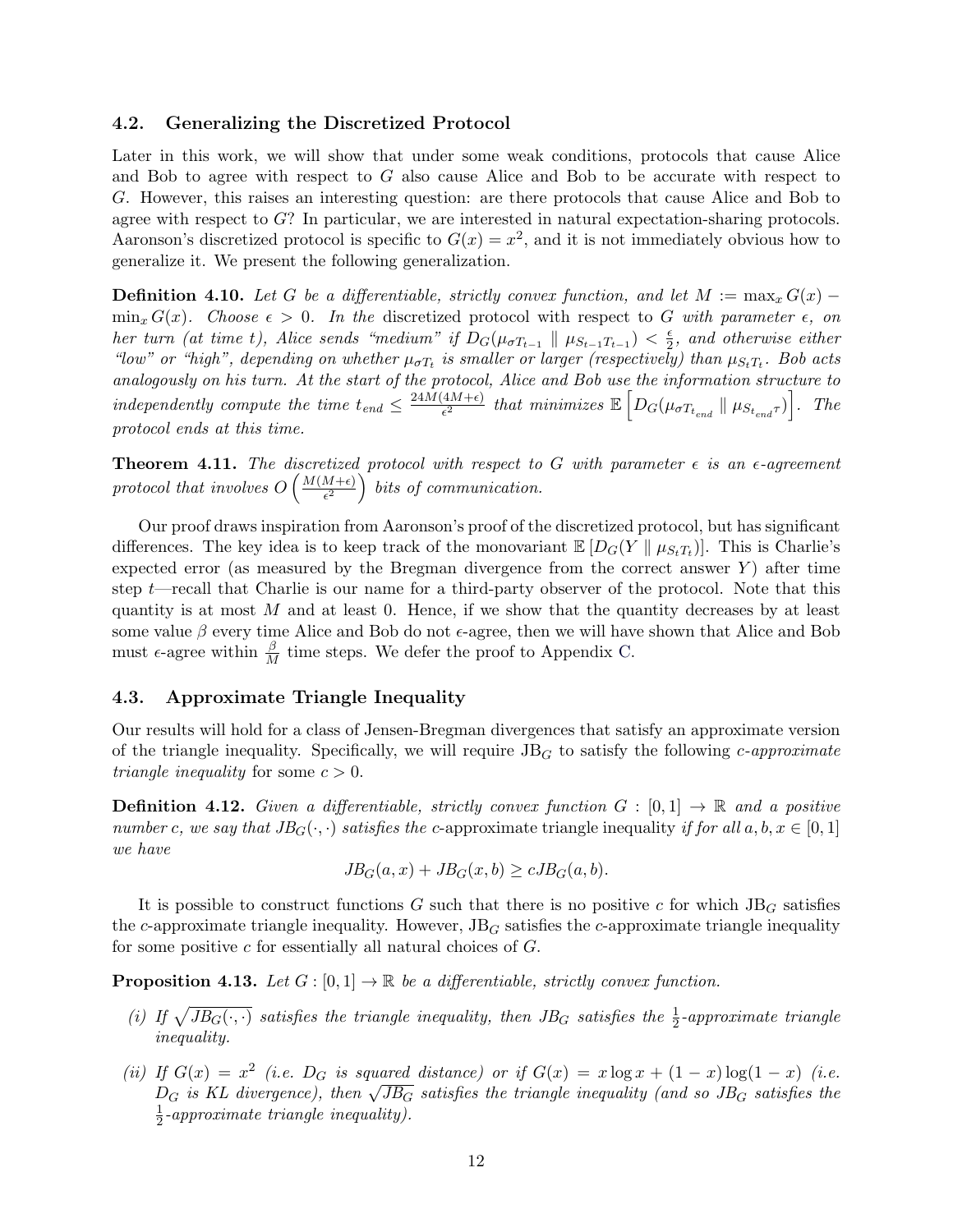### 4.2. Generalizing the Discretized Protocol

Later in this work, we will show that under some weak conditions, protocols that cause Alice and Bob to agree with respect to $G$ also cause Alice and Bob to be accurate with respect to $G$. However, this raises an interesting question: are there protocols that cause Alice and Bob to agree with respect to $G$? In particular, we are interested in natural expectation-sharing protocols. Aaronson's discretized protocol is specific to $G(x) = x^2$, and it is not immediately obvious how to generalize it. We present the following generalization.

**Definition 4.10.** *Let $G$ be a differentiable, strictly convex function, and let $M := \max_x G(x) - \min_x G(x)$. Choose $\epsilon > 0$. In the* discretized protocol *with respect to $G$ with parameter $\epsilon$, on her turn (at time $t$), Alice sends "medium" if $D_G(\mu_{\sigma T_{t-1}} \parallel \mu_{S_{t-1}T_{t-1}}) < \frac{\epsilon}{2}$, and otherwise either "low" or "high", depending on whether $\mu_{\sigma T_t}$ is smaller or larger (respectively) than $\mu_{S_t T_t}$. Bob acts analogously on his turn. At the start of the protocol, Alice and Bob use the information structure to independently compute the time $t_{end} \leq \frac{24M(4M+\epsilon)}{\epsilon^2}$ that minimizes $\mathbb{E}\left[D_G(\mu_{\sigma T_{t_{end}}} \parallel \mu_{S_{t_{end}}\tau})\right]$. The protocol ends at this time.*

**Theorem 4.11.** *The discretized protocol with respect to $G$ with parameter $\epsilon$ is an $\epsilon$-agreement protocol that involves $O\left(\frac{M(M+\epsilon)}{\epsilon^2}\right)$ bits of communication.*

Our proof draws inspiration from Aaronson's proof of the discretized protocol, but has significant differences. The key idea is to keep track of the monovariant $\mathbb{E}\left[D_G(Y \parallel \mu_{S_t T_t})\right]$. This is Charlie's expected error (as measured by the Bregman divergence from the correct answer $Y$) after time step $t$—recall that Charlie is our name for a third-party observer of the protocol. Note that this quantity is at most $M$ and at least 0. Hence, if we show that the quantity decreases by at least some value $\beta$ every time Alice and Bob do not $\epsilon$-agree, then we will have shown that Alice and Bob must $\epsilon$-agree within $\frac{\beta}{M}$ time steps. We defer the proof to Appendix C.

### 4.3. Approximate Triangle Inequality

Our results will hold for a class of Jensen-Bregman divergences that satisfy an approximate version of the triangle inequality. Specifically, we will require $\text{JB}_G$ to satisfy the following *$c$-approximate triangle inequality* for some $c > 0$.

**Definition 4.12.** *Given a differentiable, strictly convex function $G : [0, 1] \to \mathbb{R}$ and a positive number $c$, we say that $JB_G(\cdot, \cdot)$ satisfies the* $c$-approximate triangle inequality *if for all $a, b, x \in [0, 1]$ we have*

$$JB_G(a, x) + JB_G(x, b) \geq cJB_G(a, b).$$

It is possible to construct functions $G$ such that there is no positive $c$ for which $\text{JB}_G$ satisfies the $c$-approximate triangle inequality. However, $\text{JB}_G$ satisfies the $c$-approximate triangle inequality for some positive $c$ for essentially all natural choices of $G$.

**Proposition 4.13.** *Let $G : [0, 1] \to \mathbb{R}$ be a differentiable, strictly convex function.*

*(i) If $\sqrt{JB_G(\cdot, \cdot)}$ satisfies the triangle inequality, then $JB_G$ satisfies the $\frac{1}{2}$-approximate triangle inequality.*

*(ii) If $G(x) = x^2$ (i.e. $D_G$ is squared distance) or if $G(x) = x \log x + (1 - x) \log(1 - x)$ (i.e. $D_G$ is KL divergence), then $\sqrt{JB_G}$ satisfies the triangle inequality (and so $JB_G$ satisfies the $\frac{1}{2}$-approximate triangle inequality).*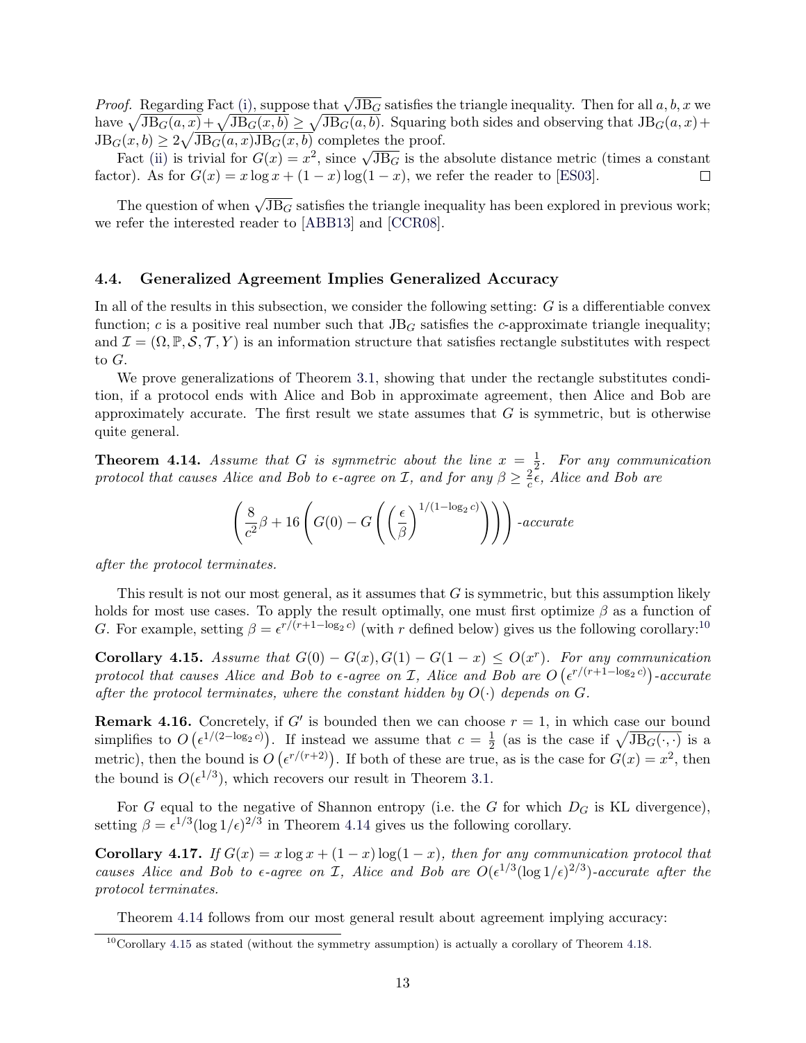*Proof.* Regarding Fact (i), suppose that $\sqrt{\text{JB}_G}$ satisfies the triangle inequality. Then for all $a, b, x$ we have $\sqrt{\text{JB}_G(a,x)} + \sqrt{\text{JB}_G(x,b)} \geq \sqrt{\text{JB}_G(a,b)}$. Squaring both sides and observing that $\text{JB}_G(a,x) + \text{JB}_G(x,b) \geq 2\sqrt{\text{JB}_G(a,x)\text{JB}_G(x,b)}$ completes the proof.

Fact (ii) is trivial for $G(x) = x^2$, since $\sqrt{\text{JB}_G}$ is the absolute distance metric (times a constant factor). As for $G(x) = x \log x + (1-x)\log(1-x)$, we refer the reader to [ES03]. □

The question of when $\sqrt{\text{JB}_G}$ satisfies the triangle inequality has been explored in previous work; we refer the interested reader to [ABB13] and [CCR08].

### 4.4. Generalized Agreement Implies Generalized Accuracy

In all of the results in this subsection, we consider the following setting: $G$ is a differentiable convex function; $c$ is a positive real number such that $\text{JB}_G$ satisfies the $c$-approximate triangle inequality; and $\mathcal{I} = (\Omega, \mathbb{P}, \mathcal{S}, \mathcal{T}, Y)$ is an information structure that satisfies rectangle substitutes with respect to $G$.

We prove generalizations of Theorem 3.1, showing that under the rectangle substitutes condition, if a protocol ends with Alice and Bob in approximate agreement, then Alice and Bob are approximately accurate. The first result we state assumes that $G$ is symmetric, but is otherwise quite general.

**Theorem 4.14.** *Assume that $G$ is symmetric about the line $x = \frac{1}{2}$. For any communication protocol that causes Alice and Bob to $\epsilon$-agree on $\mathcal{I}$, and for any $\beta \geq \frac{2}{c}\epsilon$, Alice and Bob are*

$$\left(\frac{8}{c^2}\beta + 16\left(G(0) - G\left(\left(\frac{\epsilon}{\beta}\right)^{1/(1-\log_2 c)}\right)\right)\right)\text{-accurate}$$

*after the protocol terminates.*

This result is not our most general, as it assumes that $G$ is symmetric, but this assumption likely holds for most use cases. To apply the result optimally, one must first optimize $\beta$ as a function of $G$. For example, setting $\beta = \epsilon^{r/(r+1-\log_2 c)}$ (with $r$ defined below) gives us the following corollary:[10]

**Corollary 4.15.** *Assume that $G(0) - G(x), G(1) - G(1-x) \leq O(x^r)$. For any communication protocol that causes Alice and Bob to $\epsilon$-agree on $\mathcal{I}$, Alice and Bob are $O\left(\epsilon^{r/(r+1-\log_2 c)}\right)$-accurate after the protocol terminates, where the constant hidden by $O(\cdot)$ depends on $G$.*

**Remark 4.16.** Concretely, if $G'$ is bounded then we can choose $r = 1$, in which case our bound simplifies to $O\left(\epsilon^{1/(2-\log_2 c)}\right)$. If instead we assume that $c = \frac{1}{2}$ (as is the case if $\sqrt{\text{JB}_G(\cdot,\cdot)}$ is a metric), then the bound is $O\left(\epsilon^{r/(r+2)}\right)$. If both of these are true, as is the case for $G(x) = x^2$, then the bound is $O(\epsilon^{1/3})$, which recovers our result in Theorem 3.1.

For $G$ equal to the negative of Shannon entropy (i.e. the $G$ for which $D_G$ is KL divergence), setting $\beta = \epsilon^{1/3}(\log 1/\epsilon)^{2/3}$ in Theorem 4.14 gives us the following corollary.

**Corollary 4.17.** *If $G(x) = x \log x + (1-x)\log(1-x)$, then for any communication protocol that causes Alice and Bob to $\epsilon$-agree on $\mathcal{I}$, Alice and Bob are $O(\epsilon^{1/3}(\log 1/\epsilon)^{2/3})$-accurate after the protocol terminates.*

Theorem 4.14 follows from our most general result about agreement implying accuracy:

[10] Corollary 4.15 as stated (without the symmetry assumption) is actually a corollary of Theorem 4.18.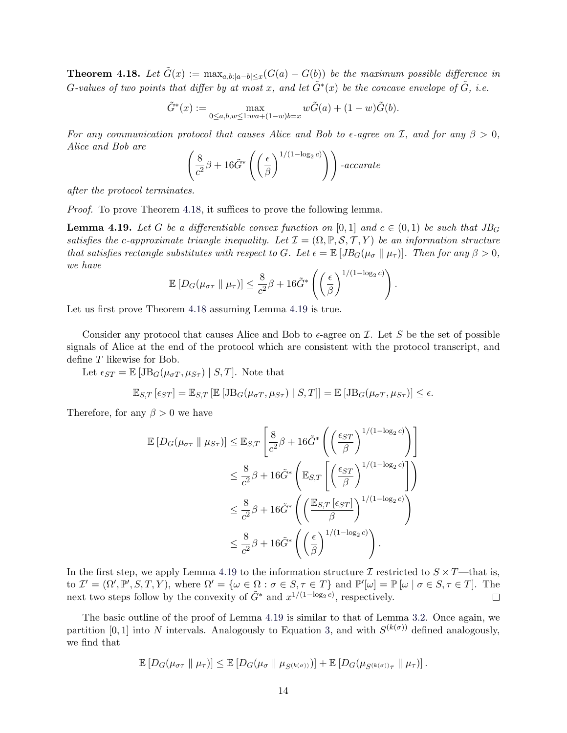**Theorem 4.18.** *Let $\tilde{G}(x) := \max_{a,b:|a-b|\leq x}(G(a) - G(b))$ be the maximum possible difference in $G$-values of two points that differ by at most $x$, and let $\tilde{G}^*(x)$ be the concave envelope of $\tilde{G}$, i.e.*

$$\tilde{G}^*(x) := \max_{0\leq a,b,w\leq 1: wa+(1-w)b=x} w\tilde{G}(a) + (1-w)\tilde{G}(b).$$

*For any communication protocol that causes Alice and Bob to $\epsilon$-agree on $\mathcal{I}$, and for any $\beta > 0$, Alice and Bob are*

$$\left(\frac{8}{c^2}\beta + 16\tilde{G}^*\left(\left(\frac{\epsilon}{\beta}\right)^{1/(1-\log_2 c)}\right)\right)\text{-accurate}$$

*after the protocol terminates.*

*Proof.* To prove Theorem 4.18, it suffices to prove the following lemma.

**Lemma 4.19.** *Let $G$ be a differentiable convex function on $[0,1]$ and $c \in (0,1)$ be such that $JB_G$ satisfies the $c$-approximate triangle inequality. Let $\mathcal{I} = (\Omega, \mathbb{P}, \mathcal{S}, \mathcal{T}, Y)$ be an information structure that satisfies rectangle substitutes with respect to $G$. Let $\epsilon = \mathbb{E}\left[JB_G(\mu_\sigma \parallel \mu_\tau)\right]$. Then for any $\beta > 0$, we have*

$$\mathbb{E}\left[D_G(\mu_{\sigma\tau} \parallel \mu_\tau)\right] \leq \frac{8}{c^2}\beta + 16\tilde{G}^*\left(\left(\frac{\epsilon}{\beta}\right)^{1/(1-\log_2 c)}\right).$$

Let us first prove Theorem 4.18 assuming Lemma 4.19 is true.

Consider any protocol that causes Alice and Bob to $\epsilon$-agree on $\mathcal{I}$. Let $S$ be the set of possible signals of Alice at the end of the protocol which are consistent with the protocol transcript, and define $T$ likewise for Bob.

Let $\epsilon_{ST} = \mathbb{E}\left[\mathrm{JB}_G(\mu_{\sigma T}, \mu_{S\tau}) \mid S, T\right]$. Note that

$$\mathbb{E}_{S,T}\left[\epsilon_{ST}\right] = \mathbb{E}_{S,T}\left[\mathbb{E}\left[\mathrm{JB}_G(\mu_{\sigma T}, \mu_{S\tau}) \mid S, T\right]\right] = \mathbb{E}\left[\mathrm{JB}_G(\mu_{\sigma T}, \mu_{S\tau})\right] \leq \epsilon.$$

Therefore, for any $\beta > 0$ we have

$$\begin{aligned}
\mathbb{E}\left[D_G(\mu_{\sigma\tau} \parallel \mu_{S\tau})\right] &\leq \mathbb{E}_{S,T}\left[\frac{8}{c^2}\beta + 16\tilde{G}^*\left(\left(\frac{\epsilon_{ST}}{\beta}\right)^{1/(1-\log_2 c)}\right)\right] \\
&\leq \frac{8}{c^2}\beta + 16\tilde{G}^*\left(\mathbb{E}_{S,T}\left[\left(\frac{\epsilon_{ST}}{\beta}\right)^{1/(1-\log_2 c)}\right]\right) \\
&\leq \frac{8}{c^2}\beta + 16\tilde{G}^*\left(\left(\frac{\mathbb{E}_{S,T}\left[\epsilon_{ST}\right]}{\beta}\right)^{1/(1-\log_2 c)}\right) \\
&\leq \frac{8}{c^2}\beta + 16\tilde{G}^*\left(\left(\frac{\epsilon}{\beta}\right)^{1/(1-\log_2 c)}\right).
\end{aligned}$$

In the first step, we apply Lemma 4.19 to the information structure $\mathcal{I}$ restricted to $S \times T$—that is, to $\mathcal{I}' = (\Omega', \mathbb{P}', S, T, Y)$, where $\Omega' = \{\omega \in \Omega : \sigma \in S, \tau \in T\}$ and $\mathbb{P}'[\omega] = \mathbb{P}\left[\omega \mid \sigma \in S, \tau \in T\right]$. The next two steps follow by the convexity of $\tilde{G}^*$ and $x^{1/(1-\log_2 c)}$, respectively. ∎

The basic outline of the proof of Lemma 4.19 is similar to that of Lemma 3.2. Once again, we partition $[0,1]$ into $N$ intervals. Analogously to Equation 3, and with $S^{(k(\sigma))}$ defined analogously, we find that

$$\mathbb{E}\left[D_G(\mu_{\sigma\tau} \parallel \mu_\tau)\right] \leq \mathbb{E}\left[D_G(\mu_\sigma \parallel \mu_{S^{(k(\sigma))}})\right] + \mathbb{E}\left[D_G(\mu_{S^{(k(\sigma))}\tau} \parallel \mu_\tau)\right].$$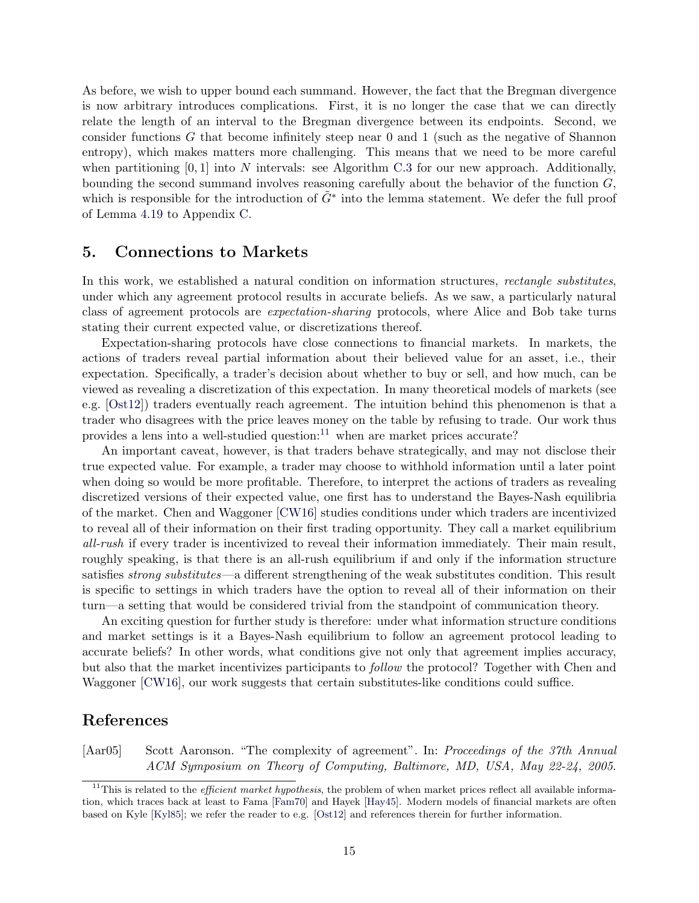As before, we wish to upper bound each summand. However, the fact that the Bregman divergence is now arbitrary introduces complications. First, it is no longer the case that we can directly relate the length of an interval to the Bregman divergence between its endpoints. Second, we consider functions $G$ that become infinitely steep near 0 and 1 (such as the negative of Shannon entropy), which makes matters more challenging. This means that we need to be more careful when partitioning $[0, 1]$ into $N$ intervals: see Algorithm C.3 for our new approach. Additionally, bounding the second summand involves reasoning carefully about the behavior of the function $G$, which is responsible for the introduction of $\tilde{G}^*$ into the lemma statement. We defer the full proof of Lemma 4.19 to Appendix C.

## 5. Connections to Markets

In this work, we established a natural condition on information structures, *rectangle substitutes*, under which any agreement protocol results in accurate beliefs. As we saw, a particularly natural class of agreement protocols are *expectation-sharing* protocols, where Alice and Bob take turns stating their current expected value, or discretizations thereof.

Expectation-sharing protocols have close connections to financial markets. In markets, the actions of traders reveal partial information about their believed value for an asset, i.e., their expectation. Specifically, a trader's decision about whether to buy or sell, and how much, can be viewed as revealing a discretization of this expectation. In many theoretical models of markets (see e.g. [Ost12]) traders eventually reach agreement. The intuition behind this phenomenon is that a trader who disagrees with the price leaves money on the table by refusing to trade. Our work thus provides a lens into a well-studied question:[11] when are market prices accurate?

An important caveat, however, is that traders behave strategically, and may not disclose their true expected value. For example, a trader may choose to withhold information until a later point when doing so would be more profitable. Therefore, to interpret the actions of traders as revealing discretized versions of their expected value, one first has to understand the Bayes-Nash equilibria of the market. Chen and Waggoner [CW16] studies conditions under which traders are incentivized to reveal all of their information on their first trading opportunity. They call a market equilibrium *all-rush* if every trader is incentivized to reveal their information immediately. Their main result, roughly speaking, is that there is an all-rush equilibrium if and only if the information structure satisfies *strong substitutes*—a different strengthening of the weak substitutes condition. This result is specific to settings in which traders have the option to reveal all of their information on their turn—a setting that would be considered trivial from the standpoint of communication theory.

An exciting question for further study is therefore: under what information structure conditions and market settings is it a Bayes-Nash equilibrium to follow an agreement protocol leading to accurate beliefs? In other words, what conditions give not only that agreement implies accuracy, but also that the market incentivizes participants to *follow* the protocol? Together with Chen and Waggoner [CW16], our work suggests that certain substitutes-like conditions could suffice.

## References

[Aar05] Scott Aaronson. "The complexity of agreement". In: *Proceedings of the 37th Annual ACM Symposium on Theory of Computing, Baltimore, MD, USA, May 22-24, 2005.*

[11] This is related to the *efficient market hypothesis*, the problem of when market prices reflect all available information, which traces back at least to Fama [Fam70] and Hayek [Hay45]. Modern models of financial markets are often based on Kyle [Kyl85]; we refer the reader to e.g. [Ost12] and references therein for further information.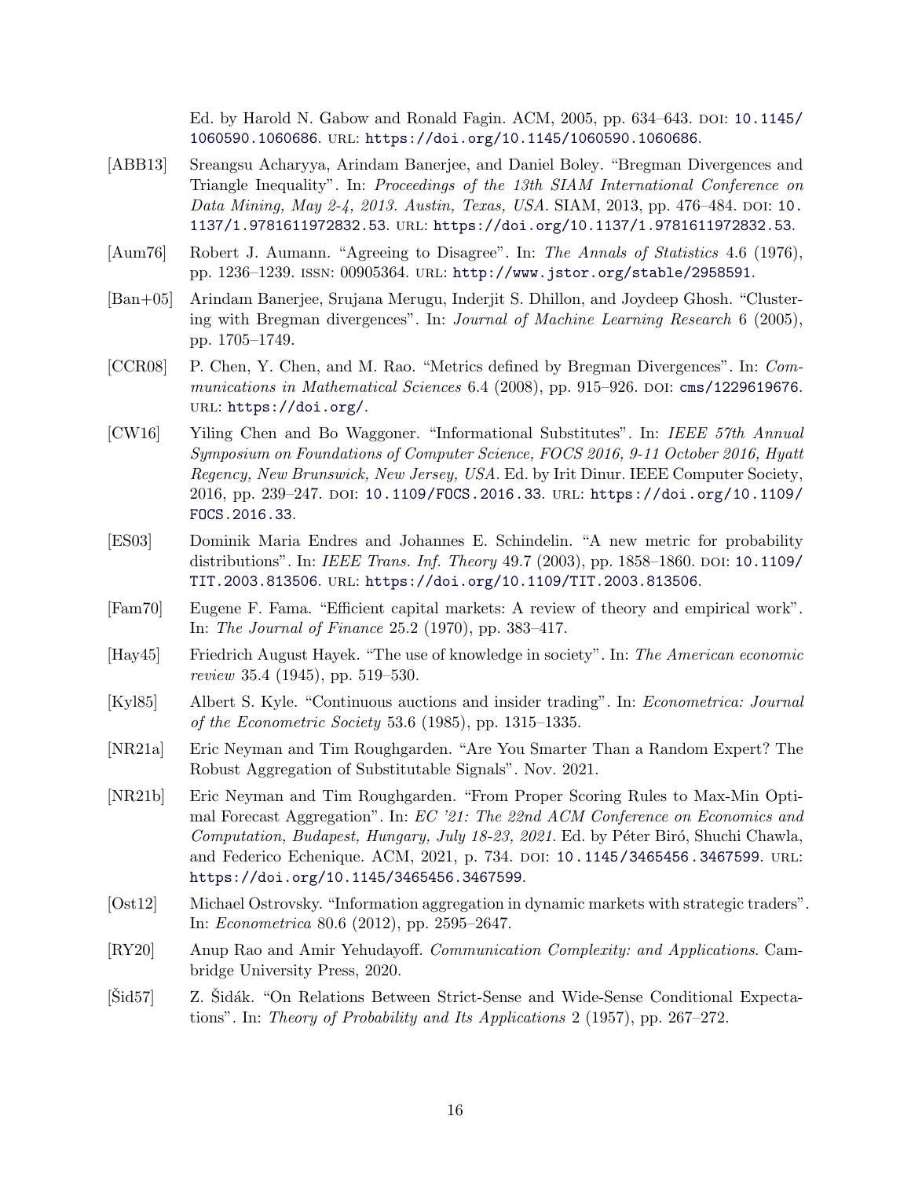Ed. by Harold N. Gabow and Ronald Fagin. ACM, 2005, pp. 634–643. DOI: 10.1145/1060590.1060686. URL: https://doi.org/10.1145/1060590.1060686.

[ABB13] Sreangsu Acharyya, Arindam Banerjee, and Daniel Boley. "Bregman Divergences and Triangle Inequality". In: *Proceedings of the 13th SIAM International Conference on Data Mining, May 2-4, 2013. Austin, Texas, USA*. SIAM, 2013, pp. 476–484. DOI: 10.1137/1.9781611972832.53. URL: https://doi.org/10.1137/1.9781611972832.53.

[Aum76] Robert J. Aumann. "Agreeing to Disagree". In: *The Annals of Statistics* 4.6 (1976), pp. 1236–1239. ISSN: 00905364. URL: http://www.jstor.org/stable/2958591.

[Ban+05] Arindam Banerjee, Srujana Merugu, Inderjit S. Dhillon, and Joydeep Ghosh. "Clustering with Bregman divergences". In: *Journal of Machine Learning Research* 6 (2005), pp. 1705–1749.

[CCR08] P. Chen, Y. Chen, and M. Rao. "Metrics defined by Bregman Divergences". In: *Communications in Mathematical Sciences* 6.4 (2008), pp. 915–926. DOI: cms/1229619676. URL: https://doi.org/.

[CW16] Yiling Chen and Bo Waggoner. "Informational Substitutes". In: *IEEE 57th Annual Symposium on Foundations of Computer Science, FOCS 2016, 9-11 October 2016, Hyatt Regency, New Brunswick, New Jersey, USA*. Ed. by Irit Dinur. IEEE Computer Society, 2016, pp. 239–247. DOI: 10.1109/FOCS.2016.33. URL: https://doi.org/10.1109/FOCS.2016.33.

[ES03] Dominik Maria Endres and Johannes E. Schindelin. "A new metric for probability distributions". In: *IEEE Trans. Inf. Theory* 49.7 (2003), pp. 1858–1860. DOI: 10.1109/TIT.2003.813506. URL: https://doi.org/10.1109/TIT.2003.813506.

[Fam70] Eugene F. Fama. "Efficient capital markets: A review of theory and empirical work". In: *The Journal of Finance* 25.2 (1970), pp. 383–417.

[Hay45] Friedrich August Hayek. "The use of knowledge in society". In: *The American economic review* 35.4 (1945), pp. 519–530.

[Kyl85] Albert S. Kyle. "Continuous auctions and insider trading". In: *Econometrica: Journal of the Econometric Society* 53.6 (1985), pp. 1315–1335.

[NR21a] Eric Neyman and Tim Roughgarden. "Are You Smarter Than a Random Expert? The Robust Aggregation of Substitutable Signals". Nov. 2021.

[NR21b] Eric Neyman and Tim Roughgarden. "From Proper Scoring Rules to Max-Min Optimal Forecast Aggregation". In: *EC '21: The 22nd ACM Conference on Economics and Computation, Budapest, Hungary, July 18-23, 2021*. Ed. by Péter Biró, Shuchi Chawla, and Federico Echenique. ACM, 2021, p. 734. DOI: 10.1145/3465456.3467599. URL: https://doi.org/10.1145/3465456.3467599.

[Ost12] Michael Ostrovsky. "Information aggregation in dynamic markets with strategic traders". In: *Econometrica* 80.6 (2012), pp. 2595–2647.

[RY20] Anup Rao and Amir Yehudayoff. *Communication Complexity: and Applications*. Cambridge University Press, 2020.

[Šid57] Z. Šidák. "On Relations Between Strict-Sense and Wide-Sense Conditional Expectations". In: *Theory of Probability and Its Applications* 2 (1957), pp. 267–272.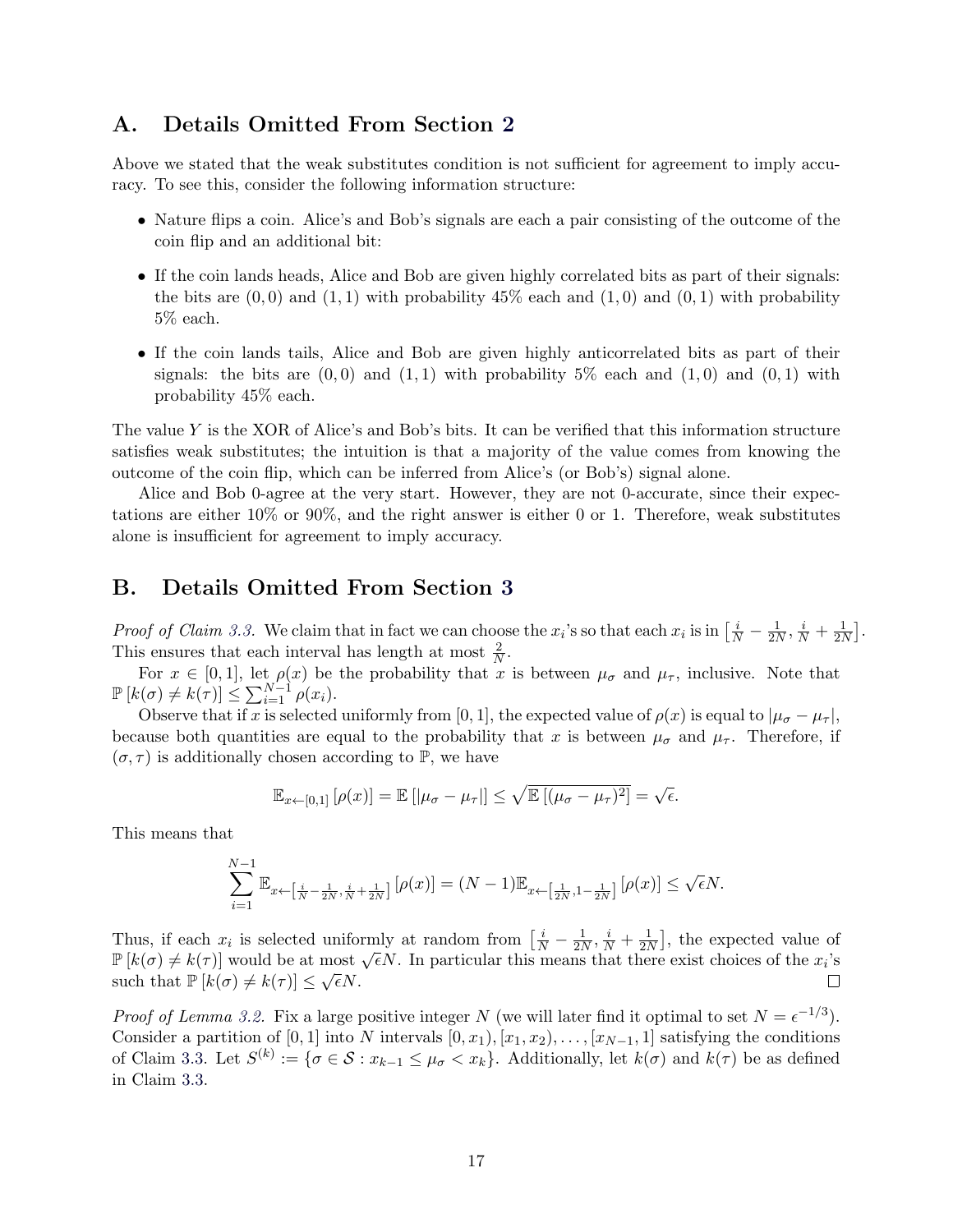# A. Details Omitted From Section 2

Above we stated that the weak substitutes condition is not sufficient for agreement to imply accuracy. To see this, consider the following information structure:

- Nature flips a coin. Alice's and Bob's signals are each a pair consisting of the outcome of the coin flip and an additional bit:
- If the coin lands heads, Alice and Bob are given highly correlated bits as part of their signals: the bits are $(0,0)$ and $(1,1)$ with probability 45% each and $(1,0)$ and $(0,1)$ with probability 5% each.
- If the coin lands tails, Alice and Bob are given highly anticorrelated bits as part of their signals: the bits are $(0,0)$ and $(1,1)$ with probability 5% each and $(1,0)$ and $(0,1)$ with probability 45% each.

The value $Y$ is the XOR of Alice's and Bob's bits. It can be verified that this information structure satisfies weak substitutes; the intuition is that a majority of the value comes from knowing the outcome of the coin flip, which can be inferred from Alice's (or Bob's) signal alone.

Alice and Bob 0-agree at the very start. However, they are not 0-accurate, since their expectations are either 10% or 90%, and the right answer is either 0 or 1. Therefore, weak substitutes alone is insufficient for agreement to imply accuracy.

# B. Details Omitted From Section 3

*Proof of Claim 3.3.* We claim that in fact we can choose the $x_i$'s so that each $x_i$ is in $\left[\frac{i}{N} - \frac{1}{2N}, \frac{i}{N} + \frac{1}{2N}\right]$. This ensures that each interval has length at most $\frac{2}{N}$.

For $x \in [0,1]$, let $\rho(x)$ be the probability that $x$ is between $\mu_\sigma$ and $\mu_\tau$, inclusive. Note that $\mathbb{P}\left[k(\sigma) \neq k(\tau)\right] \leq \sum_{i=1}^{N-1} \rho(x_i)$.

Observe that if $x$ is selected uniformly from $[0,1]$, the expected value of $\rho(x)$ is equal to $|\mu_\sigma - \mu_\tau|$, because both quantities are equal to the probability that $x$ is between $\mu_\sigma$ and $\mu_\tau$. Therefore, if $(\sigma, \tau)$ is additionally chosen according to $\mathbb{P}$, we have

$$\mathbb{E}_{x \leftarrow [0,1]}\left[\rho(x)\right] = \mathbb{E}\left[|\mu_\sigma - \mu_\tau|\right] \leq \sqrt{\mathbb{E}\left[(\mu_\sigma - \mu_\tau)^2\right]} = \sqrt{\epsilon}.$$

This means that

$$\sum_{i=1}^{N-1} \mathbb{E}_{x \leftarrow \left[\frac{i}{N} - \frac{1}{2N}, \frac{i}{N} + \frac{1}{2N}\right]}\left[\rho(x)\right] = (N-1)\mathbb{E}_{x \leftarrow \left[\frac{1}{2N}, 1 - \frac{1}{2N}\right]}\left[\rho(x)\right] \leq \sqrt{\epsilon}N.$$

Thus, if each $x_i$ is selected uniformly at random from $\left[\frac{i}{N} - \frac{1}{2N}, \frac{i}{N} + \frac{1}{2N}\right]$, the expected value of $\mathbb{P}\left[k(\sigma) \neq k(\tau)\right]$ would be at most $\sqrt{\epsilon}N$. In particular this means that there exist choices of the $x_i$'s such that $\mathbb{P}\left[k(\sigma) \neq k(\tau)\right] \leq \sqrt{\epsilon}N$. □

*Proof of Lemma 3.2.* Fix a large positive integer $N$ (we will later find it optimal to set $N = \epsilon^{-1/3}$). Consider a partition of $[0,1]$ into $N$ intervals $[0, x_1), [x_1, x_2), \ldots, [x_{N-1}, 1]$ satisfying the conditions of Claim 3.3. Let $S^{(k)} := \{\sigma \in \mathcal{S} : x_{k-1} \leq \mu_\sigma < x_k\}$. Additionally, let $k(\sigma)$ and $k(\tau)$ be as defined in Claim 3.3.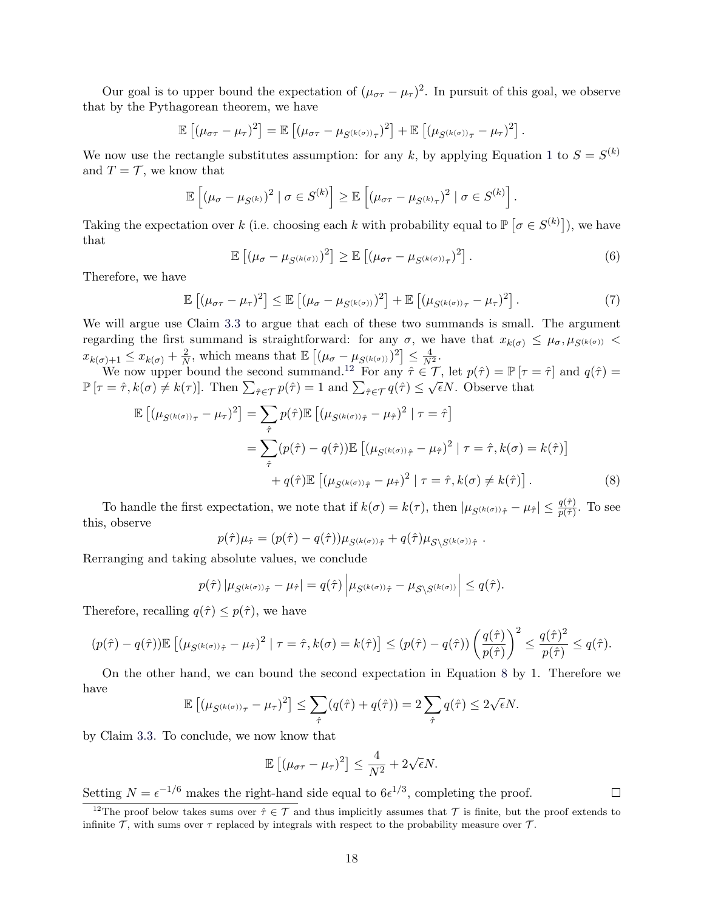Our goal is to upper bound the expectation of $(\mu_{\sigma\tau} - \mu_\tau)^2$. In pursuit of this goal, we observe that by the Pythagorean theorem, we have

$$\mathbb{E}\left[(\mu_{\sigma\tau} - \mu_\tau)^2\right] = \mathbb{E}\left[(\mu_{\sigma\tau} - \mu_{S^{(k(\sigma))}\tau})^2\right] + \mathbb{E}\left[(\mu_{S^{(k(\sigma))}\tau} - \mu_\tau)^2\right].$$

We now use the rectangle substitutes assumption: for any $k$, by applying Equation 1 to $S = S^{(k)}$ and $T = \mathcal{T}$, we know that

$$\mathbb{E}\left[(\mu_\sigma - \mu_{S^{(k)}})^2 \mid \sigma \in S^{(k)}\right] \geq \mathbb{E}\left[(\mu_{\sigma\tau} - \mu_{S^{(k)}\tau})^2 \mid \sigma \in S^{(k)}\right].$$

Taking the expectation over $k$ (i.e. choosing each $k$ with probability equal to $\mathbb{P}\left[\sigma \in S^{(k)}\right]$), we have that

$$\mathbb{E}\left[(\mu_\sigma - \mu_{S^{(k(\sigma))}})^2\right] \geq \mathbb{E}\left[(\mu_{\sigma\tau} - \mu_{S^{(k(\sigma))}\tau})^2\right]. \tag{6}$$

Therefore, we have

$$\mathbb{E}\left[(\mu_{\sigma\tau} - \mu_\tau)^2\right] \leq \mathbb{E}\left[(\mu_\sigma - \mu_{S^{(k(\sigma))}})^2\right] + \mathbb{E}\left[(\mu_{S^{(k(\sigma))}\tau} - \mu_\tau)^2\right]. \tag{7}$$

We will argue use Claim 3.3 to argue that each of these two summands is small. The argument regarding the first summand is straightforward: for any $\sigma$, we have that $x_{k(\sigma)} \leq \mu_\sigma, \mu_{S^{(k(\sigma))}} < x_{k(\sigma)+1} \leq x_{k(\sigma)} + \frac{2}{N}$, which means that $\mathbb{E}\left[(\mu_\sigma - \mu_{S^{(k(\sigma))}})^2\right] \leq \frac{4}{N^2}$.

We now upper bound the second summand.[12] For any $\hat{\tau} \in \mathcal{T}$, let $p(\hat{\tau}) = \mathbb{P}\left[\tau = \hat{\tau}\right]$ and $q(\hat{\tau}) = \mathbb{P}\left[\tau = \hat{\tau}, k(\sigma) \neq k(\tau)\right]$. Then $\sum_{\hat{\tau} \in \mathcal{T}} p(\hat{\tau}) = 1$ and $\sum_{\hat{\tau} \in \mathcal{T}} q(\hat{\tau}) \leq \sqrt{\epsilon} N$. Observe that

$$\begin{aligned}
\mathbb{E}\left[(\mu_{S^{(k(\sigma))}\tau} - \mu_\tau)^2\right] &= \sum_{\hat{\tau}} p(\hat{\tau}) \mathbb{E}\left[(\mu_{S^{(k(\sigma))}\hat{\tau}} - \mu_{\hat{\tau}})^2 \mid \tau = \hat{\tau}\right] \\
&= \sum_{\hat{\tau}} (p(\hat{\tau}) - q(\hat{\tau})) \mathbb{E}\left[(\mu_{S^{(k(\sigma))}\hat{\tau}} - \mu_{\hat{\tau}})^2 \mid \tau = \hat{\tau}, k(\sigma) = k(\hat{\tau})\right] \\
&\quad + q(\hat{\tau}) \mathbb{E}\left[(\mu_{S^{(k(\sigma))}\hat{\tau}} - \mu_{\hat{\tau}})^2 \mid \tau = \hat{\tau}, k(\sigma) \neq k(\hat{\tau})\right].
\end{aligned} \tag{8}$$

To handle the first expectation, we note that if $k(\sigma) = k(\tau)$, then $|\mu_{S^{(k(\sigma))}\hat{\tau}} - \mu_{\hat{\tau}}| \leq \frac{q(\hat{\tau})}{p(\hat{\tau})}$. To see this, observe

$$p(\hat{\tau}) \mu_{\hat{\tau}} = (p(\hat{\tau}) - q(\hat{\tau})) \mu_{S^{(k(\sigma))}\hat{\tau}} + q(\hat{\tau}) \mu_{\mathcal{S} \setminus S^{(k(\sigma))}\hat{\tau}}.$$

Rerranging and taking absolute values, we conclude

$$p(\hat{\tau}) \left|\mu_{S^{(k(\sigma))}\hat{\tau}} - \mu_{\hat{\tau}}\right| = q(\hat{\tau}) \left|\mu_{S^{(k(\sigma))}\hat{\tau}} - \mu_{\mathcal{S} \setminus S^{(k(\sigma))}}\right| \leq q(\hat{\tau}).$$

Therefore, recalling $q(\hat{\tau}) \leq p(\hat{\tau})$, we have

$$(p(\hat{\tau}) - q(\hat{\tau})) \mathbb{E}\left[(\mu_{S^{(k(\sigma))}\hat{\tau}} - \mu_{\hat{\tau}})^2 \mid \tau = \hat{\tau}, k(\sigma) = k(\hat{\tau})\right] \leq (p(\hat{\tau}) - q(\hat{\tau})) \left(\frac{q(\hat{\tau})}{p(\hat{\tau})}\right)^2 \leq \frac{q(\hat{\tau})^2}{p(\hat{\tau})} \leq q(\hat{\tau}).$$

On the other hand, we can bound the second expectation in Equation 8 by 1. Therefore we have

$$\mathbb{E}\left[(\mu_{S^{(k(\sigma))}\tau} - \mu_\tau)^2\right] \leq \sum_{\hat{\tau}} (q(\hat{\tau}) + q(\hat{\tau})) = 2 \sum_{\hat{\tau}} q(\hat{\tau}) \leq 2\sqrt{\epsilon} N.$$

by Claim 3.3. To conclude, we now know that

$$\mathbb{E}\left[(\mu_{\sigma\tau} - \mu_\tau)^2\right] \leq \frac{4}{N^2} + 2\sqrt{\epsilon} N.$$

Setting $N = \epsilon^{-1/6}$ makes the right-hand side equal to $6\epsilon^{1/3}$, completing the proof. □

[12] The proof below takes sums over $\hat{\tau} \in \mathcal{T}$ and thus implicitly assumes that $\mathcal{T}$ is finite, but the proof extends to infinite $\mathcal{T}$, with sums over $\tau$ replaced by integrals with respect to the probability measure over $\mathcal{T}$.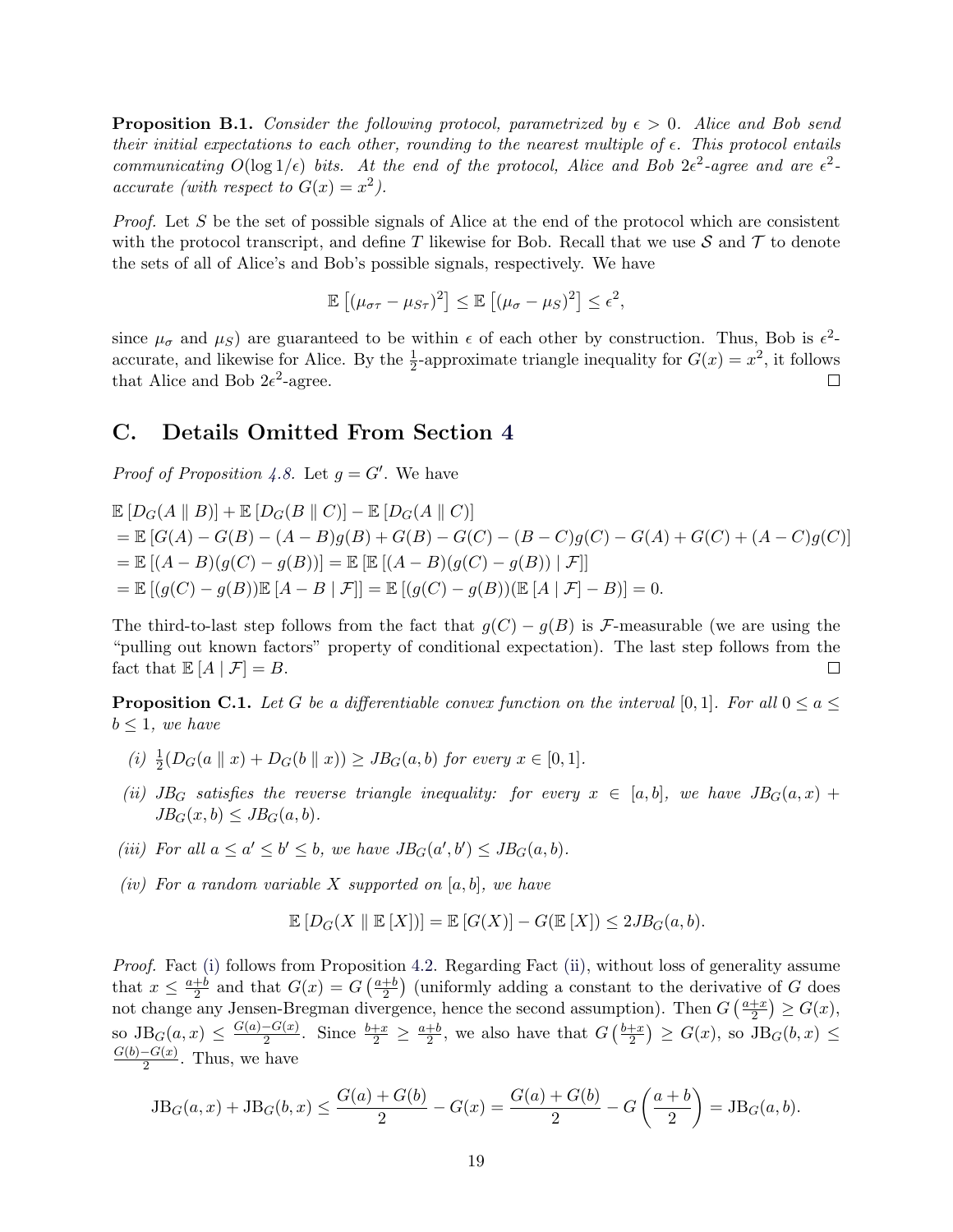**Proposition B.1.** *Consider the following protocol, parametrized by $\epsilon > 0$. Alice and Bob send their initial expectations to each other, rounding to the nearest multiple of $\epsilon$. This protocol entails communicating $O(\log 1/\epsilon)$ bits. At the end of the protocol, Alice and Bob $2\epsilon^2$-agree and are $\epsilon^2$-accurate (with respect to $G(x) = x^2$).*

*Proof.* Let $S$ be the set of possible signals of Alice at the end of the protocol which are consistent with the protocol transcript, and define $T$ likewise for Bob. Recall that we use $\mathcal{S}$ and $\mathcal{T}$ to denote the sets of all of Alice's and Bob's possible signals, respectively. We have

$$\mathbb{E}\left[(\mu_{\sigma\tau} - \mu_{S\tau})^2\right] \leq \mathbb{E}\left[(\mu_\sigma - \mu_S)^2\right] \leq \epsilon^2,$$

since $\mu_\sigma$ and $\mu_S$) are guaranteed to be within $\epsilon$ of each other by construction. Thus, Bob is $\epsilon^2$-accurate, and likewise for Alice. By the $\frac{1}{2}$-approximate triangle inequality for $G(x) = x^2$, it follows that Alice and Bob $2\epsilon^2$-agree. □

# C. Details Omitted From Section 4

*Proof of Proposition 4.8.* Let $g = G'$. We have

$$\begin{aligned}
&\mathbb{E}\left[D_G(A \parallel B)\right] + \mathbb{E}\left[D_G(B \parallel C)\right] - \mathbb{E}\left[D_G(A \parallel C)\right] \\
&= \mathbb{E}\left[G(A) - G(B) - (A - B)g(B) + G(B) - G(C) - (B - C)g(C) - G(A) + G(C) + (A - C)g(C)\right] \\
&= \mathbb{E}\left[(A - B)(g(C) - g(B))\right] = \mathbb{E}\left[\mathbb{E}\left[(A - B)(g(C) - g(B)) \mid \mathcal{F}\right]\right] \\
&= \mathbb{E}\left[(g(C) - g(B))\mathbb{E}\left[A - B \mid \mathcal{F}\right]\right] = \mathbb{E}\left[(g(C) - g(B))(\mathbb{E}\left[A \mid \mathcal{F}\right] - B)\right] = 0.
\end{aligned}$$

The third-to-last step follows from the fact that $g(C) - g(B)$ is $\mathcal{F}$-measurable (we are using the "pulling out known factors" property of conditional expectation). The last step follows from the fact that $\mathbb{E}\left[A \mid \mathcal{F}\right] = B$. □

**Proposition C.1.** *Let $G$ be a differentiable convex function on the interval $[0, 1]$. For all $0 \leq a \leq b \leq 1$, we have*

*(i) $\frac{1}{2}(D_G(a \parallel x) + D_G(b \parallel x)) \geq JB_G(a, b)$ for every $x \in [0, 1]$.*

*(ii) $JB_G$ satisfies the reverse triangle inequality: for every $x \in [a, b]$, we have $JB_G(a, x) + JB_G(x, b) \leq JB_G(a, b)$.*

*(iii) For all $a \leq a' \leq b' \leq b$, we have $JB_G(a', b') \leq JB_G(a, b)$.*

*(iv) For a random variable $X$ supported on $[a, b]$, we have*

$$\mathbb{E}\left[D_G(X \parallel \mathbb{E}\left[X\right])\right] = \mathbb{E}\left[G(X)\right] - G(\mathbb{E}\left[X\right]) \leq 2JB_G(a, b).$$

*Proof.* Fact (i) follows from Proposition 4.2. Regarding Fact (ii), without loss of generality assume that $x \leq \frac{a+b}{2}$ and that $G(x) = G\left(\frac{a+b}{2}\right)$ (uniformly adding a constant to the derivative of $G$ does not change any Jensen-Bregman divergence, hence the second assumption). Then $G\left(\frac{a+x}{2}\right) \geq G(x)$, so $\text{JB}_G(a, x) \leq \frac{G(a) - G(x)}{2}$. Since $\frac{b+x}{2} \geq \frac{a+b}{2}$, we also have that $G\left(\frac{b+x}{2}\right) \geq G(x)$, so $\text{JB}_G(b, x) \leq \frac{G(b) - G(x)}{2}$. Thus, we have

$$\text{JB}_G(a, x) + \text{JB}_G(b, x) \leq \frac{G(a) + G(b)}{2} - G(x) = \frac{G(a) + G(b)}{2} - G\left(\frac{a+b}{2}\right) = \text{JB}_G(a, b).$$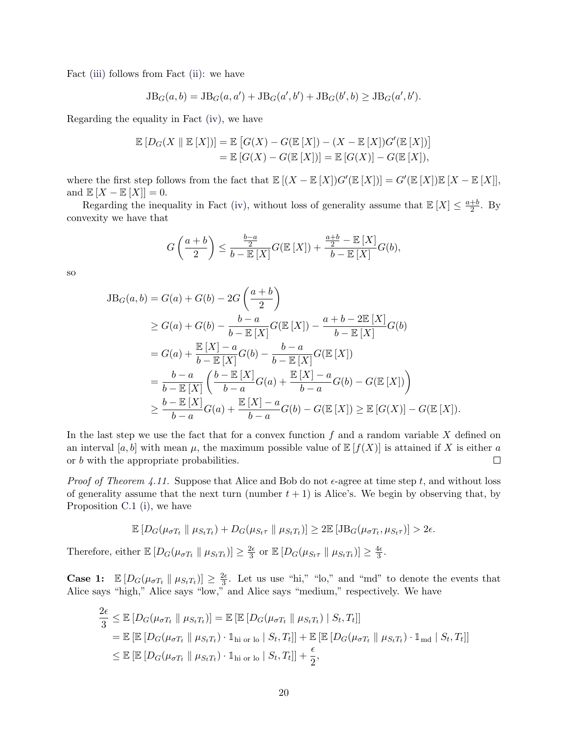Fact (iii) follows from Fact (ii): we have

$$\mathrm{JB}_G(a,b) = \mathrm{JB}_G(a,a') + \mathrm{JB}_G(a',b') + \mathrm{JB}_G(b',b) \geq \mathrm{JB}_G(a',b').$$

Regarding the equality in Fact (iv), we have

$$\begin{aligned}\mathbb{E}\left[D_G(X \parallel \mathbb{E}[X])\right] &= \mathbb{E}\left[G(X) - G(\mathbb{E}[X]) - (X - \mathbb{E}[X])G'(\mathbb{E}[X])\right] \\ &= \mathbb{E}\left[G(X) - G(\mathbb{E}[X])\right] = \mathbb{E}[G(X)] - G(\mathbb{E}[X]),\end{aligned}$$

where the first step follows from the fact that $\mathbb{E}[(X - \mathbb{E}[X])G'(\mathbb{E}[X])] = G'(\mathbb{E}[X])\mathbb{E}[X - \mathbb{E}[X]]$, and $\mathbb{E}[X - \mathbb{E}[X]] = 0$.

Regarding the inequality in Fact (iv), without loss of generality assume that $\mathbb{E}[X] \leq \frac{a+b}{2}$. By convexity we have that

$$G\left(\frac{a+b}{2}\right) \leq \frac{\frac{b-a}{2}}{b - \mathbb{E}[X]} G(\mathbb{E}[X]) + \frac{\frac{a+b}{2} - \mathbb{E}[X]}{b - \mathbb{E}[X]} G(b),$$

so

$$\begin{aligned}\mathrm{JB}_G(a,b) &= G(a) + G(b) - 2G\left(\frac{a+b}{2}\right) \\ &\geq G(a) + G(b) - \frac{b-a}{b-\mathbb{E}[X]}G(\mathbb{E}[X]) - \frac{a+b-2\mathbb{E}[X]}{b-\mathbb{E}[X]}G(b) \\ &= G(a) + \frac{\mathbb{E}[X]-a}{b-\mathbb{E}[X]}G(b) - \frac{b-a}{b-\mathbb{E}[X]}G(\mathbb{E}[X]) \\ &= \frac{b-a}{b-\mathbb{E}[X]}\left(\frac{b-\mathbb{E}[X]}{b-a}G(a) + \frac{\mathbb{E}[X]-a}{b-a}G(b) - G(\mathbb{E}[X])\right) \\ &\geq \frac{b-\mathbb{E}[X]}{b-a}G(a) + \frac{\mathbb{E}[X]-a}{b-a}G(b) - G(\mathbb{E}[X]) \geq \mathbb{E}[G(X)] - G(\mathbb{E}[X]).\end{aligned}$$

In the last step we use the fact that for a convex function $f$ and a random variable $X$ defined on an interval $[a,b]$ with mean $\mu$, the maximum possible value of $\mathbb{E}[f(X)]$ is attained if $X$ is either $a$ or $b$ with the appropriate probabilities. □

*Proof of Theorem 4.11.* Suppose that Alice and Bob do not $\epsilon$-agree at time step $t$, and without loss of generality assume that the next turn (number $t+1$) is Alice's. We begin by observing that, by Proposition C.1 (i), we have

$$\mathbb{E}\left[D_G(\mu_{\sigma T_t} \parallel \mu_{S_t T_t}) + D_G(\mu_{S_t \tau} \parallel \mu_{S_t T_t})\right] \geq 2\mathbb{E}\left[\mathrm{JB}_G(\mu_{\sigma T_t}, \mu_{S_t \tau})\right] > 2\epsilon.$$

Therefore, either $\mathbb{E}\left[D_G(\mu_{\sigma T_t} \parallel \mu_{S_t T_t})\right] \geq \frac{2\epsilon}{3}$ or $\mathbb{E}\left[D_G(\mu_{S_t \tau} \parallel \mu_{S_t T_t})\right] \geq \frac{4\epsilon}{3}$.

**Case 1:** $\mathbb{E}\left[D_G(\mu_{\sigma T_t} \parallel \mu_{S_t T_t})\right] \geq \frac{2\epsilon}{3}$. Let us use "hi," "lo," and "md" to denote the events that Alice says "high," Alice says "low," and Alice says "medium," respectively. We have

$$\begin{aligned}\frac{2\epsilon}{3} &\leq \mathbb{E}\left[D_G(\mu_{\sigma T_t} \parallel \mu_{S_t T_t})\right] = \mathbb{E}\left[\mathbb{E}\left[D_G(\mu_{\sigma T_t} \parallel \mu_{S_t T_t}) \mid S_t, T_t\right]\right] \\ &= \mathbb{E}\left[\mathbb{E}\left[D_G(\mu_{\sigma T_t} \parallel \mu_{S_t T_t}) \cdot \mathbb{1}_{\text{hi or lo}} \mid S_t, T_t\right]\right] + \mathbb{E}\left[\mathbb{E}\left[D_G(\mu_{\sigma T_t} \parallel \mu_{S_t T_t}) \cdot \mathbb{1}_{\text{md}} \mid S_t, T_t\right]\right] \\ &\leq \mathbb{E}\left[\mathbb{E}\left[D_G(\mu_{\sigma T_t} \parallel \mu_{S_t T_t}) \cdot \mathbb{1}_{\text{hi or lo}} \mid S_t, T_t\right]\right] + \frac{\epsilon}{2},\end{aligned}$$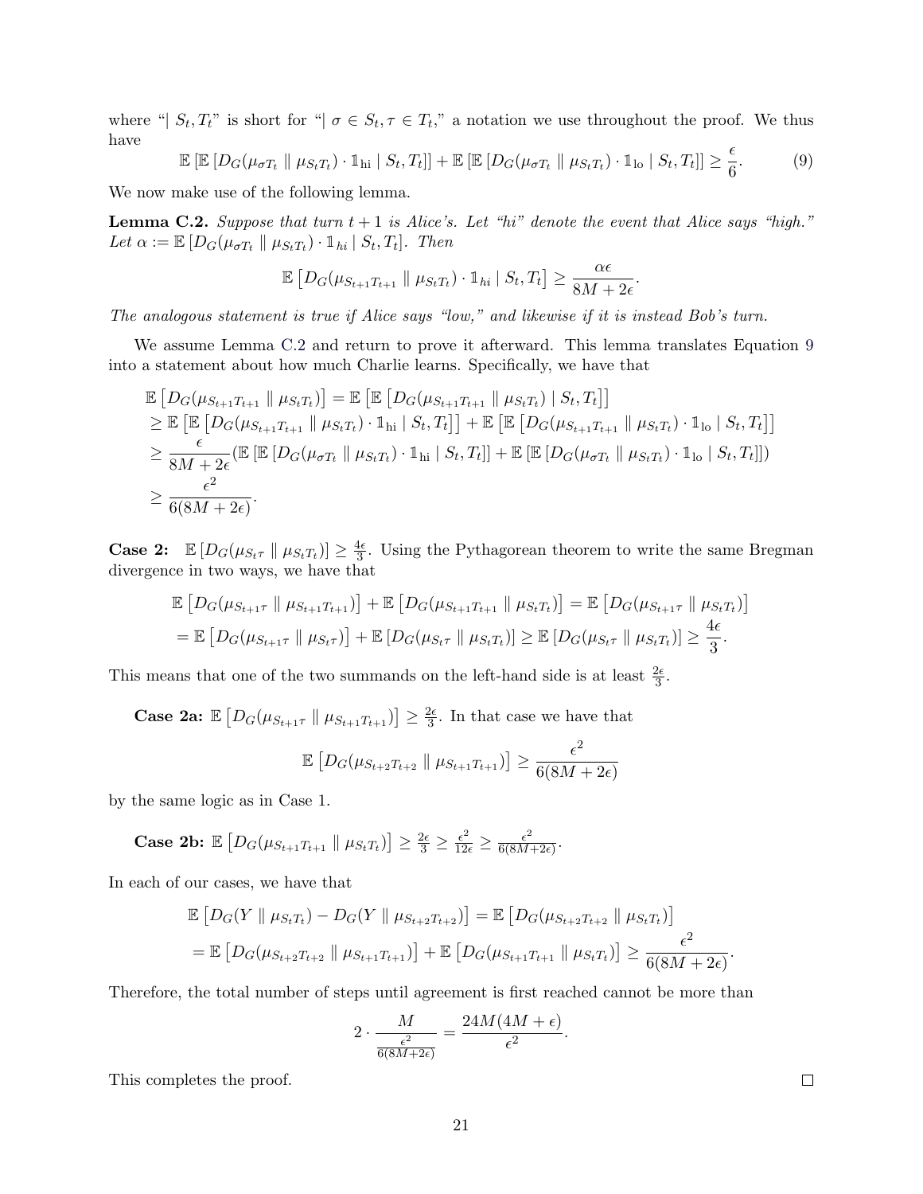where "$\mid S_t, T_t$" is short for "$\mid \sigma \in S_t, \tau \in T_t$," a notation we use throughout the proof. We thus have

$$\mathbb{E}\left[\mathbb{E}\left[D_G(\mu_{\sigma T_t} \parallel \mu_{S_t T_t}) \cdot \mathbb{1}_{\text{hi}} \mid S_t, T_t\right]\right] + \mathbb{E}\left[\mathbb{E}\left[D_G(\mu_{\sigma T_t} \parallel \mu_{S_t T_t}) \cdot \mathbb{1}_{\text{lo}} \mid S_t, T_t\right]\right] \geq \frac{\epsilon}{6}. \tag{9}$$

We now make use of the following lemma.

**Lemma C.2.** *Suppose that turn $t+1$ is Alice's. Let "hi" denote the event that Alice says "high." Let $\alpha := \mathbb{E}\left[D_G(\mu_{\sigma T_t} \parallel \mu_{S_t T_t}) \cdot \mathbb{1}_{hi} \mid S_t, T_t\right]$. Then*

$$\mathbb{E}\left[D_G(\mu_{S_{t+1} T_{t+1}} \parallel \mu_{S_t T_t}) \cdot \mathbb{1}_{hi} \mid S_t, T_t\right] \geq \frac{\alpha \epsilon}{8M + 2\epsilon}.$$

*The analogous statement is true if Alice says "low," and likewise if it is instead Bob's turn.*

We assume Lemma C.2 and return to prove it afterward. This lemma translates Equation 9 into a statement about how much Charlie learns. Specifically, we have that

$$\begin{aligned}
&\mathbb{E}\left[D_G(\mu_{S_{t+1} T_{t+1}} \parallel \mu_{S_t T_t})\right] = \mathbb{E}\left[\mathbb{E}\left[D_G(\mu_{S_{t+1} T_{t+1}} \parallel \mu_{S_t T_t}) \mid S_t, T_t\right]\right] \\
&\geq \mathbb{E}\left[\mathbb{E}\left[D_G(\mu_{S_{t+1} T_{t+1}} \parallel \mu_{S_t T_t}) \cdot \mathbb{1}_{\text{hi}} \mid S_t, T_t\right]\right] + \mathbb{E}\left[\mathbb{E}\left[D_G(\mu_{S_{t+1} T_{t+1}} \parallel \mu_{S_t T_t}) \cdot \mathbb{1}_{\text{lo}} \mid S_t, T_t\right]\right] \\
&\geq \frac{\epsilon}{8M + 2\epsilon}\left(\mathbb{E}\left[\mathbb{E}\left[D_G(\mu_{\sigma T_t} \parallel \mu_{S_t T_t}) \cdot \mathbb{1}_{\text{hi}} \mid S_t, T_t\right]\right] + \mathbb{E}\left[\mathbb{E}\left[D_G(\mu_{\sigma T_t} \parallel \mu_{S_t T_t}) \cdot \mathbb{1}_{\text{lo}} \mid S_t, T_t\right]\right]\right) \\
&\geq \frac{\epsilon^2}{6(8M + 2\epsilon)}.
\end{aligned}$$

**Case 2:** $\mathbb{E}\left[D_G(\mu_{S_t \tau} \parallel \mu_{S_t T_t})\right] \geq \frac{4\epsilon}{3}$. Using the Pythagorean theorem to write the same Bregman divergence in two ways, we have that

$$\begin{aligned}
&\mathbb{E}\left[D_G(\mu_{S_{t+1}\tau} \parallel \mu_{S_{t+1} T_{t+1}})\right] + \mathbb{E}\left[D_G(\mu_{S_{t+1} T_{t+1}} \parallel \mu_{S_t T_t})\right] = \mathbb{E}\left[D_G(\mu_{S_{t+1}\tau} \parallel \mu_{S_t T_t})\right] \\
&= \mathbb{E}\left[D_G(\mu_{S_{t+1}\tau} \parallel \mu_{S_t \tau})\right] + \mathbb{E}\left[D_G(\mu_{S_t \tau} \parallel \mu_{S_t T_t})\right] \geq \mathbb{E}\left[D_G(\mu_{S_t \tau} \parallel \mu_{S_t T_t})\right] \geq \frac{4\epsilon}{3}.
\end{aligned}$$

This means that one of the two summands on the left-hand side is at least $\frac{2\epsilon}{3}$.

**Case 2a:** $\mathbb{E}\left[D_G(\mu_{S_{t+1}\tau} \parallel \mu_{S_{t+1} T_{t+1}})\right] \geq \frac{2\epsilon}{3}$. In that case we have that

$$\mathbb{E}\left[D_G(\mu_{S_{t+2} T_{t+2}} \parallel \mu_{S_{t+1} T_{t+1}})\right] \geq \frac{\epsilon^2}{6(8M + 2\epsilon)}$$

by the same logic as in Case 1.

**Case 2b:** $\mathbb{E}\left[D_G(\mu_{S_{t+1} T_{t+1}} \parallel \mu_{S_t T_t})\right] \geq \frac{2\epsilon}{3} \geq \frac{\epsilon^2}{12\epsilon} \geq \frac{\epsilon^2}{6(8M+2\epsilon)}$.

In each of our cases, we have that

$$\begin{aligned}
&\mathbb{E}\left[D_G(Y \parallel \mu_{S_t T_t}) - D_G(Y \parallel \mu_{S_{t+2} T_{t+2}})\right] = \mathbb{E}\left[D_G(\mu_{S_{t+2} T_{t+2}} \parallel \mu_{S_t T_t})\right] \\
&= \mathbb{E}\left[D_G(\mu_{S_{t+2} T_{t+2}} \parallel \mu_{S_{t+1} T_{t+1}})\right] + \mathbb{E}\left[D_G(\mu_{S_{t+1} T_{t+1}} \parallel \mu_{S_t T_t})\right] \geq \frac{\epsilon^2}{6(8M + 2\epsilon)}.
\end{aligned}$$

Therefore, the total number of steps until agreement is first reached cannot be more than

$$2 \cdot \frac{M}{\frac{\epsilon^2}{6(8M+2\epsilon)}} = \frac{24M(4M + \epsilon)}{\epsilon^2}.$$

This completes the proof. $\square$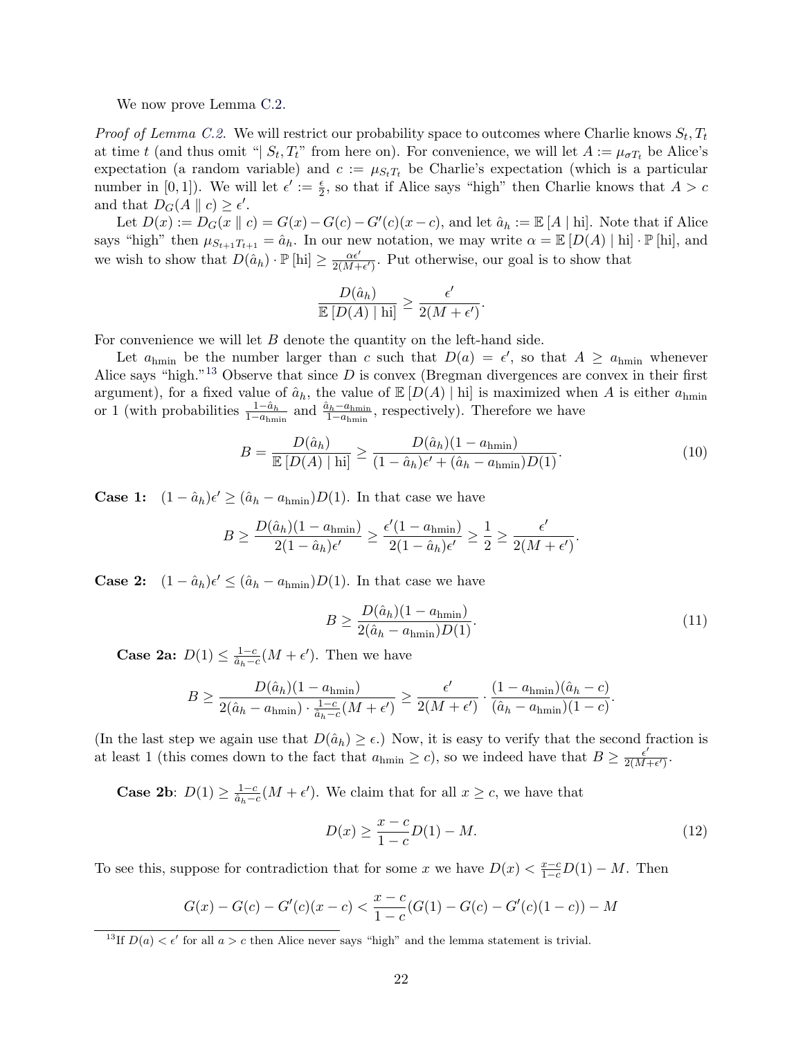We now prove Lemma C.2.

*Proof of Lemma C.2.* We will restrict our probability space to outcomes where Charlie knows $S_t, T_t$ at time $t$ (and thus omit "$\mid S_t, T_t$" from here on). For convenience, we will let $A := \mu_{\sigma T_t}$ be Alice's expectation (a random variable) and $c := \mu_{S_t T_t}$ be Charlie's expectation (which is a particular number in $[0, 1]$). We will let $\epsilon' := \frac{\epsilon}{2}$, so that if Alice says "high" then Charlie knows that $A > c$ and that $D_G(A \parallel c) \geq \epsilon'$.

Let $D(x) := D_G(x \parallel c) = G(x) - G(c) - G'(c)(x - c)$, and let $\hat{a}_h := \mathbb{E}[A \mid \text{hi}]$. Note that if Alice says "high" then $\mu_{S_{t+1}T_{t+1}} = \hat{a}_h$. In our new notation, we may write $\alpha = \mathbb{E}[D(A) \mid \text{hi}] \cdot \mathbb{P}[\text{hi}]$, and we wish to show that $D(\hat{a}_h) \cdot \mathbb{P}[\text{hi}] \geq \frac{\alpha \epsilon'}{2(M+\epsilon')}$. Put otherwise, our goal is to show that

$$\frac{D(\hat{a}_h)}{\mathbb{E}[D(A) \mid \text{hi}]} \geq \frac{\epsilon'}{2(M + \epsilon')}.$$

For convenience we will let $B$ denote the quantity on the left-hand side.

Let $a_{\text{hmin}}$ be the number larger than $c$ such that $D(a) = \epsilon'$, so that $A \geq a_{\text{hmin}}$ whenever Alice says "high."[13] Observe that since $D$ is convex (Bregman divergences are convex in their first argument), for a fixed value of $\hat{a}_h$, the value of $\mathbb{E}[D(A) \mid \text{hi}]$ is maximized when $A$ is either $a_{\text{hmin}}$ or 1 (with probabilities $\frac{1-\hat{a}_h}{1-a_{\text{hmin}}}$ and $\frac{\hat{a}_h - a_{\text{hmin}}}{1-a_{\text{hmin}}}$, respectively). Therefore we have

$$B = \frac{D(\hat{a}_h)}{\mathbb{E}[D(A) \mid \text{hi}]} \geq \frac{D(\hat{a}_h)(1 - a_{\text{hmin}})}{(1 - \hat{a}_h)\epsilon' + (\hat{a}_h - a_{\text{hmin}})D(1)}. \tag{10}$$

**Case 1:** $(1 - \hat{a}_h)\epsilon' \geq (\hat{a}_h - a_{\text{hmin}})D(1)$. In that case we have

$$B \geq \frac{D(\hat{a}_h)(1 - a_{\text{hmin}})}{2(1 - \hat{a}_h)\epsilon'} \geq \frac{\epsilon'(1 - a_{\text{hmin}})}{2(1 - \hat{a}_h)\epsilon'} \geq \frac{1}{2} \geq \frac{\epsilon'}{2(M + \epsilon')}.$$

**Case 2:** $(1 - \hat{a}_h)\epsilon' \leq (\hat{a}_h - a_{\text{hmin}})D(1)$. In that case we have

$$B \geq \frac{D(\hat{a}_h)(1 - a_{\text{hmin}})}{2(\hat{a}_h - a_{\text{hmin}})D(1)}. \tag{11}$$

**Case 2a:** $D(1) \leq \frac{1-c}{\hat{a}_h - c}(M + \epsilon')$. Then we have

$$B \geq \frac{D(\hat{a}_h)(1 - a_{\text{hmin}})}{2(\hat{a}_h - a_{\text{hmin}}) \cdot \frac{1-c}{\hat{a}_h - c}(M + \epsilon')} \geq \frac{\epsilon'}{2(M + \epsilon')} \cdot \frac{(1 - a_{\text{hmin}})(\hat{a}_h - c)}{(\hat{a}_h - a_{\text{hmin}})(1 - c)}.$$

(In the last step we again use that $D(\hat{a}_h) \geq \epsilon$.) Now, it is easy to verify that the second fraction is at least 1 (this comes down to the fact that $a_{\text{hmin}} \geq c$), so we indeed have that $B \geq \frac{\epsilon'}{2(M+\epsilon')}$.

**Case 2b**: $D(1) \geq \frac{1-c}{\hat{a}_h - c}(M + \epsilon')$. We claim that for all $x \geq c$, we have that

$$D(x) \geq \frac{x - c}{1 - c}D(1) - M. \tag{12}$$

To see this, suppose for contradiction that for some $x$ we have $D(x) < \frac{x-c}{1-c}D(1) - M$. Then

$$G(x) - G(c) - G'(c)(x - c) < \frac{x - c}{1 - c}(G(1) - G(c) - G'(c)(1 - c)) - M$$

[13] If $D(a) < \epsilon'$ for all $a > c$ then Alice never says "high" and the lemma statement is trivial.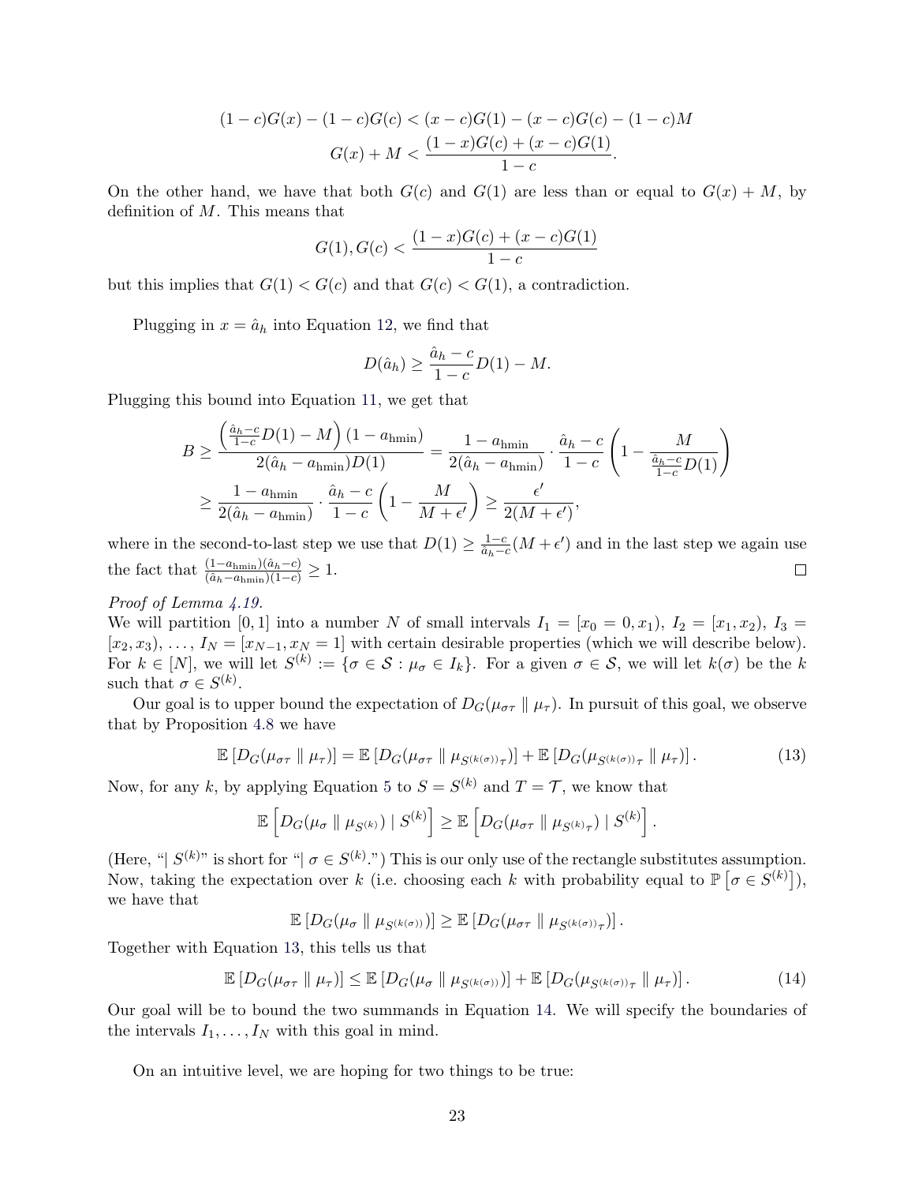$$(1-c)G(x) - (1-c)G(c) < (x-c)G(1) - (x-c)G(c) - (1-c)M$$
$$G(x) + M < \frac{(1-x)G(c) + (x-c)G(1)}{1-c}.$$

On the other hand, we have that both $G(c)$ and $G(1)$ are less than or equal to $G(x) + M$, by definition of $M$. This means that

$$G(1), G(c) < \frac{(1-x)G(c) + (x-c)G(1)}{1-c}$$

but this implies that $G(1) < G(c)$ and that $G(c) < G(1)$, a contradiction.

Plugging in $x = \hat{a}_h$ into Equation 12, we find that

$$D(\hat{a}_h) \geq \frac{\hat{a}_h - c}{1-c} D(1) - M.$$

Plugging this bound into Equation 11, we get that

$$B \geq \frac{\left(\frac{\hat{a}_h - c}{1-c} D(1) - M\right)(1 - a_{\text{hmin}})}{2(\hat{a}_h - a_{\text{hmin}})D(1)} = \frac{1 - a_{\text{hmin}}}{2(\hat{a}_h - a_{\text{hmin}})} \cdot \frac{\hat{a}_h - c}{1-c} \left(1 - \frac{M}{\frac{\hat{a}_h - c}{1-c} D(1)}\right)$$
$$\geq \frac{1 - a_{\text{hmin}}}{2(\hat{a}_h - a_{\text{hmin}})} \cdot \frac{\hat{a}_h - c}{1-c} \left(1 - \frac{M}{M + \epsilon'}\right) \geq \frac{\epsilon'}{2(M + \epsilon')},$$

where in the second-to-last step we use that $D(1) \geq \frac{1-c}{\hat{a}_h - c}(M + \epsilon')$ and in the last step we again use the fact that $\frac{(1-a_{\text{hmin}})(\hat{a}_h - c)}{(\hat{a}_h - a_{\text{hmin}})(1-c)} \geq 1$. □

*Proof of Lemma 4.19.*
We will partition $[0, 1]$ into a number $N$ of small intervals $I_1 = [x_0 = 0, x_1)$, $I_2 = [x_1, x_2)$, $I_3 = [x_2, x_3)$, $\dots$, $I_N = [x_{N-1}, x_N = 1]$ with certain desirable properties (which we will describe below). For $k \in [N]$, we will let $S^{(k)} := \{\sigma \in \mathcal{S} : \mu_\sigma \in I_k\}$. For a given $\sigma \in \mathcal{S}$, we will let $k(\sigma)$ be the $k$ such that $\sigma \in S^{(k)}$.

Our goal is to upper bound the expectation of $D_G(\mu_{\sigma\tau} \parallel \mu_\tau)$. In pursuit of this goal, we observe that by Proposition 4.8 we have

$$\mathbb{E}\left[D_G(\mu_{\sigma\tau} \parallel \mu_\tau)\right] = \mathbb{E}\left[D_G(\mu_{\sigma\tau} \parallel \mu_{S^{(k(\sigma))}\tau})\right] + \mathbb{E}\left[D_G(\mu_{S^{(k(\sigma))}\tau} \parallel \mu_\tau)\right]. \tag{13}$$

Now, for any $k$, by applying Equation 5 to $S = S^{(k)}$ and $T = \mathcal{T}$, we know that

$$\mathbb{E}\left[D_G(\mu_\sigma \parallel \mu_{S^{(k)}}) \mid S^{(k)}\right] \geq \mathbb{E}\left[D_G(\mu_{\sigma\tau} \parallel \mu_{S^{(k)}\tau}) \mid S^{(k)}\right].$$

(Here, "$\mid S^{(k)}$" is short for "$\mid \sigma \in S^{(k)}$.") This is our only use of the rectangle substitutes assumption. Now, taking the expectation over $k$ (i.e. choosing each $k$ with probability equal to $\mathbb{P}\left[\sigma \in S^{(k)}\right]$), we have that

$$\mathbb{E}\left[D_G(\mu_\sigma \parallel \mu_{S^{(k(\sigma))}})\right] \geq \mathbb{E}\left[D_G(\mu_{\sigma\tau} \parallel \mu_{S^{(k(\sigma))}\tau})\right].$$

Together with Equation 13, this tells us that

$$\mathbb{E}\left[D_G(\mu_{\sigma\tau} \parallel \mu_\tau)\right] \leq \mathbb{E}\left[D_G(\mu_\sigma \parallel \mu_{S^{(k(\sigma))}})\right] + \mathbb{E}\left[D_G(\mu_{S^{(k(\sigma))}\tau} \parallel \mu_\tau)\right]. \tag{14}$$

Our goal will be to bound the two summands in Equation 14. We will specify the boundaries of the intervals $I_1, \dots, I_N$ with this goal in mind.

On an intuitive level, we are hoping for two things to be true: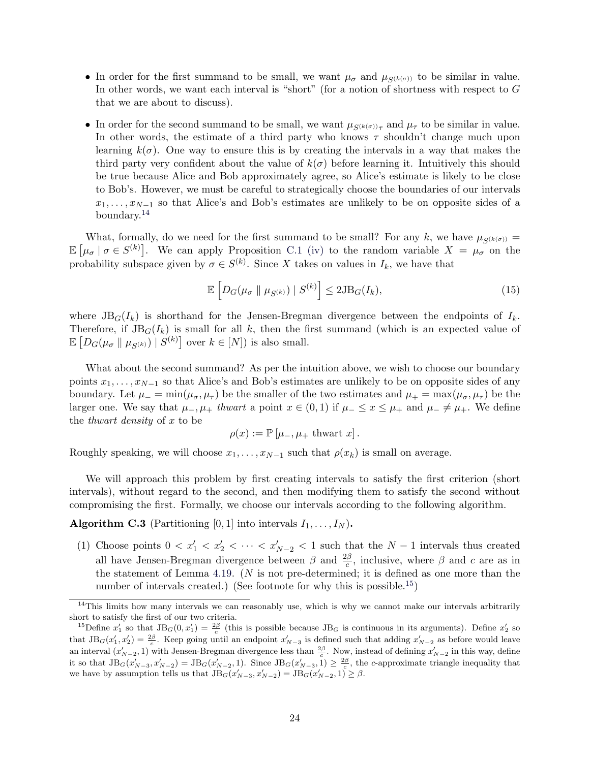- In order for the first summand to be small, we want $\mu_\sigma$ and $\mu_{S^{(k(\sigma))}}$ to be similar in value. In other words, we want each interval is "short" (for a notion of shortness with respect to $G$ that we are about to discuss).
- In order for the second summand to be small, we want $\mu_{S^{(k(\sigma))}\tau}$ and $\mu_\tau$ to be similar in value. In other words, the estimate of a third party who knows $\tau$ shouldn't change much upon learning $k(\sigma)$. One way to ensure this is by creating the intervals in a way that makes the third party very confident about the value of $k(\sigma)$ before learning it. Intuitively this should be true because Alice and Bob approximately agree, so Alice's estimate is likely to be close to Bob's. However, we must be careful to strategically choose the boundaries of our intervals $x_1, \dots, x_{N-1}$ so that Alice's and Bob's estimates are unlikely to be on opposite sides of a boundary.[14]

What, formally, do we need for the first summand to be small? For any $k$, we have $\mu_{S^{(k(\sigma))}} = \mathbb{E}\left[\mu_\sigma \mid \sigma \in S^{(k)}\right]$. We can apply Proposition C.1 (iv) to the random variable $X = \mu_\sigma$ on the probability subspace given by $\sigma \in S^{(k)}$. Since $X$ takes on values in $I_k$, we have that

$$\mathbb{E}\left[D_G(\mu_\sigma \parallel \mu_{S^{(k)}}) \mid S^{(k)}\right] \leq 2\mathrm{JB}_G(I_k), \tag{15}$$

where $\mathrm{JB}_G(I_k)$ is shorthand for the Jensen-Bregman divergence between the endpoints of $I_k$. Therefore, if $\mathrm{JB}_G(I_k)$ is small for all $k$, then the first summand (which is an expected value of $\mathbb{E}\left[D_G(\mu_\sigma \parallel \mu_{S^{(k)}}) \mid S^{(k)}\right]$ over $k \in [N]$) is also small.

What about the second summand? As per the intuition above, we wish to choose our boundary points $x_1, \dots, x_{N-1}$ so that Alice's and Bob's estimates are unlikely to be on opposite sides of any boundary. Let $\mu_- = \min(\mu_\sigma, \mu_\tau)$ be the smaller of the two estimates and $\mu_+ = \max(\mu_\sigma, \mu_\tau)$ be the larger one. We say that $\mu_-, \mu_+$ *thwart* a point $x \in (0,1)$ if $\mu_- \leq x \leq \mu_+$ and $\mu_- \neq \mu_+$. We define the *thwart density* of $x$ to be

$$\rho(x) := \mathbb{P}\left[\mu_-, \mu_+ \text{ thwart } x\right].$$

Roughly speaking, we will choose $x_1, \dots, x_{N-1}$ such that $\rho(x_k)$ is small on average.

We will approach this problem by first creating intervals to satisfy the first criterion (short intervals), without regard to the second, and then modifying them to satisfy the second without compromising the first. Formally, we choose our intervals according to the following algorithm.

**Algorithm C.3** (Partitioning $[0,1]$ into intervals $I_1, \dots, I_N$)**.**

(1) Choose points $0 < x'_1 < x'_2 < \dots < x'_{N-2} < 1$ such that the $N-1$ intervals thus created all have Jensen-Bregman divergence between $\beta$ and $\frac{2\beta}{c}$, inclusive, where $\beta$ and $c$ are as in the statement of Lemma 4.19. ($N$ is not pre-determined; it is defined as one more than the number of intervals created.) (See footnote for why this is possible.[15])

---

[14] This limits how many intervals we can reasonably use, which is why we cannot make our intervals arbitrarily short to satisfy the first of our two criteria.

[15] Define $x'_1$ so that $\mathrm{JB}_G(0, x'_1) = \frac{2\beta}{c}$ (this is possible because $\mathrm{JB}_G$ is continuous in its arguments). Define $x'_2$ so that $\mathrm{JB}_G(x'_1, x'_2) = \frac{2\beta}{c}$. Keep going until an endpoint $x'_{N-3}$ is defined such that adding $x'_{N-2}$ as before would leave an interval $(x'_{N-2}, 1)$ with Jensen-Bregman divergence less than $\frac{2\beta}{c}$. Now, instead of defining $x'_{N-2}$ in this way, define it so that $\mathrm{JB}_G(x'_{N-3}, x'_{N-2}) = \mathrm{JB}_G(x'_{N-2}, 1)$. Since $\mathrm{JB}_G(x'_{N-3}, 1) \geq \frac{2\beta}{c}$, the $c$-approximate triangle inequality that we have by assumption tells us that $\mathrm{JB}_G(x'_{N-3}, x'_{N-2}) = \mathrm{JB}_G(x'_{N-2}, 1) \geq \beta$.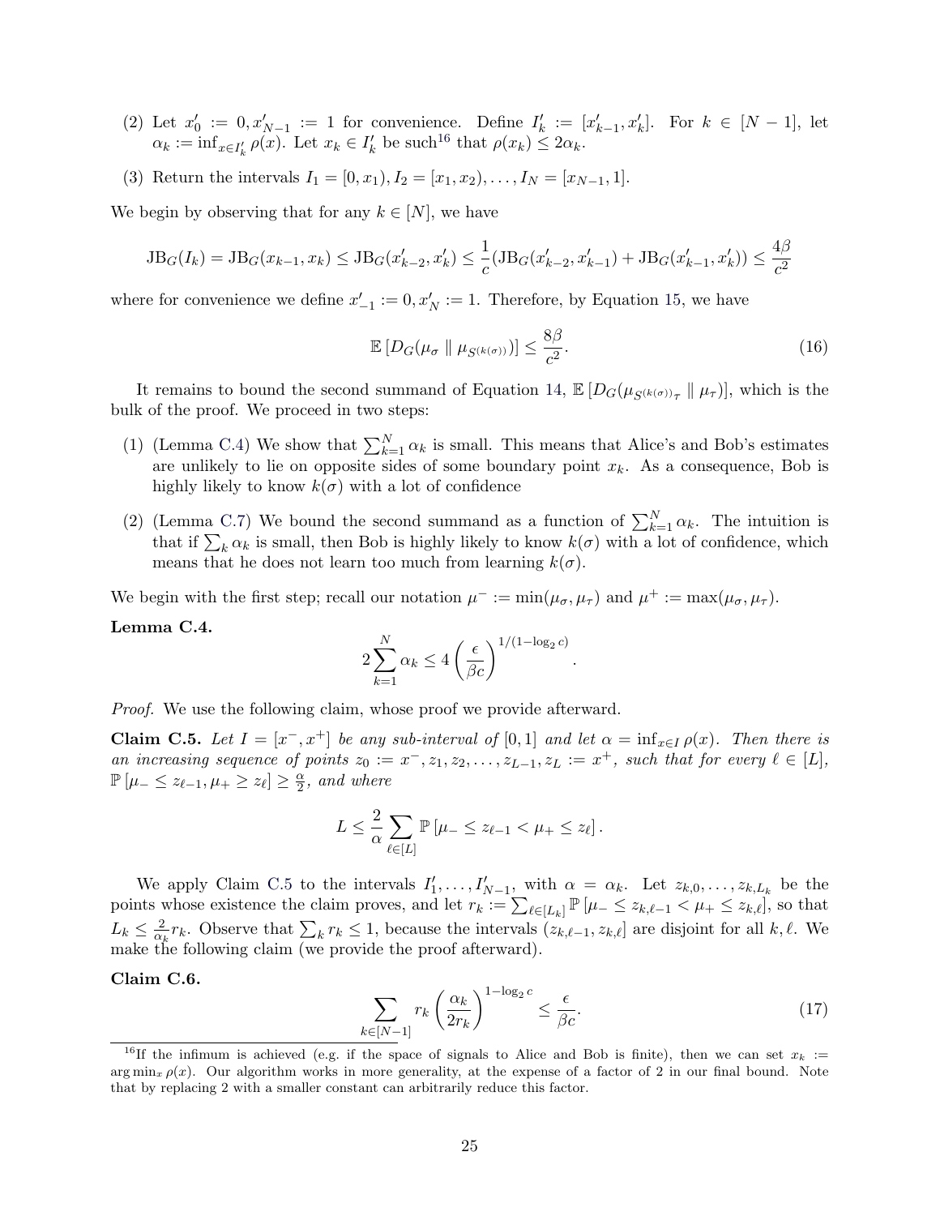(2) Let $x'_0 := 0, x'_{N-1} := 1$ for convenience. Define $I'_k := [x'_{k-1}, x'_k]$. For $k \in [N-1]$, let $\alpha_k := \inf_{x \in I'_k} \rho(x)$. Let $x_k \in I'_k$ be such[16] that $\rho(x_k) \leq 2\alpha_k$.

(3) Return the intervals $I_1 = [0, x_1), I_2 = [x_1, x_2), \ldots, I_N = [x_{N-1}, 1]$.

We begin by observing that for any $k \in [N]$, we have

$$\mathrm{JB}_G(I_k) = \mathrm{JB}_G(x_{k-1}, x_k) \leq \mathrm{JB}_G(x'_{k-2}, x'_k) \leq \frac{1}{c}(\mathrm{JB}_G(x'_{k-2}, x'_{k-1}) + \mathrm{JB}_G(x'_{k-1}, x'_k)) \leq \frac{4\beta}{c^2}$$

where for convenience we define $x'_{-1} := 0, x'_N := 1$. Therefore, by Equation 15, we have

$$\mathbb{E}\left[D_G(\mu_\sigma \parallel \mu_{S^{(k(\sigma))}})\right] \leq \frac{8\beta}{c^2}. \tag{16}$$

It remains to bound the second summand of Equation 14, $\mathbb{E}\left[D_G(\mu_{S^{(k(\sigma))}\tau} \parallel \mu_\tau)\right]$, which is the bulk of the proof. We proceed in two steps:

(1) (Lemma C.4) We show that $\sum_{k=1}^N \alpha_k$ is small. This means that Alice's and Bob's estimates are unlikely to lie on opposite sides of some boundary point $x_k$. As a consequence, Bob is highly likely to know $k(\sigma)$ with a lot of confidence

(2) (Lemma C.7) We bound the second summand as a function of $\sum_{k=1}^N \alpha_k$. The intuition is that if $\sum_k \alpha_k$ is small, then Bob is highly likely to know $k(\sigma)$ with a lot of confidence, which means that he does not learn too much from learning $k(\sigma)$.

We begin with the first step; recall our notation $\mu^- := \min(\mu_\sigma, \mu_\tau)$ and $\mu^+ := \max(\mu_\sigma, \mu_\tau)$.

**Lemma C.4.**

$$2\sum_{k=1}^N \alpha_k \leq 4\left(\frac{\epsilon}{\beta c}\right)^{1/(1-\log_2 c)}.$$

*Proof.* We use the following claim, whose proof we provide afterward.

**Claim C.5.** *Let $I = [x^-, x^+]$ be any sub-interval of $[0,1]$ and let $\alpha = \inf_{x \in I} \rho(x)$. Then there is an increasing sequence of points $z_0 := x^-, z_1, z_2, \ldots, z_{L-1}, z_L := x^+$, such that for every $\ell \in [L]$, $\mathbb{P}\left[\mu_- \leq z_{\ell-1}, \mu_+ \geq z_\ell\right] \geq \frac{\alpha}{2}$, and where*

$$L \leq \frac{2}{\alpha}\sum_{\ell \in [L]} \mathbb{P}\left[\mu_- \leq z_{\ell-1} < \mu_+ \leq z_\ell\right].$$

We apply Claim C.5 to the intervals $I'_1, \ldots, I'_{N-1}$, with $\alpha = \alpha_k$. Let $z_{k,0}, \ldots, z_{k,L_k}$ be the points whose existence the claim proves, and let $r_k := \sum_{\ell \in [L_k]} \mathbb{P}\left[\mu_- \leq z_{k,\ell-1} < \mu_+ \leq z_{k,\ell}\right]$, so that $L_k \leq \frac{2}{\alpha_k} r_k$. Observe that $\sum_k r_k \leq 1$, because the intervals $(z_{k,\ell-1}, z_{k,\ell}]$ are disjoint for all $k, \ell$. We make the following claim (we provide the proof afterward).

**Claim C.6.**

$$\sum_{k \in [N-1]} r_k \left(\frac{\alpha_k}{2r_k}\right)^{1-\log_2 c} \leq \frac{\epsilon}{\beta c}. \tag{17}$$

[16] If the infimum is achieved (e.g. if the space of signals to Alice and Bob is finite), then we can set $x_k := \arg\min_x \rho(x)$. Our algorithm works in more generality, at the expense of a factor of 2 in our final bound. Note that by replacing 2 with a smaller constant can arbitrarily reduce this factor.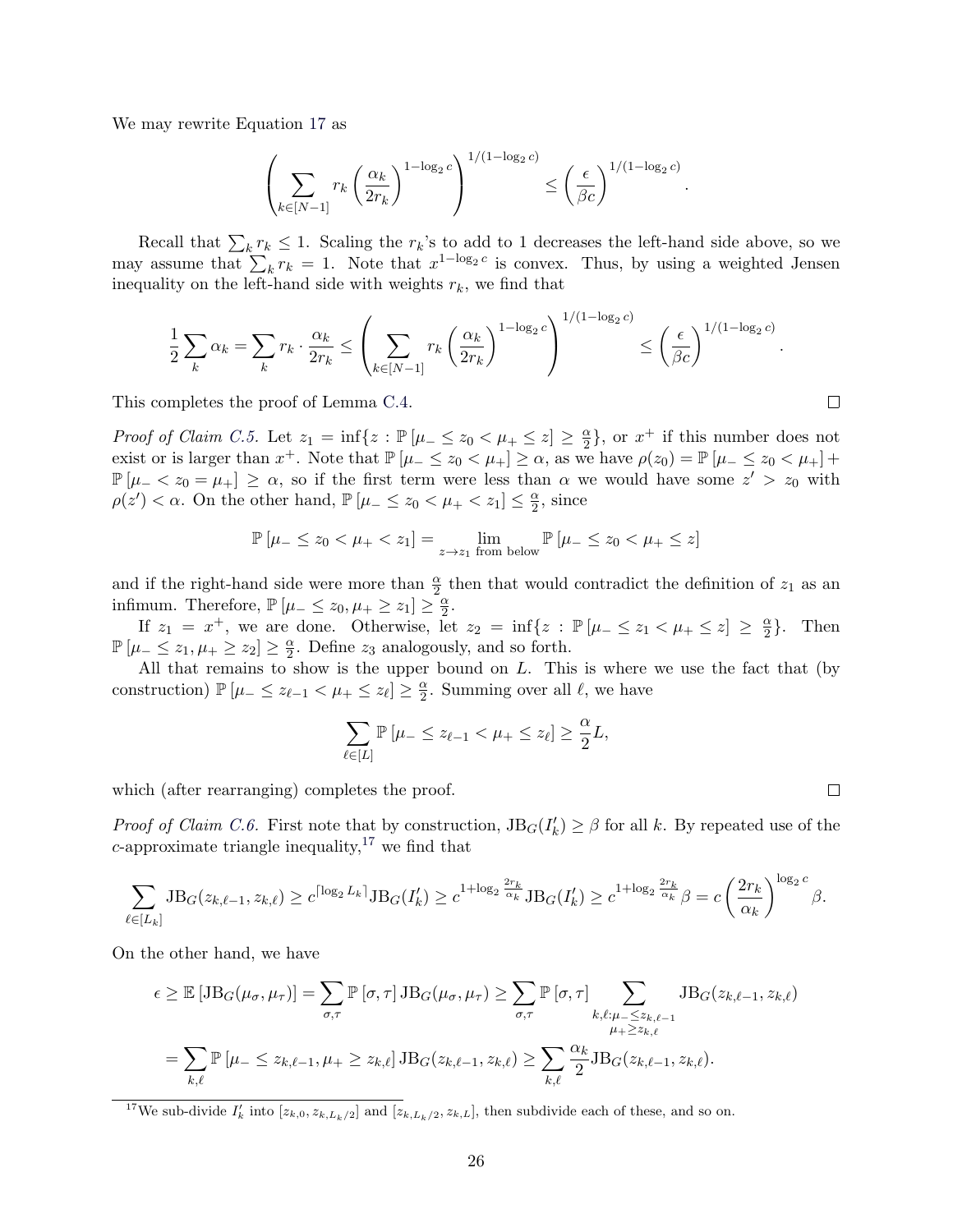We may rewrite Equation 17 as

$$\left( \sum_{k \in [N-1]} r_k \left( \frac{\alpha_k}{2r_k} \right)^{1-\log_2 c} \right)^{1/(1-\log_2 c)} \leq \left( \frac{\epsilon}{\beta c} \right)^{1/(1-\log_2 c)}.$$

Recall that $\sum_k r_k \leq 1$. Scaling the $r_k$'s to add to 1 decreases the left-hand side above, so we may assume that $\sum_k r_k = 1$. Note that $x^{1-\log_2 c}$ is convex. Thus, by using a weighted Jensen inequality on the left-hand side with weights $r_k$, we find that

$$\frac{1}{2} \sum_k \alpha_k = \sum_k r_k \cdot \frac{\alpha_k}{2r_k} \leq \left( \sum_{k \in [N-1]} r_k \left( \frac{\alpha_k}{2r_k} \right)^{1-\log_2 c} \right)^{1/(1-\log_2 c)} \leq \left( \frac{\epsilon}{\beta c} \right)^{1/(1-\log_2 c)}.$$

This completes the proof of Lemma C.4. □

*Proof of Claim C.5.* Let $z_1 = \inf\{z : \mathbb{P}[\mu_- \leq z_0 < \mu_+ \leq z] \geq \frac{\alpha}{2}\}$, or $x^+$ if this number does not exist or is larger than $x^+$. Note that $\mathbb{P}[\mu_- \leq z_0 < \mu_+] \geq \alpha$, as we have $\rho(z_0) = \mathbb{P}[\mu_- \leq z_0 < \mu_+] + \mathbb{P}[\mu_- < z_0 = \mu_+] \geq \alpha$, so if the first term were less than $\alpha$ we would have some $z' > z_0$ with $\rho(z') < \alpha$. On the other hand, $\mathbb{P}[\mu_- \leq z_0 < \mu_+ < z_1] \leq \frac{\alpha}{2}$, since

$$\mathbb{P}[\mu_- \leq z_0 < \mu_+ < z_1] = \lim_{z \to z_1 \text{ from below}} \mathbb{P}[\mu_- \leq z_0 < \mu_+ \leq z]$$

and if the right-hand side were more than $\frac{\alpha}{2}$ then that would contradict the definition of $z_1$ as an infimum. Therefore, $\mathbb{P}[\mu_- \leq z_0, \mu_+ \geq z_1] \geq \frac{\alpha}{2}$.

If $z_1 = x^+$, we are done. Otherwise, let $z_2 = \inf\{z : \mathbb{P}[\mu_- \leq z_1 < \mu_+ \leq z] \geq \frac{\alpha}{2}\}$. Then $\mathbb{P}[\mu_- \leq z_1, \mu_+ \geq z_2] \geq \frac{\alpha}{2}$. Define $z_3$ analogously, and so forth.

All that remains to show is the upper bound on $L$. This is where we use the fact that (by construction) $\mathbb{P}[\mu_- \leq z_{\ell-1} < \mu_+ \leq z_\ell] \geq \frac{\alpha}{2}$. Summing over all $\ell$, we have

$$\sum_{\ell \in [L]} \mathbb{P}[\mu_- \leq z_{\ell-1} < \mu_+ \leq z_\ell] \geq \frac{\alpha}{2} L,$$

which (after rearranging) completes the proof. □

*Proof of Claim C.6.* First note that by construction, $\mathrm{JB}_G(I'_k) \geq \beta$ for all $k$. By repeated use of the $c$-approximate triangle inequality,[17] we find that

$$\sum_{\ell \in [L_k]} \mathrm{JB}_G(z_{k,\ell-1}, z_{k,\ell}) \geq c^{\lceil \log_2 L_k \rceil} \mathrm{JB}_G(I'_k) \geq c^{1+\log_2 \frac{2r_k}{\alpha_k}} \mathrm{JB}_G(I'_k) \geq c^{1+\log_2 \frac{2r_k}{\alpha_k}} \beta = c \left( \frac{2r_k}{\alpha_k} \right)^{\log_2 c} \beta.$$

On the other hand, we have

$$\epsilon \geq \mathbb{E}[\mathrm{JB}_G(\mu_\sigma, \mu_\tau)] = \sum_{\sigma,\tau} \mathbb{P}[\sigma, \tau] \mathrm{JB}_G(\mu_\sigma, \mu_\tau) \geq \sum_{\sigma,\tau} \mathbb{P}[\sigma, \tau] \sum_{\substack{k,\ell : \mu_- \leq z_{k,\ell-1} \\ \mu_+ \geq z_{k,\ell}}} \mathrm{JB}_G(z_{k,\ell-1}, z_{k,\ell})$$

$$= \sum_{k,\ell} \mathbb{P}[\mu_- \leq z_{k,\ell-1}, \mu_+ \geq z_{k,\ell}] \mathrm{JB}_G(z_{k,\ell-1}, z_{k,\ell}) \geq \sum_{k,\ell} \frac{\alpha_k}{2} \mathrm{JB}_G(z_{k,\ell-1}, z_{k,\ell}).$$

[17] We sub-divide $I'_k$ into $[z_{k,0}, z_{k,L_k/2}]$ and $[z_{k,L_k/2}, z_{k,L}]$, then subdivide each of these, and so on.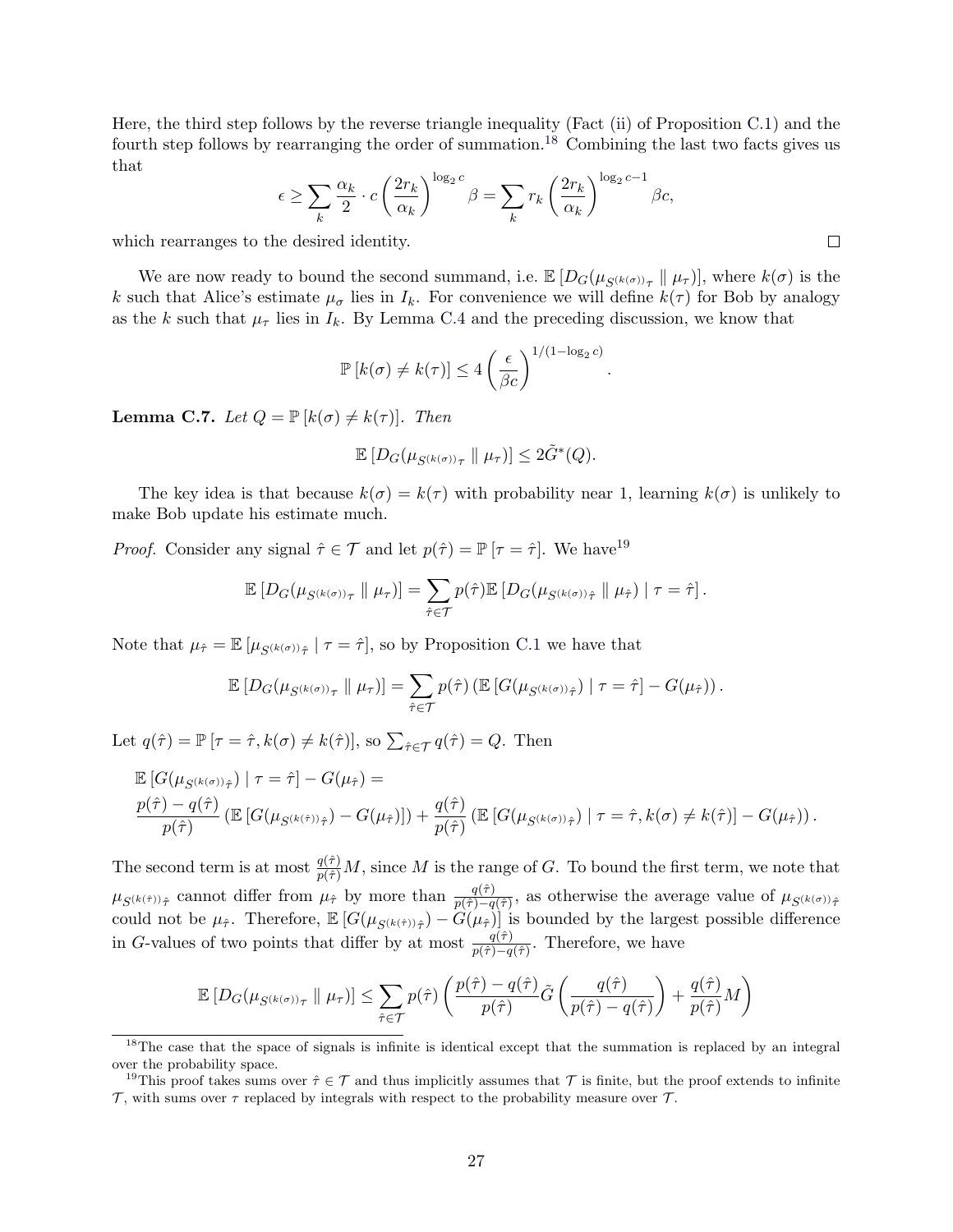Here, the third step follows by the reverse triangle inequality (Fact (ii) of Proposition C.1) and the fourth step follows by rearranging the order of summation.[18] Combining the last two facts gives us that

$$\epsilon \geq \sum_k \frac{\alpha_k}{2} \cdot c \left( \frac{2r_k}{\alpha_k} \right)^{\log_2 c} \beta = \sum_k r_k \left( \frac{2r_k}{\alpha_k} \right)^{\log_2 c - 1} \beta c,$$

which rearranges to the desired identity. □

We are now ready to bound the second summand, i.e. $\mathbb{E}\left[D_G(\mu_{S^{(k(\sigma))}\tau} \parallel \mu_\tau)\right]$, where $k(\sigma)$ is the $k$ such that Alice's estimate $\mu_\sigma$ lies in $I_k$. For convenience we will define $k(\tau)$ for Bob by analogy as the $k$ such that $\mu_\tau$ lies in $I_k$. By Lemma C.4 and the preceding discussion, we know that

$$\mathbb{P}\left[k(\sigma) \neq k(\tau)\right] \leq 4 \left( \frac{\epsilon}{\beta c} \right)^{1/(1-\log_2 c)}.$$

**Lemma C.7.** *Let $Q = \mathbb{P}\left[k(\sigma) \neq k(\tau)\right]$. Then*

$$\mathbb{E}\left[D_G(\mu_{S^{(k(\sigma))}\tau} \parallel \mu_\tau)\right] \leq 2\tilde{G}^*(Q).$$

The key idea is that because $k(\sigma) = k(\tau)$ with probability near 1, learning $k(\sigma)$ is unlikely to make Bob update his estimate much.

*Proof.* Consider any signal $\hat{\tau} \in \mathcal{T}$ and let $p(\hat{\tau}) = \mathbb{P}\left[\tau = \hat{\tau}\right]$. We have[19]

$$\mathbb{E}\left[D_G(\mu_{S^{(k(\sigma))}\tau} \parallel \mu_\tau)\right] = \sum_{\hat{\tau} \in \mathcal{T}} p(\hat{\tau}) \mathbb{E}\left[D_G(\mu_{S^{(k(\sigma))}\hat{\tau}} \parallel \mu_{\hat{\tau}}) \mid \tau = \hat{\tau}\right].$$

Note that $\mu_{\hat{\tau}} = \mathbb{E}\left[\mu_{S^{(k(\sigma))}\hat{\tau}} \mid \tau = \hat{\tau}\right]$, so by Proposition C.1 we have that

$$\mathbb{E}\left[D_G(\mu_{S^{(k(\sigma))}\tau} \parallel \mu_\tau)\right] = \sum_{\hat{\tau} \in \mathcal{T}} p(\hat{\tau}) \left( \mathbb{E}\left[G(\mu_{S^{(k(\sigma))}\hat{\tau}}) \mid \tau = \hat{\tau}\right] - G(\mu_{\hat{\tau}}) \right).$$

Let $q(\hat{\tau}) = \mathbb{P}\left[\tau = \hat{\tau}, k(\sigma) \neq k(\hat{\tau})\right]$, so $\sum_{\hat{\tau} \in \mathcal{T}} q(\hat{\tau}) = Q$. Then

$$\begin{aligned}
&\mathbb{E}\left[G(\mu_{S^{(k(\sigma))}\hat{\tau}}) \mid \tau = \hat{\tau}\right] - G(\mu_{\hat{\tau}}) = \\
&\frac{p(\hat{\tau}) - q(\hat{\tau})}{p(\hat{\tau})} \left( \mathbb{E}\left[G(\mu_{S^{(k(\hat{\tau}))}\hat{\tau}}) - G(\mu_{\hat{\tau}})\right] \right) + \frac{q(\hat{\tau})}{p(\hat{\tau})} \left( \mathbb{E}\left[G(\mu_{S^{(k(\sigma))}\hat{\tau}}) \mid \tau = \hat{\tau}, k(\sigma) \neq k(\hat{\tau})\right] - G(\mu_{\hat{\tau}}) \right).
\end{aligned}$$

The second term is at most $\frac{q(\hat{\tau})}{p(\hat{\tau})} M$, since $M$ is the range of $G$. To bound the first term, we note that $\mu_{S^{(k(\hat{\tau}))}\hat{\tau}}$ cannot differ from $\mu_{\hat{\tau}}$ by more than $\frac{q(\hat{\tau})}{p(\hat{\tau}) - q(\hat{\tau})}$, as otherwise the average value of $\mu_{S^{(k(\sigma))}\hat{\tau}}$ could not be $\mu_{\hat{\tau}}$. Therefore, $\mathbb{E}\left[G(\mu_{S^{(k(\hat{\tau}))}\hat{\tau}}) - G(\mu_{\hat{\tau}})\right]$ is bounded by the largest possible difference in $G$-values of two points that differ by at most $\frac{q(\hat{\tau})}{p(\hat{\tau}) - q(\hat{\tau})}$. Therefore, we have

$$\mathbb{E}\left[D_G(\mu_{S^{(k(\sigma))}\tau} \parallel \mu_\tau)\right] \leq \sum_{\hat{\tau} \in \mathcal{T}} p(\hat{\tau}) \left( \frac{p(\hat{\tau}) - q(\hat{\tau})}{p(\hat{\tau})} \tilde{G}\left( \frac{q(\hat{\tau})}{p(\hat{\tau}) - q(\hat{\tau})} \right) + \frac{q(\hat{\tau})}{p(\hat{\tau})} M \right)$$

---

[18] The case that the space of signals is infinite is identical except that the summation is replaced by an integral over the probability space.

[19] This proof takes sums over $\hat{\tau} \in \mathcal{T}$ and thus implicitly assumes that $\mathcal{T}$ is finite, but the proof extends to infinite $\mathcal{T}$, with sums over $\tau$ replaced by integrals with respect to the probability measure over $\mathcal{T}$.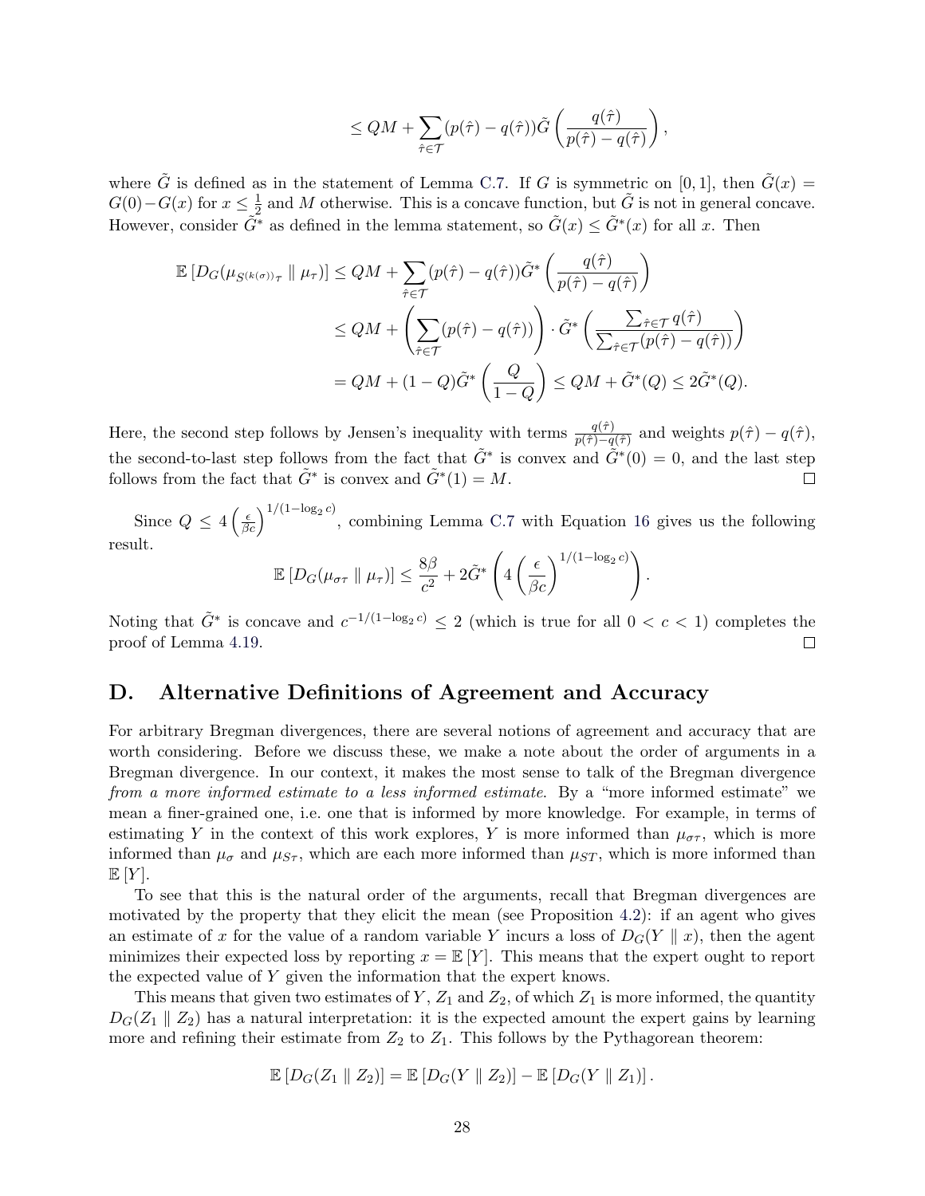$$\leq QM + \sum_{\hat{\tau} \in \mathcal{T}} (p(\hat{\tau}) - q(\hat{\tau})) \tilde{G}\left(\frac{q(\hat{\tau})}{p(\hat{\tau}) - q(\hat{\tau})}\right),$$

where $\tilde{G}$ is defined as in the statement of Lemma C.7. If $G$ is symmetric on $[0, 1]$, then $\tilde{G}(x) = G(0) - G(x)$ for $x \leq \frac{1}{2}$ and $M$ otherwise. This is a concave function, but $\tilde{G}$ is not in general concave. However, consider $\tilde{G}^*$ as defined in the lemma statement, so $\tilde{G}(x) \leq \tilde{G}^*(x)$ for all $x$. Then

$$\begin{aligned}
\mathbb{E}\left[D_G(\mu_{S^{(k(\sigma))}\tau} \parallel \mu_\tau)\right] &\leq QM + \sum_{\hat{\tau} \in \mathcal{T}} (p(\hat{\tau}) - q(\hat{\tau})) \tilde{G}^*\left(\frac{q(\hat{\tau})}{p(\hat{\tau}) - q(\hat{\tau})}\right) \\
&\leq QM + \left(\sum_{\hat{\tau} \in \mathcal{T}} (p(\hat{\tau}) - q(\hat{\tau}))\right) \cdot \tilde{G}^*\left(\frac{\sum_{\hat{\tau} \in \mathcal{T}} q(\hat{\tau})}{\sum_{\hat{\tau} \in \mathcal{T}} (p(\hat{\tau}) - q(\hat{\tau}))}\right) \\
&= QM + (1 - Q)\tilde{G}^*\left(\frac{Q}{1 - Q}\right) \leq QM + \tilde{G}^*(Q) \leq 2\tilde{G}^*(Q).
\end{aligned}$$

Here, the second step follows by Jensen's inequality with terms $\frac{q(\hat{\tau})}{p(\hat{\tau}) - q(\hat{\tau})}$ and weights $p(\hat{\tau}) - q(\hat{\tau})$, the second-to-last step follows from the fact that $\tilde{G}^*$ is convex and $\tilde{G}^*(0) = 0$, and the last step follows from the fact that $\tilde{G}^*$ is convex and $\tilde{G}^*(1) = M$. □

Since $Q \leq 4\left(\frac{\epsilon}{\beta c}\right)^{1/(1 - \log_2 c)}$, combining Lemma C.7 with Equation 16 gives us the following result.

$$\mathbb{E}\left[D_G(\mu_{\sigma\tau} \parallel \mu_\tau)\right] \leq \frac{8\beta}{c^2} + 2\tilde{G}^*\left(4\left(\frac{\epsilon}{\beta c}\right)^{1/(1 - \log_2 c)}\right).$$

Noting that $\tilde{G}^*$ is concave and $c^{-1/(1 - \log_2 c)} \leq 2$ (which is true for all $0 < c < 1$) completes the proof of Lemma 4.19. □

# D. Alternative Definitions of Agreement and Accuracy

For arbitrary Bregman divergences, there are several notions of agreement and accuracy that are worth considering. Before we discuss these, we make a note about the order of arguments in a Bregman divergence. In our context, it makes the most sense to talk of the Bregman divergence *from a more informed estimate to a less informed estimate*. By a "more informed estimate" we mean a finer-grained one, i.e. one that is informed by more knowledge. For example, in terms of estimating $Y$ in the context of this work explores, $Y$ is more informed than $\mu_{\sigma\tau}$, which is more informed than $\mu_\sigma$ and $\mu_{S\tau}$, which are each more informed than $\mu_{ST}$, which is more informed than $\mathbb{E}[Y]$.

To see that this is the natural order of the arguments, recall that Bregman divergences are motivated by the property that they elicit the mean (see Proposition 4.2): if an agent who gives an estimate of $x$ for the value of a random variable $Y$ incurs a loss of $D_G(Y \parallel x)$, then the agent minimizes their expected loss by reporting $x = \mathbb{E}[Y]$. This means that the expert ought to report the expected value of $Y$ given the information that the expert knows.

This means that given two estimates of $Y$, $Z_1$ and $Z_2$, of which $Z_1$ is more informed, the quantity $D_G(Z_1 \parallel Z_2)$ has a natural interpretation: it is the expected amount the expert gains by learning more and refining their estimate from $Z_2$ to $Z_1$. This follows by the Pythagorean theorem:

$$\mathbb{E}\left[D_G(Z_1 \parallel Z_2)\right] = \mathbb{E}\left[D_G(Y \parallel Z_2)\right] - \mathbb{E}\left[D_G(Y \parallel Z_1)\right].$$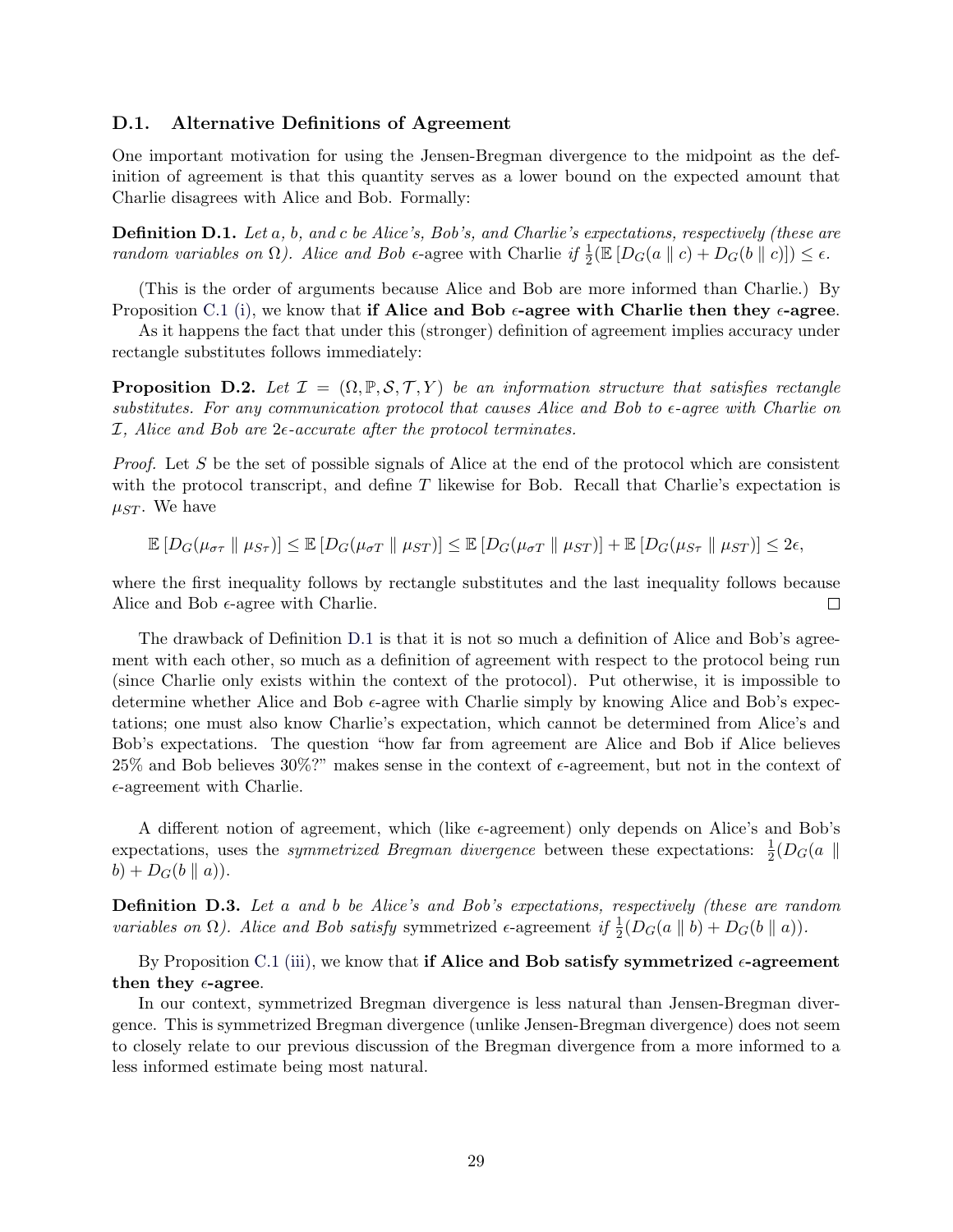### D.1. Alternative Definitions of Agreement

One important motivation for using the Jensen-Bregman divergence to the midpoint as the definition of agreement is that this quantity serves as a lower bound on the expected amount that Charlie disagrees with Alice and Bob. Formally:

**Definition D.1.** *Let $a$, $b$, and $c$ be Alice's, Bob's, and Charlie's expectations, respectively (these are random variables on $\Omega$). Alice and Bob $\epsilon$-*agree with Charlie *if $\frac{1}{2}(\mathbb{E}\left[D_G(a \parallel c) + D_G(b \parallel c)\right]) \leq \epsilon$.*

(This is the order of arguments because Alice and Bob are more informed than Charlie.) By Proposition C.1 (i), we know that **if Alice and Bob $\epsilon$-agree with Charlie then they $\epsilon$-agree**.

As it happens the fact that under this (stronger) definition of agreement implies accuracy under rectangle substitutes follows immediately:

**Proposition D.2.** *Let $\mathcal{I} = (\Omega, \mathbb{P}, \mathcal{S}, \mathcal{T}, Y)$ be an information structure that satisfies rectangle substitutes. For any communication protocol that causes Alice and Bob to $\epsilon$-agree with Charlie on $\mathcal{I}$, Alice and Bob are $2\epsilon$-accurate after the protocol terminates.*

*Proof.* Let $S$ be the set of possible signals of Alice at the end of the protocol which are consistent with the protocol transcript, and define $T$ likewise for Bob. Recall that Charlie's expectation is $\mu_{ST}$. We have

$$\mathbb{E}\left[D_G(\mu_{\sigma\tau} \parallel \mu_{S\tau})\right] \leq \mathbb{E}\left[D_G(\mu_{\sigma T} \parallel \mu_{ST})\right] \leq \mathbb{E}\left[D_G(\mu_{\sigma T} \parallel \mu_{ST})\right] + \mathbb{E}\left[D_G(\mu_{S\tau} \parallel \mu_{ST})\right] \leq 2\epsilon,$$

where the first inequality follows by rectangle substitutes and the last inequality follows because Alice and Bob $\epsilon$-agree with Charlie. □

The drawback of Definition D.1 is that it is not so much a definition of Alice and Bob's agreement with each other, so much as a definition of agreement with respect to the protocol being run (since Charlie only exists within the context of the protocol). Put otherwise, it is impossible to determine whether Alice and Bob $\epsilon$-agree with Charlie simply by knowing Alice and Bob's expectations; one must also know Charlie's expectation, which cannot be determined from Alice's and Bob's expectations. The question "how far from agreement are Alice and Bob if Alice believes 25% and Bob believes 30%?" makes sense in the context of $\epsilon$-agreement, but not in the context of $\epsilon$-agreement with Charlie.

A different notion of agreement, which (like $\epsilon$-agreement) only depends on Alice's and Bob's expectations, uses the *symmetrized Bregman divergence* between these expectations: $\frac{1}{2}(D_G(a \parallel b) + D_G(b \parallel a))$.

**Definition D.3.** *Let $a$ and $b$ be Alice's and Bob's expectations, respectively (these are random variables on $\Omega$). Alice and Bob satisfy* symmetrized $\epsilon$-agreement *if $\frac{1}{2}(D_G(a \parallel b) + D_G(b \parallel a))$.*

By Proposition C.1 (iii), we know that **if Alice and Bob satisfy symmetrized $\epsilon$-agreement then they $\epsilon$-agree**.

In our context, symmetrized Bregman divergence is less natural than Jensen-Bregman divergence. This is symmetrized Bregman divergence (unlike Jensen-Bregman divergence) does not seem to closely relate to our previous discussion of the Bregman divergence from a more informed to a less informed estimate being most natural.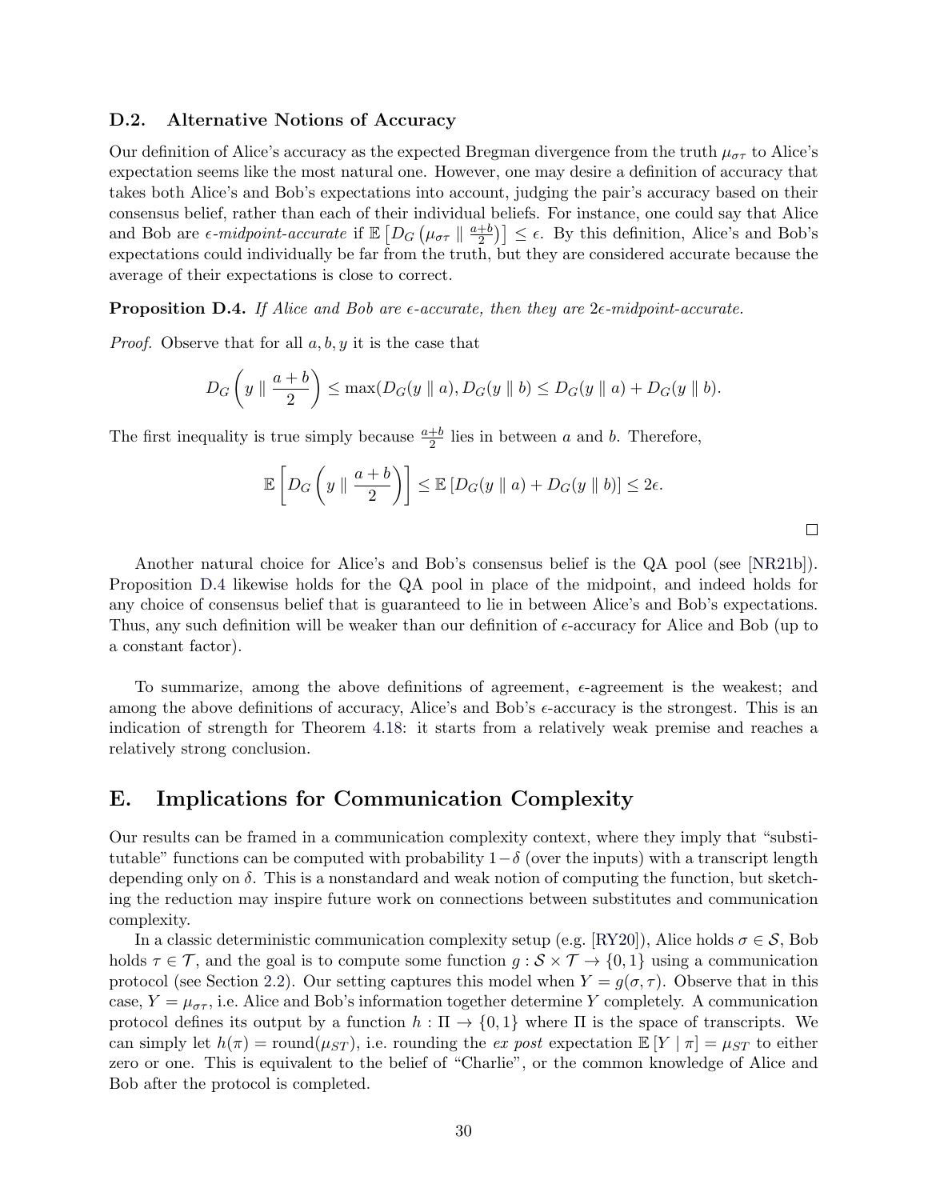### D.2. Alternative Notions of Accuracy

Our definition of Alice's accuracy as the expected Bregman divergence from the truth $\mu_{\sigma\tau}$ to Alice's expectation seems like the most natural one. However, one may desire a definition of accuracy that takes both Alice's and Bob's expectations into account, judging the pair's accuracy based on their consensus belief, rather than each of their individual beliefs. For instance, one could say that Alice and Bob are *$\epsilon$-midpoint-accurate* if $\mathbb{E}\left[D_G\left(\mu_{\sigma\tau} \parallel \frac{a+b}{2}\right)\right] \leq \epsilon$. By this definition, Alice's and Bob's expectations could individually be far from the truth, but they are considered accurate because the average of their expectations is close to correct.

**Proposition D.4.** *If Alice and Bob are $\epsilon$-accurate, then they are $2\epsilon$-midpoint-accurate.*

*Proof.* Observe that for all $a, b, y$ it is the case that

$$D_G\left(y \parallel \frac{a+b}{2}\right) \leq \max(D_G(y \parallel a), D_G(y \parallel b) \leq D_G(y \parallel a) + D_G(y \parallel b).$$

The first inequality is true simply because $\frac{a+b}{2}$ lies in between $a$ and $b$. Therefore,

$$\mathbb{E}\left[D_G\left(y \parallel \frac{a+b}{2}\right)\right] \leq \mathbb{E}\left[D_G(y \parallel a) + D_G(y \parallel b)\right] \leq 2\epsilon.$$

□

Another natural choice for Alice's and Bob's consensus belief is the QA pool (see [NR21b]). Proposition D.4 likewise holds for the QA pool in place of the midpoint, and indeed holds for any choice of consensus belief that is guaranteed to lie in between Alice's and Bob's expectations. Thus, any such definition will be weaker than our definition of $\epsilon$-accuracy for Alice and Bob (up to a constant factor).

To summarize, among the above definitions of agreement, $\epsilon$-agreement is the weakest; and among the above definitions of accuracy, Alice's and Bob's $\epsilon$-accuracy is the strongest. This is an indication of strength for Theorem 4.18: it starts from a relatively weak premise and reaches a relatively strong conclusion.

## E. Implications for Communication Complexity

Our results can be framed in a communication complexity context, where they imply that "substitutable" functions can be computed with probability $1-\delta$ (over the inputs) with a transcript length depending only on $\delta$. This is a nonstandard and weak notion of computing the function, but sketching the reduction may inspire future work on connections between substitutes and communication complexity.

In a classic deterministic communication complexity setup (e.g. [RY20]), Alice holds $\sigma \in \mathcal{S}$, Bob holds $\tau \in \mathcal{T}$, and the goal is to compute some function $g : \mathcal{S} \times \mathcal{T} \to \{0, 1\}$ using a communication protocol (see Section 2.2). Our setting captures this model when $Y = g(\sigma, \tau)$. Observe that in this case, $Y = \mu_{\sigma\tau}$, i.e. Alice and Bob's information together determine $Y$ completely. A communication protocol defines its output by a function $h : \Pi \to \{0, 1\}$ where $\Pi$ is the space of transcripts. We can simply let $h(\pi) = \text{round}(\mu_{ST})$, i.e. rounding the *ex post* expectation $\mathbb{E}[Y \mid \pi] = \mu_{ST}$ to either zero or one. This is equivalent to the belief of "Charlie", or the common knowledge of Alice and Bob after the protocol is completed.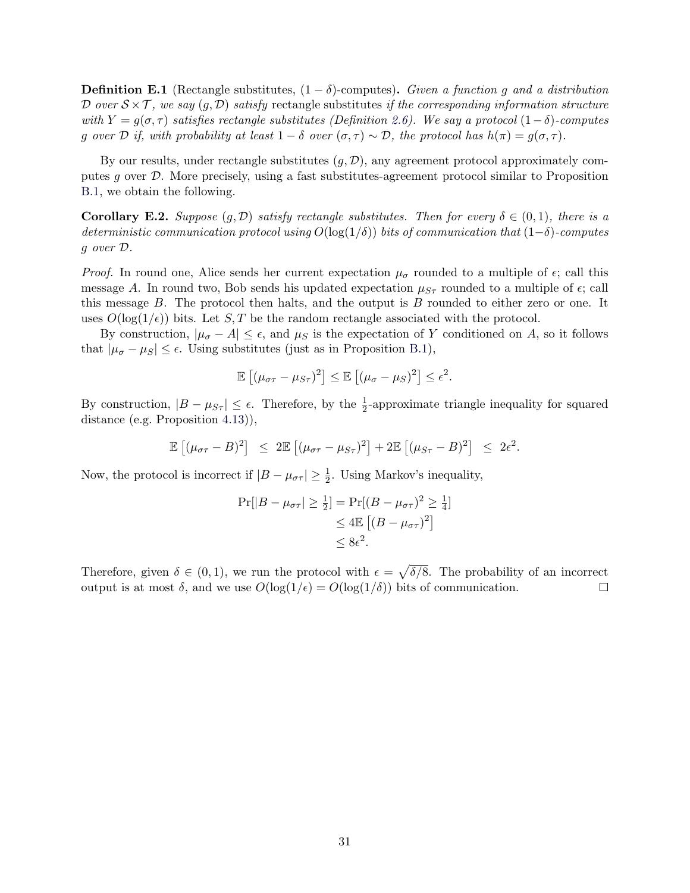**Definition E.1** (Rectangle substitutes, $(1-\delta)$-computes). *Given a function $g$ and a distribution $\mathcal{D}$ over $\mathcal{S} \times \mathcal{T}$, we say $(g, \mathcal{D})$ satisfy* rectangle substitutes *if the corresponding information structure with $Y = g(\sigma, \tau)$ satisfies rectangle substitutes (Definition 2.6). We say a protocol $(1-\delta)$-computes $g$ over $\mathcal{D}$ if, with probability at least $1-\delta$ over $(\sigma, \tau) \sim \mathcal{D}$, the protocol has $h(\pi) = g(\sigma, \tau)$.*

By our results, under rectangle substitutes $(g, \mathcal{D})$, any agreement protocol approximately computes $g$ over $\mathcal{D}$. More precisely, using a fast substitutes-agreement protocol similar to Proposition B.1, we obtain the following.

**Corollary E.2.** *Suppose $(g, \mathcal{D})$ satisfy rectangle substitutes. Then for every $\delta \in (0,1)$, there is a deterministic communication protocol using $O(\log(1/\delta))$ bits of communication that $(1-\delta)$-computes $g$ over $\mathcal{D}$.*

*Proof.* In round one, Alice sends her current expectation $\mu_\sigma$ rounded to a multiple of $\epsilon$; call this message $A$. In round two, Bob sends his updated expectation $\mu_{S\tau}$ rounded to a multiple of $\epsilon$; call this message $B$. The protocol then halts, and the output is $B$ rounded to either zero or one. It uses $O(\log(1/\epsilon))$ bits. Let $S, T$ be the random rectangle associated with the protocol.

By construction, $|\mu_\sigma - A| \leq \epsilon$, and $\mu_S$ is the expectation of $Y$ conditioned on $A$, so it follows that $|\mu_\sigma - \mu_S| \leq \epsilon$. Using substitutes (just as in Proposition B.1),

$$\mathbb{E}\left[(\mu_{\sigma\tau} - \mu_{S\tau})^2\right] \leq \mathbb{E}\left[(\mu_\sigma - \mu_S)^2\right] \leq \epsilon^2.$$

By construction, $|B - \mu_{S\tau}| \leq \epsilon$. Therefore, by the $\frac{1}{2}$-approximate triangle inequality for squared distance (e.g. Proposition 4.13)),

$$\mathbb{E}\left[(\mu_{\sigma\tau} - B)^2\right] \leq 2\mathbb{E}\left[(\mu_{\sigma\tau} - \mu_{S\tau})^2\right] + 2\mathbb{E}\left[(\mu_{S\tau} - B)^2\right] \leq 2\epsilon^2.$$

Now, the protocol is incorrect if $|B - \mu_{\sigma\tau}| \geq \frac{1}{2}$. Using Markov's inequality,

$$\begin{aligned}
\Pr[|B - \mu_{\sigma\tau}| \geq \tfrac{1}{2}] &= \Pr[(B - \mu_{\sigma\tau})^2 \geq \tfrac{1}{4}] \\
&\leq 4\mathbb{E}\left[(B - \mu_{\sigma\tau})^2\right] \\
&\leq 8\epsilon^2.
\end{aligned}$$

Therefore, given $\delta \in (0,1)$, we run the protocol with $\epsilon = \sqrt{\delta/8}$. The probability of an incorrect output is at most $\delta$, and we use $O(\log(1/\epsilon) = O(\log(1/\delta))$ bits of communication. ∎